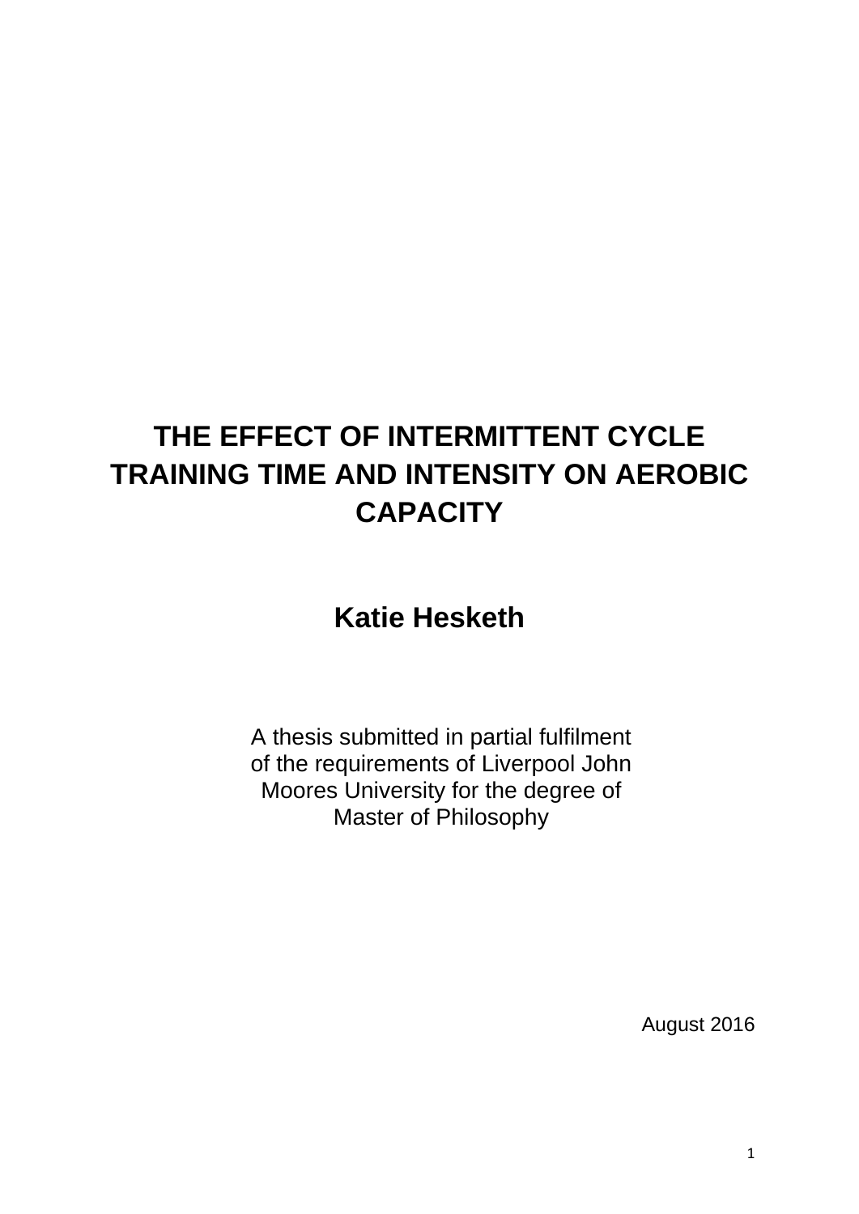# THE EFFECT OF INTERMITTENT CYCLE TRAINING TIME AND INTENSITY ON AEROBIC CAPACITY

**Katie Hesketh**

A thesis submitted in partial fulfilment of the requirements of Liverpool John Moores University for the degree of Master of Philosophy

August 2016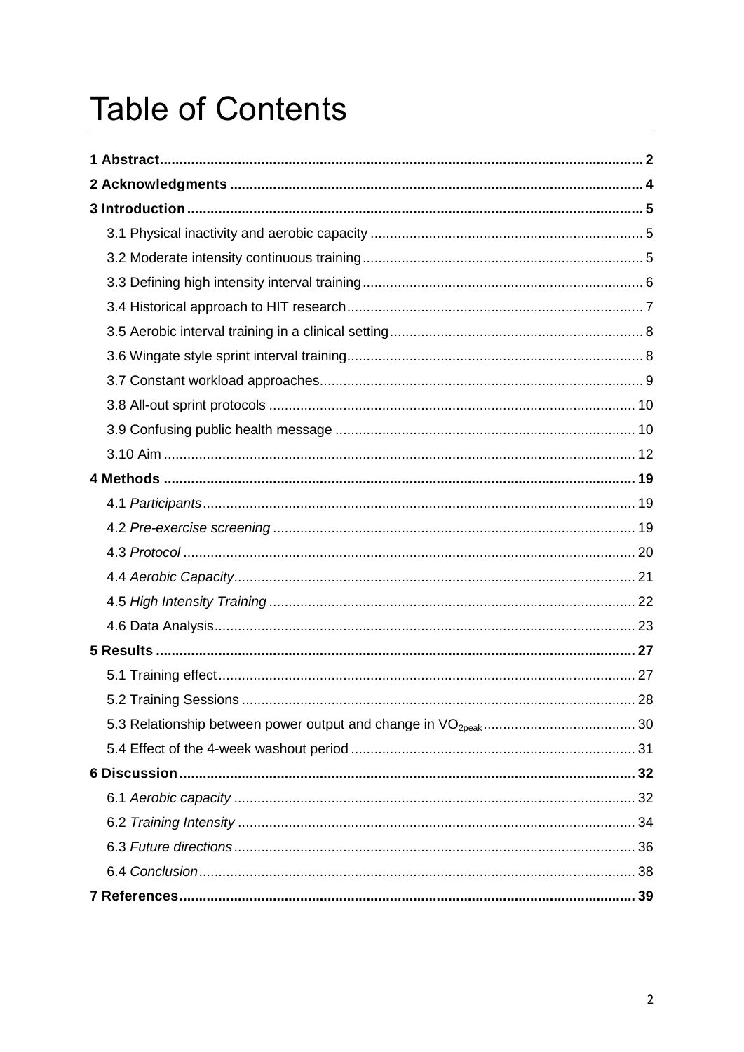# Table of Contents

**1 Abstract** .......... **2**

**2 Acknowledgments** .......... **4**

**3 Introduction** .......... **5**

3.1 Physical inactivity and aerobic capacity .......... 5

3.2 Moderate intensity continuous training .......... 5

3.3 Defining high intensity interval training .......... 6

3.4 Historical approach to HIT research .......... 7

3.5 Aerobic interval training in a clinical setting .......... 8

3.6 Wingate style sprint interval training .......... 8

3.7 Constant workload approaches .......... 9

3.8 All-out sprint protocols .......... 10

3.9 Confusing public health message .......... 10

3.10 Aim .......... 12

**4 Methods** .......... **19**

4.1 *Participants* .......... 19

4.2 *Pre-exercise screening* .......... 19

4.3 *Protocol* .......... 20

4.4 *Aerobic Capacity* .......... 21

4.5 *High Intensity Training* .......... 22

4.6 Data Analysis .......... 23

**5 Results** .......... **27**

5.1 Training effect .......... 27

5.2 Training Sessions .......... 28

5.3 Relationship between power output and change in $VO_{2peak}$ .......... 30

5.4 Effect of the 4-week washout period .......... 31

**6 Discussion** .......... **32**

6.1 *Aerobic capacity* .......... 32

6.2 *Training Intensity* .......... 34

6.3 *Future directions* .......... 36

6.4 *Conclusion* .......... 38

**7 References** .......... **39**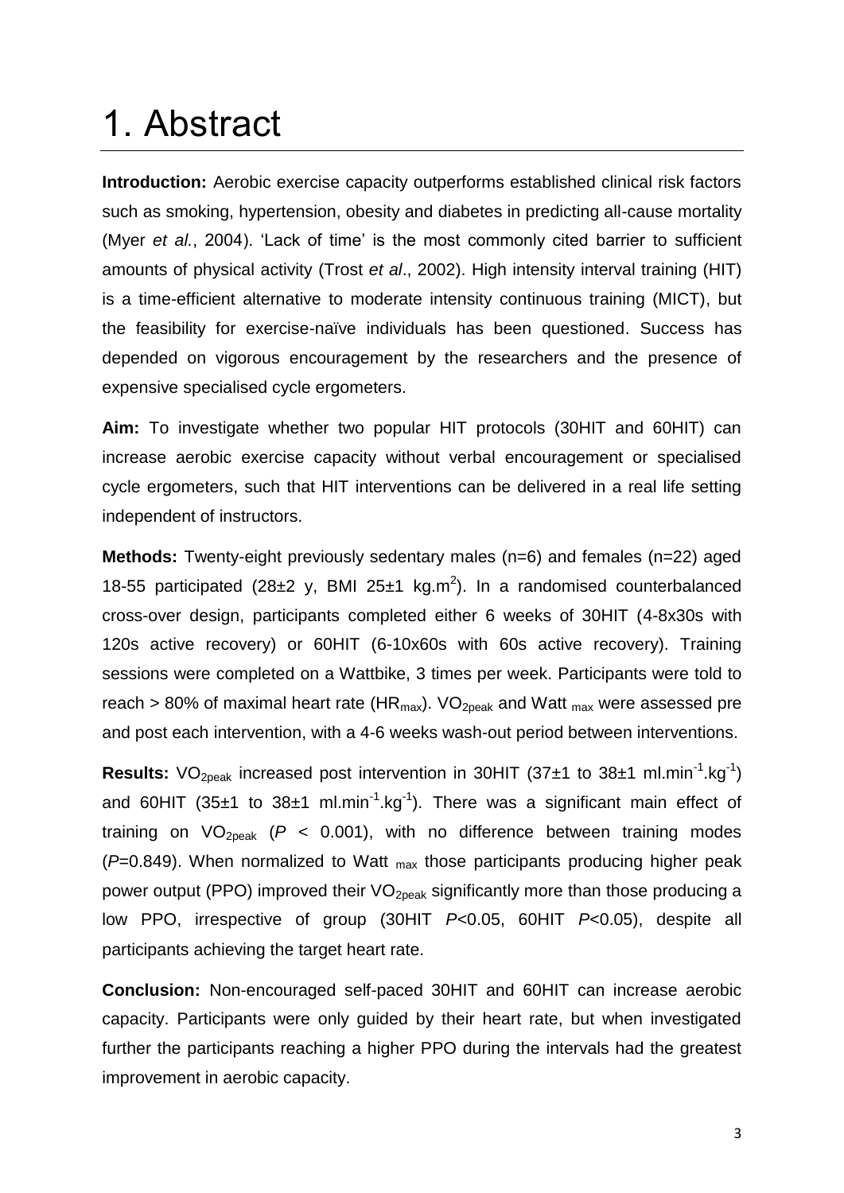# 1. Abstract

**Introduction:** Aerobic exercise capacity outperforms established clinical risk factors such as smoking, hypertension, obesity and diabetes in predicting all-cause mortality (Myer *et al.*, 2004). 'Lack of time' is the most commonly cited barrier to sufficient amounts of physical activity (Trost *et al*., 2002). High intensity interval training (HIT) is a time-efficient alternative to moderate intensity continuous training (MICT), but the feasibility for exercise-naïve individuals has been questioned. Success has depended on vigorous encouragement by the researchers and the presence of expensive specialised cycle ergometers.

**Aim:** To investigate whether two popular HIT protocols (30HIT and 60HIT) can increase aerobic exercise capacity without verbal encouragement or specialised cycle ergometers, such that HIT interventions can be delivered in a real life setting independent of instructors.

**Methods:** Twenty-eight previously sedentary males (n=6) and females (n=22) aged 18-55 participated (28±2 y, BMI 25±1 $kg.m^2$). In a randomised counterbalanced cross-over design, participants completed either 6 weeks of 30HIT (4-8x30s with 120s active recovery) or 60HIT (6-10x60s with 60s active recovery). Training sessions were completed on a Wattbike, 3 times per week. Participants were told to reach > 80% of maximal heart rate ($HR_{max}$). $VO_{2peak}$ and Watt $_{max}$ were assessed pre and post each intervention, with a 4-6 weeks wash-out period between interventions.

**Results:** $VO_{2peak}$ increased post intervention in 30HIT (37±1 to 38±1 $ml.min^{-1}.kg^{-1}$) and 60HIT (35±1 to 38±1 $ml.min^{-1}.kg^{-1}$). There was a significant main effect of training on $VO_{2peak}$ ($P$ < 0.001), with no difference between training modes ($P$=0.849). When normalized to Watt $_{max}$ those participants producing higher peak power output (PPO) improved their $VO_{2peak}$ significantly more than those producing a low PPO, irrespective of group (30HIT $P$<0.05, 60HIT $P$<0.05), despite all participants achieving the target heart rate.

**Conclusion:** Non-encouraged self-paced 30HIT and 60HIT can increase aerobic capacity. Participants were only guided by their heart rate, but when investigated further the participants reaching a higher PPO during the intervals had the greatest improvement in aerobic capacity.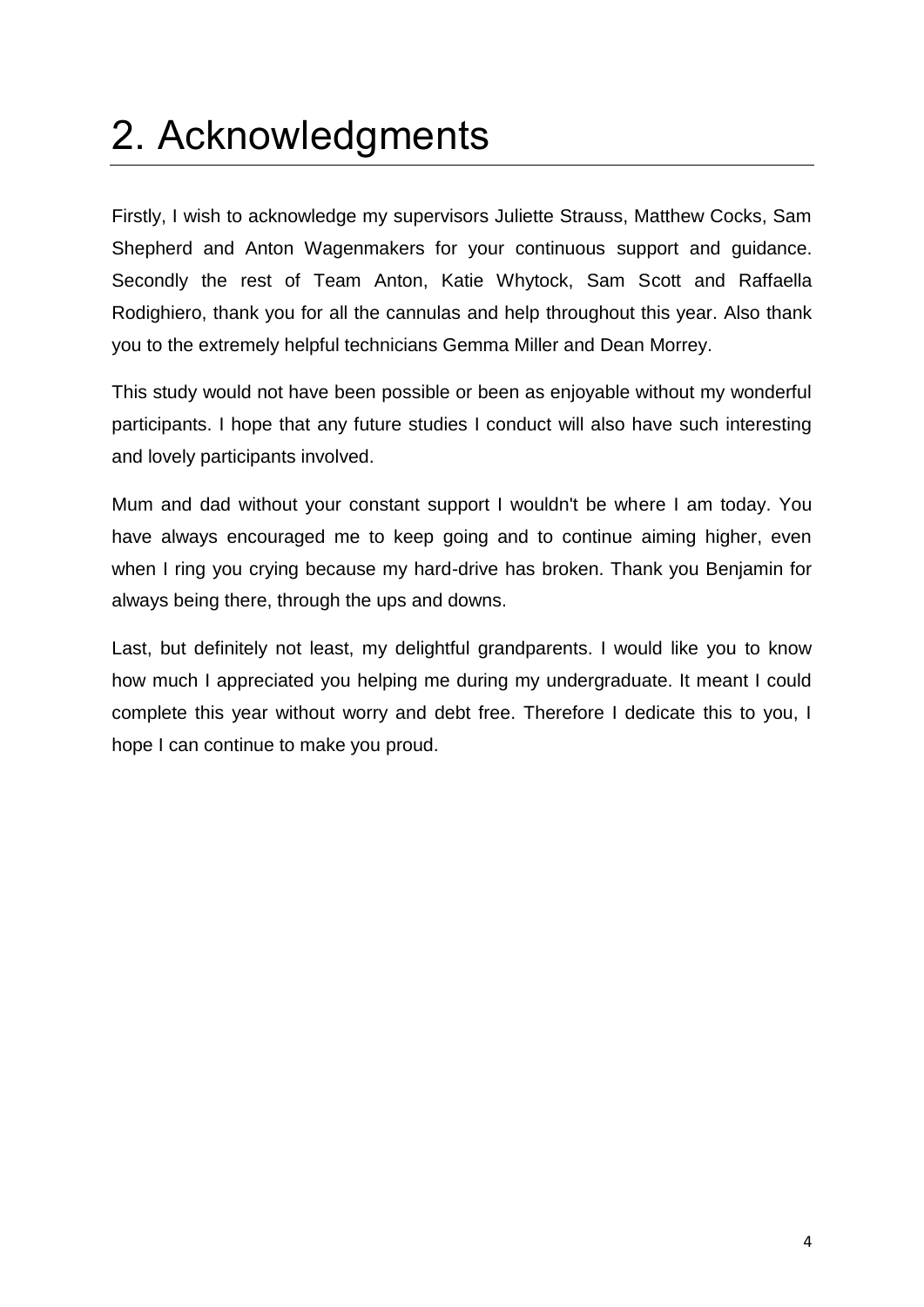# 2. Acknowledgments

Firstly, I wish to acknowledge my supervisors Juliette Strauss, Matthew Cocks, Sam Shepherd and Anton Wagenmakers for your continuous support and guidance. Secondly the rest of Team Anton, Katie Whytock, Sam Scott and Raffaella Rodighiero, thank you for all the cannulas and help throughout this year. Also thank you to the extremely helpful technicians Gemma Miller and Dean Morrey.

This study would not have been possible or been as enjoyable without my wonderful participants. I hope that any future studies I conduct will also have such interesting and lovely participants involved.

Mum and dad without your constant support I wouldn't be where I am today. You have always encouraged me to keep going and to continue aiming higher, even when I ring you crying because my hard-drive has broken. Thank you Benjamin for always being there, through the ups and downs.

Last, but definitely not least, my delightful grandparents. I would like you to know how much I appreciated you helping me during my undergraduate. It meant I could complete this year without worry and debt free. Therefore I dedicate this to you, I hope I can continue to make you proud.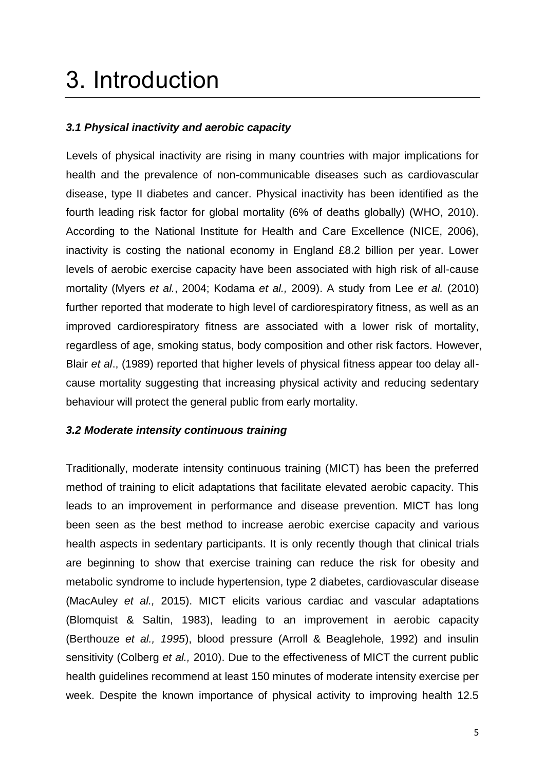# 3. Introduction

### *3.1 Physical inactivity and aerobic capacity*

Levels of physical inactivity are rising in many countries with major implications for health and the prevalence of non-communicable diseases such as cardiovascular disease, type II diabetes and cancer. Physical inactivity has been identified as the fourth leading risk factor for global mortality (6% of deaths globally) (WHO, 2010). According to the National Institute for Health and Care Excellence (NICE, 2006), inactivity is costing the national economy in England £8.2 billion per year. Lower levels of aerobic exercise capacity have been associated with high risk of all-cause mortality (Myers *et al.*, 2004; Kodama *et al.,* 2009). A study from Lee *et al.* (2010) further reported that moderate to high level of cardiorespiratory fitness, as well as an improved cardiorespiratory fitness are associated with a lower risk of mortality, regardless of age, smoking status, body composition and other risk factors. However, Blair *et al*., (1989) reported that higher levels of physical fitness appear too delay all-cause mortality suggesting that increasing physical activity and reducing sedentary behaviour will protect the general public from early mortality.

### *3.2 Moderate intensity continuous training*

Traditionally, moderate intensity continuous training (MICT) has been the preferred method of training to elicit adaptations that facilitate elevated aerobic capacity. This leads to an improvement in performance and disease prevention. MICT has long been seen as the best method to increase aerobic exercise capacity and various health aspects in sedentary participants. It is only recently though that clinical trials are beginning to show that exercise training can reduce the risk for obesity and metabolic syndrome to include hypertension, type 2 diabetes, cardiovascular disease (MacAuley *et al.,* 2015). MICT elicits various cardiac and vascular adaptations (Blomquist & Saltin, 1983), leading to an improvement in aerobic capacity (Berthouze *et al., 1995*), blood pressure (Arroll & Beaglehole, 1992) and insulin sensitivity (Colberg *et al.,* 2010). Due to the effectiveness of MICT the current public health guidelines recommend at least 150 minutes of moderate intensity exercise per week. Despite the known importance of physical activity to improving health 12.5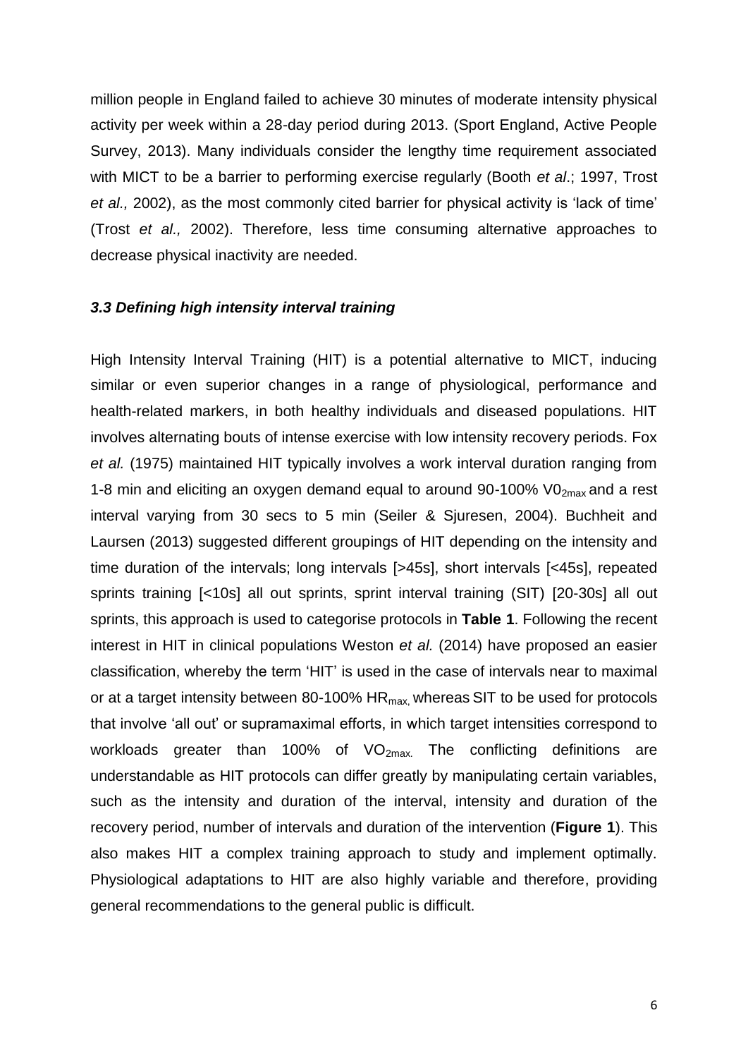million people in England failed to achieve 30 minutes of moderate intensity physical activity per week within a 28-day period during 2013. (Sport England, Active People Survey, 2013). Many individuals consider the lengthy time requirement associated with MICT to be a barrier to performing exercise regularly (Booth *et al*.; 1997, Trost *et al.,* 2002), as the most commonly cited barrier for physical activity is 'lack of time' (Trost *et al.,* 2002). Therefore, less time consuming alternative approaches to decrease physical inactivity are needed.

### *3.3 Defining high intensity interval training*

High Intensity Interval Training (HIT) is a potential alternative to MICT, inducing similar or even superior changes in a range of physiological, performance and health-related markers, in both healthy individuals and diseased populations. HIT involves alternating bouts of intense exercise with low intensity recovery periods. Fox *et al.* (1975) maintained HIT typically involves a work interval duration ranging from 1-8 min and eliciting an oxygen demand equal to around 90-100% $V0_{2max}$ and a rest interval varying from 30 secs to 5 min (Seiler & Sjuresen, 2004). Buchheit and Laursen (2013) suggested different groupings of HIT depending on the intensity and time duration of the intervals; long intervals [>45s], short intervals [<45s], repeated sprints training [<10s] all out sprints, sprint interval training (SIT) [20-30s] all out sprints, this approach is used to categorise protocols in **Table 1**. Following the recent interest in HIT in clinical populations Weston *et al.* (2014) have proposed an easier classification, whereby the term 'HIT' is used in the case of intervals near to maximal or at a target intensity between 80-100% $HR_{max,}$ whereas SIT to be used for protocols that involve 'all out' or supramaximal efforts, in which target intensities correspond to workloads greater than 100% of $VO_{2max.}$ The conflicting definitions are understandable as HIT protocols can differ greatly by manipulating certain variables, such as the intensity and duration of the interval, intensity and duration of the recovery period, number of intervals and duration of the intervention (**Figure 1**). This also makes HIT a complex training approach to study and implement optimally. Physiological adaptations to HIT are also highly variable and therefore, providing general recommendations to the general public is difficult.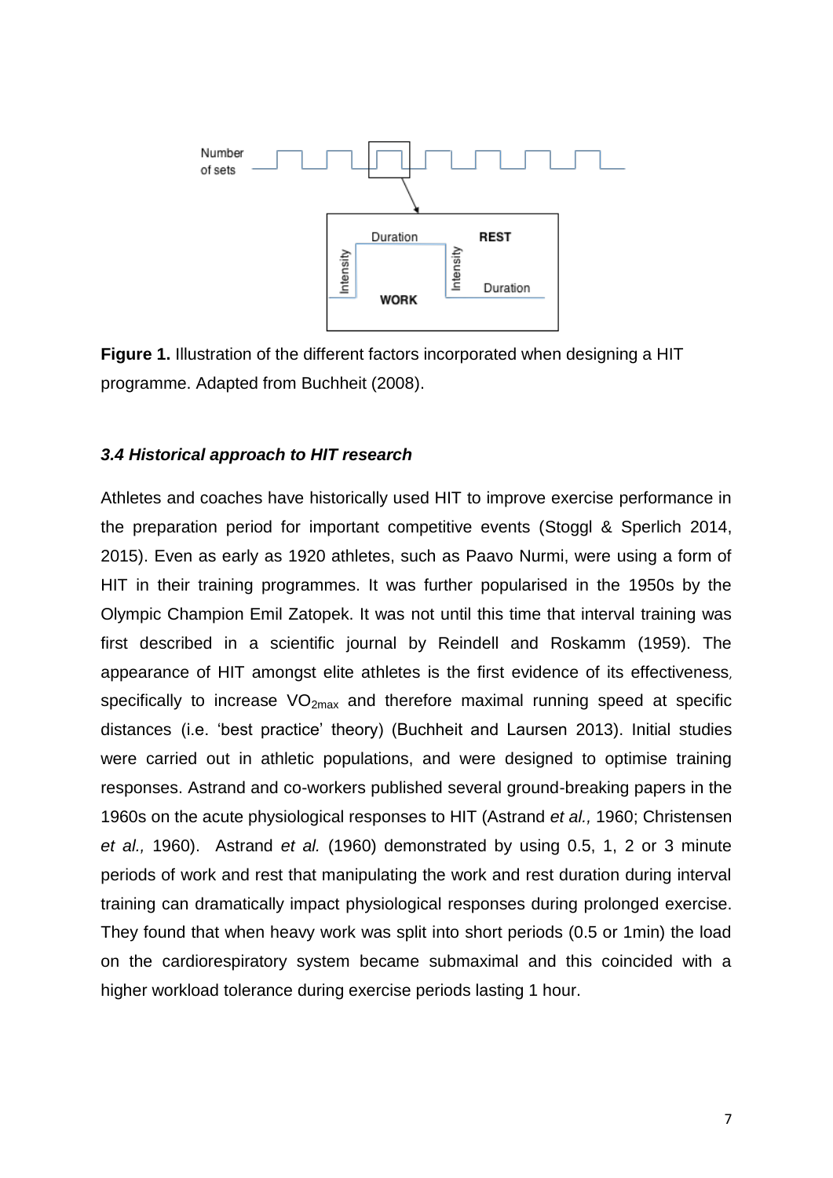**Figure 1.** Illustration of the different factors incorporated when designing a HIT programme. Adapted from Buchheit (2008).

### *3.4 Historical approach to HIT research*

Athletes and coaches have historically used HIT to improve exercise performance in the preparation period for important competitive events (Stoggl & Sperlich 2014, 2015). Even as early as 1920 athletes, such as Paavo Nurmi, were using a form of HIT in their training programmes. It was further popularised in the 1950s by the Olympic Champion Emil Zatopek. It was not until this time that interval training was first described in a scientific journal by Reindell and Roskamm (1959). The appearance of HIT amongst elite athletes is the first evidence of its effectiveness, specifically to increase $VO_{2max}$ and therefore maximal running speed at specific distances (i.e. 'best practice' theory) (Buchheit and Laursen 2013). Initial studies were carried out in athletic populations, and were designed to optimise training responses. Astrand and co-workers published several ground-breaking papers in the 1960s on the acute physiological responses to HIT (Astrand *et al.,* 1960; Christensen *et al.,* 1960). Astrand *et al.* (1960) demonstrated by using 0.5, 1, 2 or 3 minute periods of work and rest that manipulating the work and rest duration during interval training can dramatically impact physiological responses during prolonged exercise. They found that when heavy work was split into short periods (0.5 or 1min) the load on the cardiorespiratory system became submaximal and this coincided with a higher workload tolerance during exercise periods lasting 1 hour.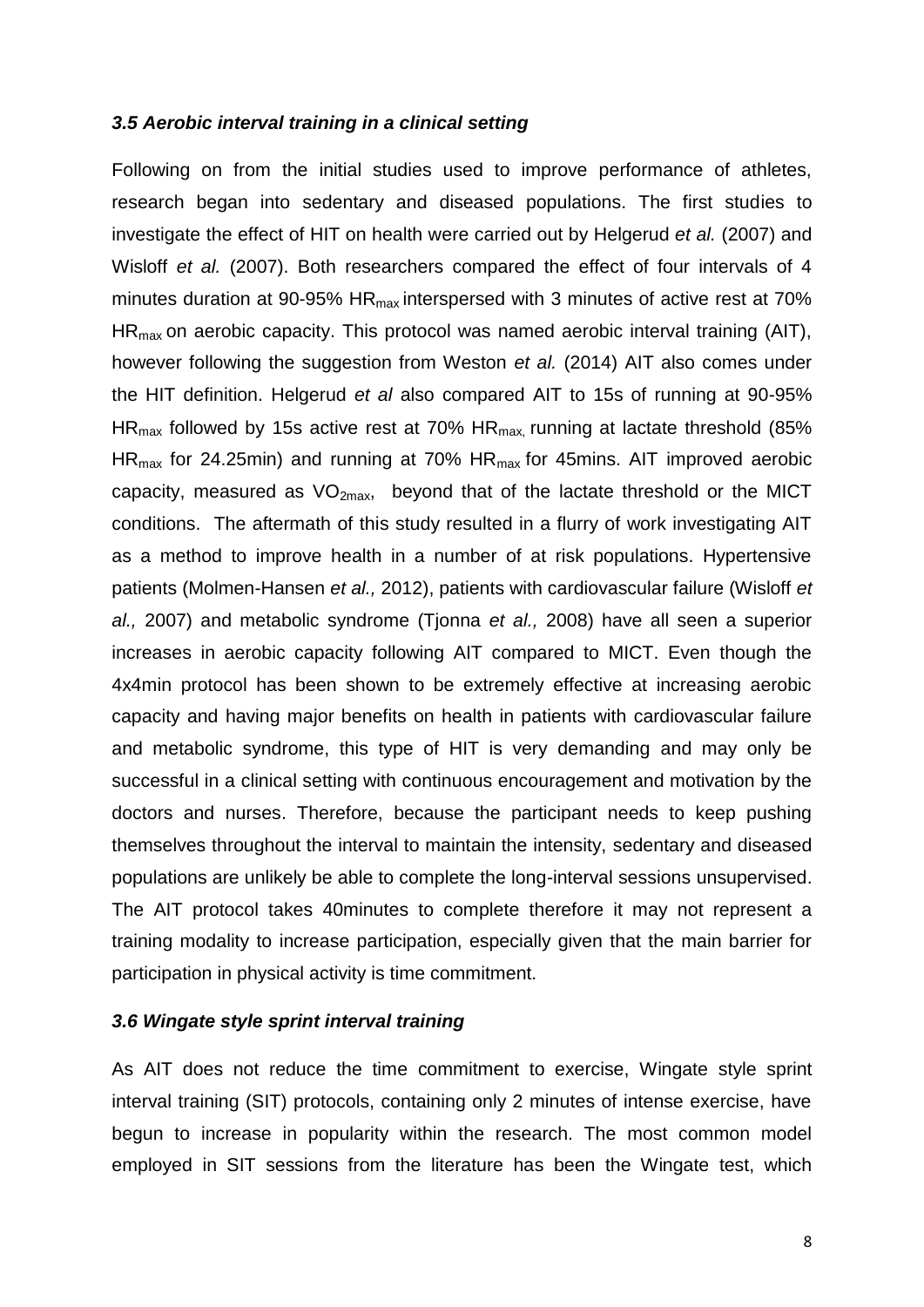### *3.5 Aerobic interval training in a clinical setting*

Following on from the initial studies used to improve performance of athletes, research began into sedentary and diseased populations. The first studies to investigate the effect of HIT on health were carried out by Helgerud *et al.* (2007) and Wisloff *et al.* (2007). Both researchers compared the effect of four intervals of 4 minutes duration at 90-95% $HR_{max}$ interspersed with 3 minutes of active rest at 70% $HR_{max}$ on aerobic capacity. This protocol was named aerobic interval training (AIT), however following the suggestion from Weston *et al.* (2014) AIT also comes under the HIT definition. Helgerud *et al* also compared AIT to 15s of running at 90-95% $HR_{max}$ followed by 15s active rest at 70% $HR_{max,}$ running at lactate threshold (85% $HR_{max}$ for 24.25min) and running at 70% $HR_{max}$ for 45mins. AIT improved aerobic capacity, measured as $VO_{2max}$, beyond that of the lactate threshold or the MICT conditions. The aftermath of this study resulted in a flurry of work investigating AIT as a method to improve health in a number of at risk populations. Hypertensive patients (Molmen-Hansen *et al.,* 2012), patients with cardiovascular failure (Wisloff *et al.,* 2007) and metabolic syndrome (Tjonna *et al.,* 2008) have all seen a superior increases in aerobic capacity following AIT compared to MICT. Even though the 4x4min protocol has been shown to be extremely effective at increasing aerobic capacity and having major benefits on health in patients with cardiovascular failure and metabolic syndrome, this type of HIT is very demanding and may only be successful in a clinical setting with continuous encouragement and motivation by the doctors and nurses. Therefore, because the participant needs to keep pushing themselves throughout the interval to maintain the intensity, sedentary and diseased populations are unlikely be able to complete the long-interval sessions unsupervised. The AIT protocol takes 40minutes to complete therefore it may not represent a training modality to increase participation, especially given that the main barrier for participation in physical activity is time commitment.

### *3.6 Wingate style sprint interval training*

As AIT does not reduce the time commitment to exercise, Wingate style sprint interval training (SIT) protocols, containing only 2 minutes of intense exercise, have begun to increase in popularity within the research. The most common model employed in SIT sessions from the literature has been the Wingate test, which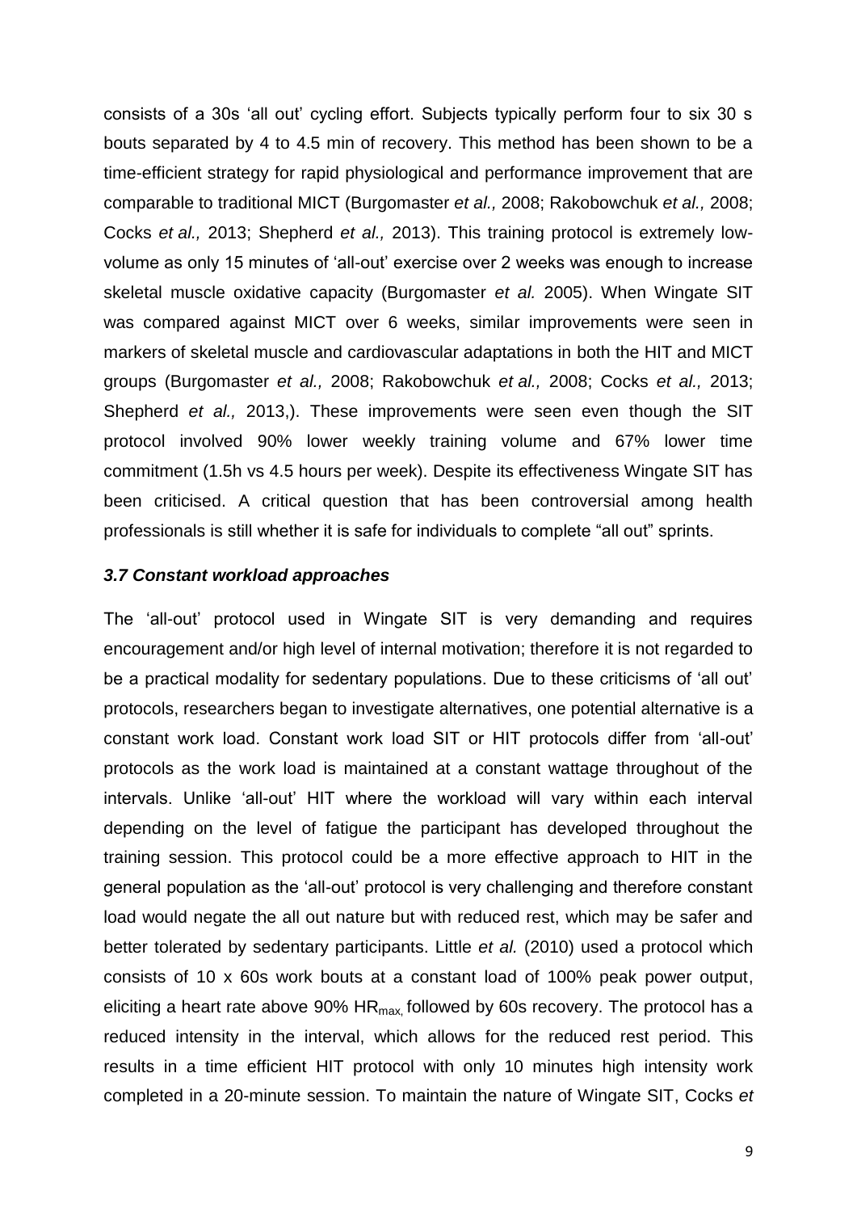consists of a 30s 'all out' cycling effort. Subjects typically perform four to six 30 s bouts separated by 4 to 4.5 min of recovery. This method has been shown to be a time-efficient strategy for rapid physiological and performance improvement that are comparable to traditional MICT (Burgomaster *et al.,* 2008; Rakobowchuk *et al.,* 2008; Cocks *et al.,* 2013; Shepherd *et al.,* 2013). This training protocol is extremely low-volume as only 15 minutes of 'all-out' exercise over 2 weeks was enough to increase skeletal muscle oxidative capacity (Burgomaster *et al.* 2005). When Wingate SIT was compared against MICT over 6 weeks, similar improvements were seen in markers of skeletal muscle and cardiovascular adaptations in both the HIT and MICT groups (Burgomaster *et al.,* 2008; Rakobowchuk *et al.,* 2008; Cocks *et al.,* 2013; Shepherd *et al.,* 2013,). These improvements were seen even though the SIT protocol involved 90% lower weekly training volume and 67% lower time commitment (1.5h vs 4.5 hours per week). Despite its effectiveness Wingate SIT has been criticised. A critical question that has been controversial among health professionals is still whether it is safe for individuals to complete "all out" sprints.

### *3.7 Constant workload approaches*

The 'all-out' protocol used in Wingate SIT is very demanding and requires encouragement and/or high level of internal motivation; therefore it is not regarded to be a practical modality for sedentary populations. Due to these criticisms of 'all out' protocols, researchers began to investigate alternatives, one potential alternative is a constant work load. Constant work load SIT or HIT protocols differ from 'all-out' protocols as the work load is maintained at a constant wattage throughout of the intervals. Unlike 'all-out' HIT where the workload will vary within each interval depending on the level of fatigue the participant has developed throughout the training session. This protocol could be a more effective approach to HIT in the general population as the 'all-out' protocol is very challenging and therefore constant load would negate the all out nature but with reduced rest, which may be safer and better tolerated by sedentary participants. Little *et al.* (2010) used a protocol which consists of 10 x 60s work bouts at a constant load of 100% peak power output, eliciting a heart rate above 90% $HR_{max,}$ followed by 60s recovery. The protocol has a reduced intensity in the interval, which allows for the reduced rest period. This results in a time efficient HIT protocol with only 10 minutes high intensity work completed in a 20-minute session. To maintain the nature of Wingate SIT, Cocks *et*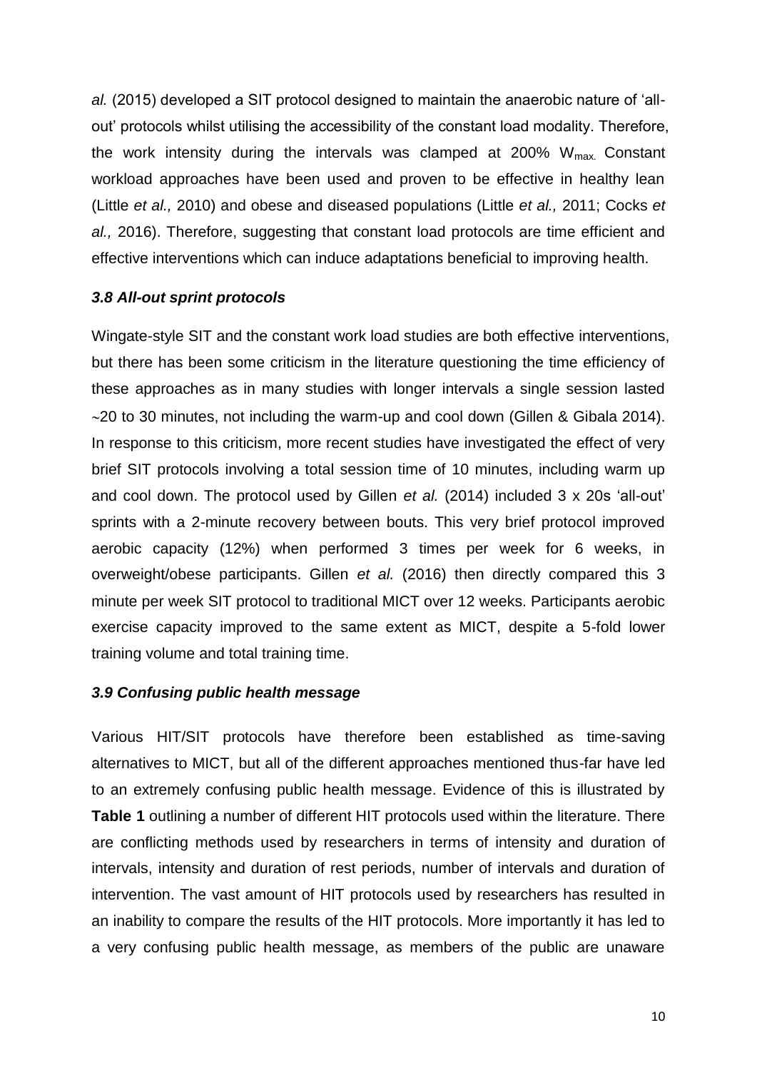*al.* (2015) developed a SIT protocol designed to maintain the anaerobic nature of 'all-out' protocols whilst utilising the accessibility of the constant load modality. Therefore, the work intensity during the intervals was clamped at 200% $W_{max.}$ Constant workload approaches have been used and proven to be effective in healthy lean (Little *et al.,* 2010) and obese and diseased populations (Little *et al.,* 2011; Cocks *et al.,* 2016). Therefore, suggesting that constant load protocols are time efficient and effective interventions which can induce adaptations beneficial to improving health.

### *3.8 All-out sprint protocols*

Wingate-style SIT and the constant work load studies are both effective interventions, but there has been some criticism in the literature questioning the time efficiency of these approaches as in many studies with longer intervals a single session lasted ~20 to 30 minutes, not including the warm-up and cool down (Gillen & Gibala 2014). In response to this criticism, more recent studies have investigated the effect of very brief SIT protocols involving a total session time of 10 minutes, including warm up and cool down. The protocol used by Gillen *et al.* (2014) included 3 x 20s 'all-out' sprints with a 2-minute recovery between bouts. This very brief protocol improved aerobic capacity (12%) when performed 3 times per week for 6 weeks, in overweight/obese participants. Gillen *et al.* (2016) then directly compared this 3 minute per week SIT protocol to traditional MICT over 12 weeks. Participants aerobic exercise capacity improved to the same extent as MICT, despite a 5-fold lower training volume and total training time.

### *3.9 Confusing public health message*

Various HIT/SIT protocols have therefore been established as time-saving alternatives to MICT, but all of the different approaches mentioned thus-far have led to an extremely confusing public health message. Evidence of this is illustrated by **Table 1** outlining a number of different HIT protocols used within the literature. There are conflicting methods used by researchers in terms of intensity and duration of intervals, intensity and duration of rest periods, number of intervals and duration of intervention. The vast amount of HIT protocols used by researchers has resulted in an inability to compare the results of the HIT protocols. More importantly it has led to a very confusing public health message, as members of the public are unaware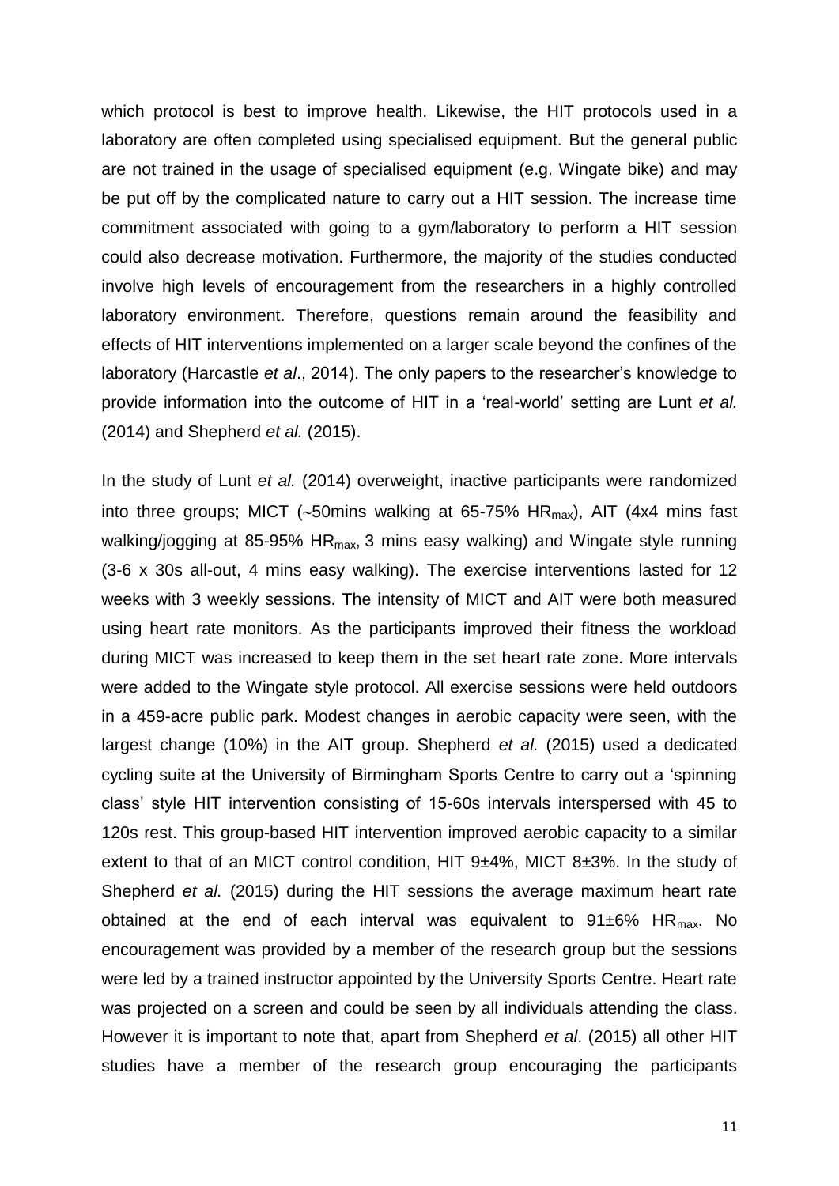which protocol is best to improve health. Likewise, the HIT protocols used in a laboratory are often completed using specialised equipment. But the general public are not trained in the usage of specialised equipment (e.g. Wingate bike) and may be put off by the complicated nature to carry out a HIT session. The increase time commitment associated with going to a gym/laboratory to perform a HIT session could also decrease motivation. Furthermore, the majority of the studies conducted involve high levels of encouragement from the researchers in a highly controlled laboratory environment. Therefore, questions remain around the feasibility and effects of HIT interventions implemented on a larger scale beyond the confines of the laboratory (Harcastle *et al*., 2014). The only papers to the researcher's knowledge to provide information into the outcome of HIT in a 'real-world' setting are Lunt *et al.* (2014) and Shepherd *et al.* (2015).

In the study of Lunt *et al.* (2014) overweight, inactive participants were randomized into three groups; MICT (~50mins walking at 65-75% $HR_{max}$), AIT (4x4 mins fast walking/jogging at 85-95% $HR_{max}$, 3 mins easy walking) and Wingate style running (3-6 x 30s all-out, 4 mins easy walking). The exercise interventions lasted for 12 weeks with 3 weekly sessions. The intensity of MICT and AIT were both measured using heart rate monitors. As the participants improved their fitness the workload during MICT was increased to keep them in the set heart rate zone. More intervals were added to the Wingate style protocol. All exercise sessions were held outdoors in a 459-acre public park. Modest changes in aerobic capacity were seen, with the largest change (10%) in the AIT group. Shepherd *et al.* (2015) used a dedicated cycling suite at the University of Birmingham Sports Centre to carry out a 'spinning class' style HIT intervention consisting of 15-60s intervals interspersed with 45 to 120s rest. This group-based HIT intervention improved aerobic capacity to a similar extent to that of an MICT control condition, HIT 9±4%, MICT 8±3%. In the study of Shepherd *et al.* (2015) during the HIT sessions the average maximum heart rate obtained at the end of each interval was equivalent to 91±6% $HR_{max}$. No encouragement was provided by a member of the research group but the sessions were led by a trained instructor appointed by the University Sports Centre. Heart rate was projected on a screen and could be seen by all individuals attending the class. However it is important to note that, apart from Shepherd *et al*. (2015) all other HIT studies have a member of the research group encouraging the participants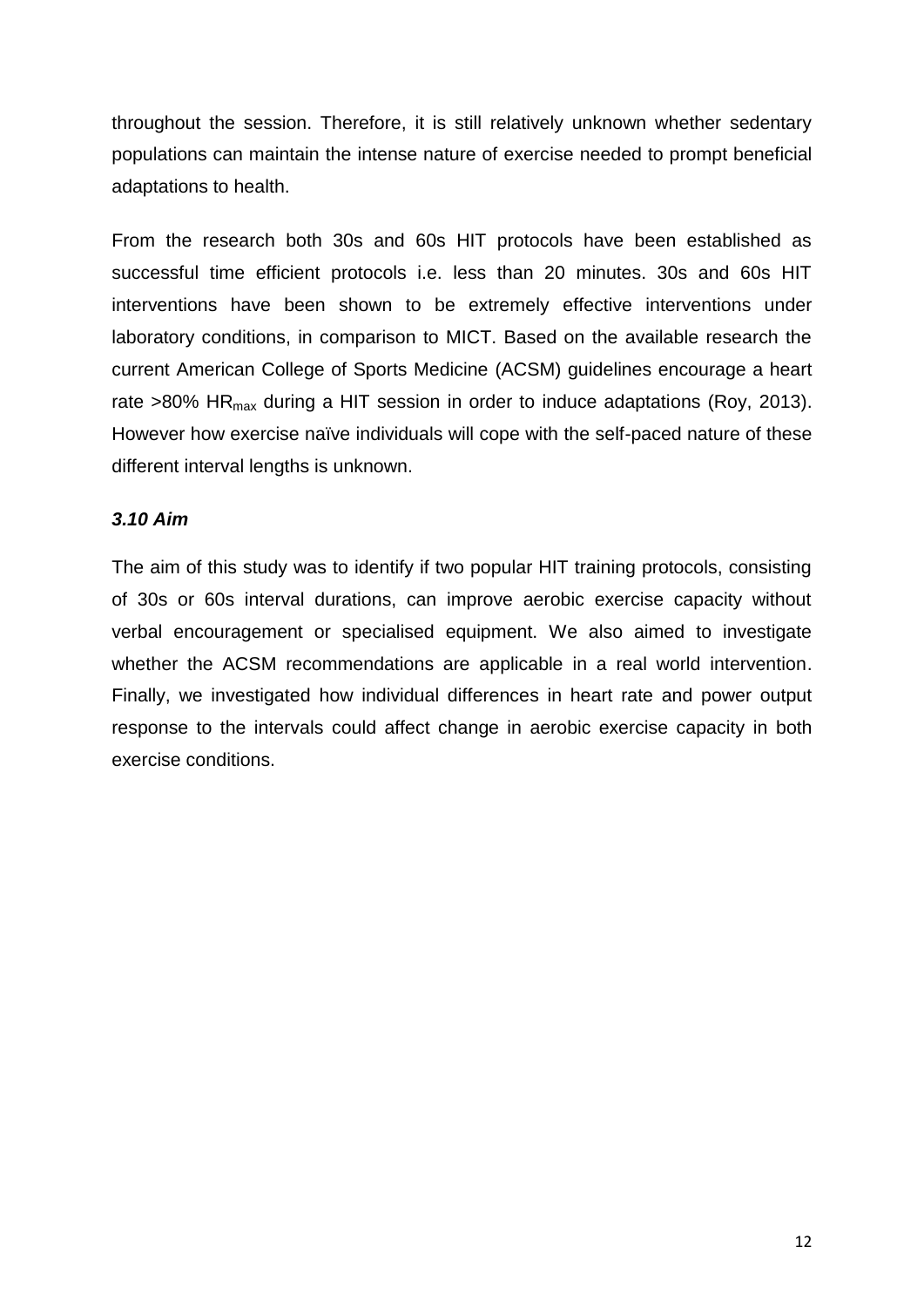throughout the session. Therefore, it is still relatively unknown whether sedentary populations can maintain the intense nature of exercise needed to prompt beneficial adaptations to health.

From the research both 30s and 60s HIT protocols have been established as successful time efficient protocols i.e. less than 20 minutes. 30s and 60s HIT interventions have been shown to be extremely effective interventions under laboratory conditions, in comparison to MICT. Based on the available research the current American College of Sports Medicine (ACSM) guidelines encourage a heart rate >80% $HR_{max}$ during a HIT session in order to induce adaptations (Roy, 2013). However how exercise naïve individuals will cope with the self-paced nature of these different interval lengths is unknown.

### *3.10 Aim*

The aim of this study was to identify if two popular HIT training protocols, consisting of 30s or 60s interval durations, can improve aerobic exercise capacity without verbal encouragement or specialised equipment. We also aimed to investigate whether the ACSM recommendations are applicable in a real world intervention. Finally, we investigated how individual differences in heart rate and power output response to the intervals could affect change in aerobic exercise capacity in both exercise conditions.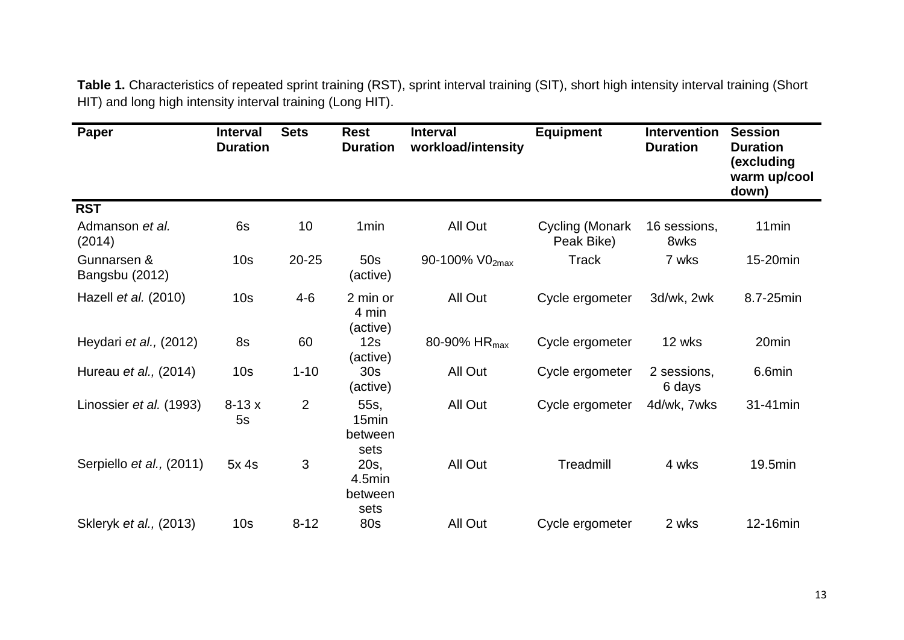**Table 1.** Characteristics of repeated sprint training (RST), sprint interval training (SIT), short high intensity interval training (Short HIT) and long high intensity interval training (Long HIT).

| Paper | Interval Duration | Sets | Rest Duration | Interval workload/intensity | Equipment | Intervention Duration | Session Duration (excluding warm up/cool down) |
|---|---|---|---|---|---|---|---|
| **RST** | | | | | | | |
| Admanson *et al.* (2014) | 6s | 10 | 1min | All Out | Cycling (Monark Peak Bike) | 16 sessions, 8wks | 11min |
| Gunnarsen & Bangsbu (2012) | 10s | 20-25 | 50s (active) | 90-100% $V0_{2max}$ | Track | 7 wks | 15-20min |
| Hazell *et al.* (2010) | 10s | 4-6 | 2 min or 4 min (active) | All Out | Cycle ergometer | 3d/wk, 2wk | 8.7-25min |
| Heydari *et al.,* (2012) | 8s | 60 | 12s (active) | 80-90% $HR_{max}$ | Cycle ergometer | 12 wks | 20min |
| Hureau *et al.,* (2014) | 10s | 1-10 | 30s (active) | All Out | Cycle ergometer | 2 sessions, 6 days | 6.6min |
| Linossier *et al.* (1993) | 8-13 x 5s | 2 | 55s, 15min between sets | All Out | Cycle ergometer | 4d/wk, 7wks | 31-41min |
| Serpiello *et al.,* (2011) | 5x 4s | 3 | 20s, 4.5min between sets | All Out | Treadmill | 4 wks | 19.5min |
| Skleryk *et al.,* (2013) | 10s | 8-12 | 80s | All Out | Cycle ergometer | 2 wks | 12-16min |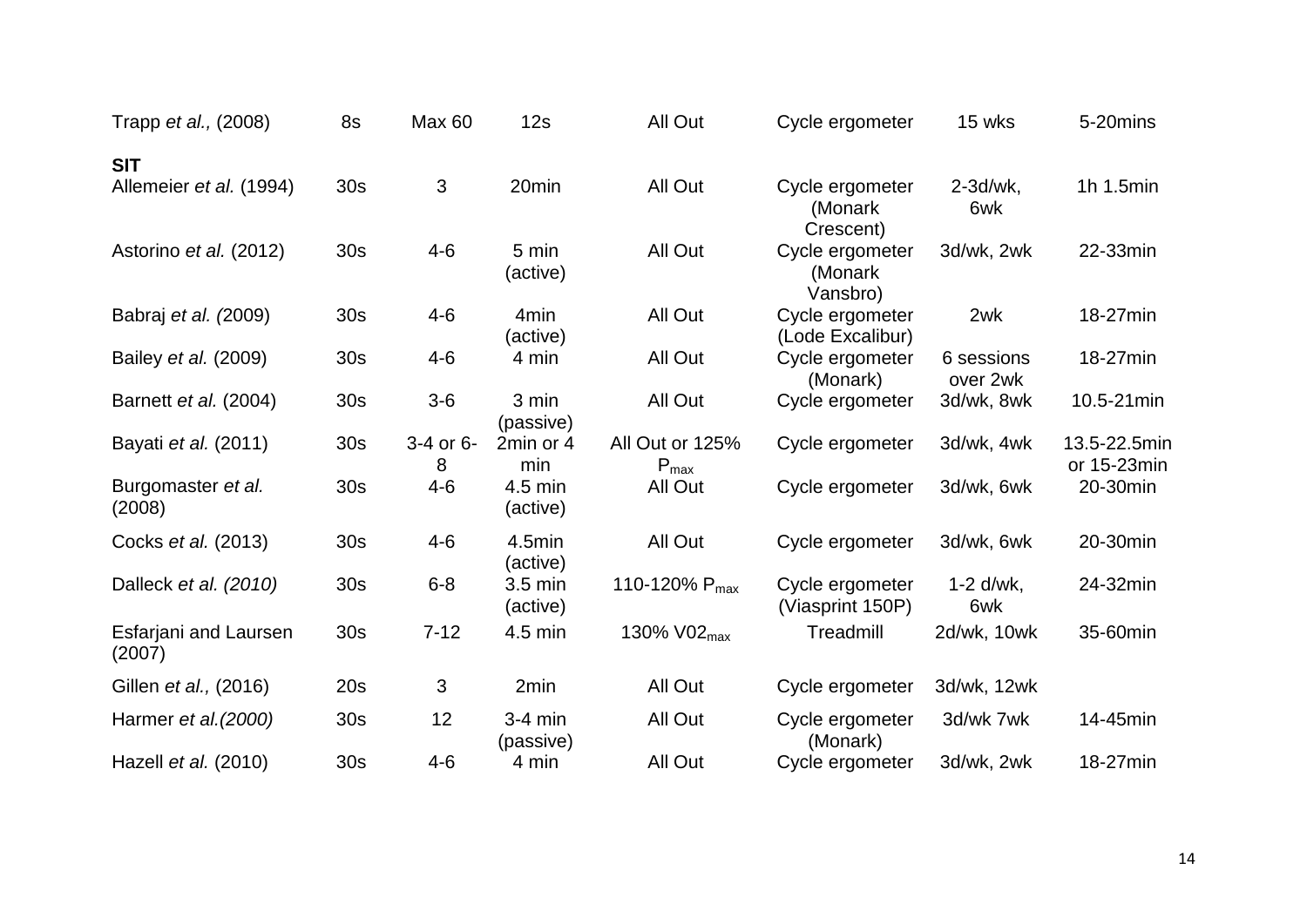| | | | | | | | |
|---|---|---|---|---|---|---|---|
| Trapp *et al.,* (2008) | 8s | Max 60 | 12s | All Out | Cycle ergometer | 15 wks | 5-20mins |
| **SIT** | | | | | | | |
| Allemeier *et al.* (1994) | 30s | 3 | 20min | All Out | Cycle ergometer (Monark Crescent) | 2-3d/wk, 6wk | 1h 1.5min |
| Astorino *et al.* (2012) | 30s | 4-6 | 5 min (active) | All Out | Cycle ergometer (Monark Vansbro) | 3d/wk, 2wk | 22-33min |
| Babraj *et al. (*2009) | 30s | 4-6 | 4min (active) | All Out | Cycle ergometer (Lode Excalibur) | 2wk | 18-27min |
| Bailey *et al.* (2009) | 30s | 4-6 | 4 min | All Out | Cycle ergometer (Monark) | 6 sessions over 2wk | 18-27min |
| Barnett *et al.* (2004) | 30s | 3-6 | 3 min (passive) | All Out | Cycle ergometer | 3d/wk, 8wk | 10.5-21min |
| Bayati *et al.* (2011) | 30s | 3-4 or 6-8 | 2min or 4 min | All Out or 125% $P_{max}$ | Cycle ergometer | 3d/wk, 4wk | 13.5-22.5min or 15-23min |
| Burgomaster *et al.* (2008) | 30s | 4-6 | 4.5 min (active) | All Out | Cycle ergometer | 3d/wk, 6wk | 20-30min |
| Cocks *et al.* (2013) | 30s | 4-6 | 4.5min (active) | All Out | Cycle ergometer | 3d/wk, 6wk | 20-30min |
| Dalleck *et al. (2010)* | 30s | 6-8 | 3.5 min (active) | 110-120% $P_{max}$ | Cycle ergometer (Viasprint 150P) | 1-2 d/wk, 6wk | 24-32min |
| Esfarjani and Laursen (2007) | 30s | 7-12 | 4.5 min | 130% $V02_{max}$ | Treadmill | 2d/wk, 10wk | 35-60min |
| Gillen *et al.,* (2016) | 20s | 3 | 2min | All Out | Cycle ergometer | 3d/wk, 12wk | |
| Harmer *et al.(2000)* | 30s | 12 | 3-4 min (passive) | All Out | Cycle ergometer (Monark) | 3d/wk 7wk | 14-45min |
| Hazell *et al.* (2010) | 30s | 4-6 | 4 min | All Out | Cycle ergometer | 3d/wk, 2wk | 18-27min |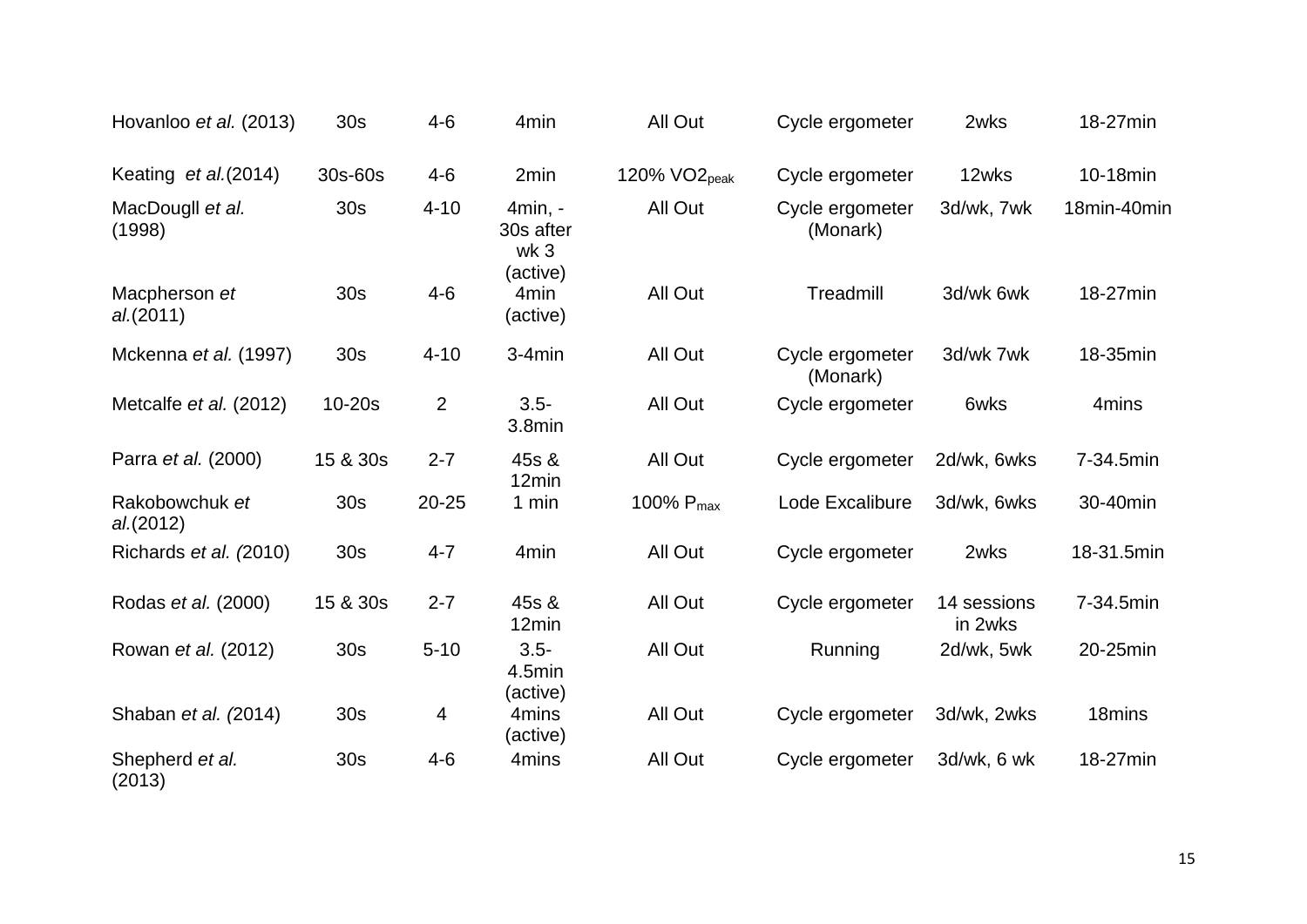| | | | | | | | |
|---|---|---|---|---|---|---|---|
| Hovanloo *et al.* (2013) | 30s | 4-6 | 4min | All Out | Cycle ergometer | 2wks | 18-27min |
| Keating *et al.*(2014) | 30s-60s | 4-6 | 2min | 120% $VO2_{peak}$ | Cycle ergometer | 12wks | 10-18min |
| MacDougll *et al.* (1998) | 30s | 4-10 | 4min, - 30s after wk 3 (active) | All Out | Cycle ergometer (Monark) | 3d/wk, 7wk | 18min-40min |
| Macpherson *et al.*(2011) | 30s | 4-6 | 4min (active) | All Out | Treadmill | 3d/wk 6wk | 18-27min |
| Mckenna *et al.* (1997) | 30s | 4-10 | 3-4min | All Out | Cycle ergometer (Monark) | 3d/wk 7wk | 18-35min |
| Metcalfe *et al.* (2012) | 10-20s | 2 | 3.5-3.8min | All Out | Cycle ergometer | 6wks | 4mins |
| Parra *et al.* (2000) | 15 & 30s | 2-7 | 45s & 12min | All Out | Cycle ergometer | 2d/wk, 6wks | 7-34.5min |
| Rakobowchuk *et al.*(2012) | 30s | 20-25 | 1 min | 100% $P_{max}$ | Lode Excalibure | 3d/wk, 6wks | 30-40min |
| Richards *et al. (*2010) | 30s | 4-7 | 4min | All Out | Cycle ergometer | 2wks | 18-31.5min |
| Rodas *et al.* (2000) | 15 & 30s | 2-7 | 45s & 12min | All Out | Cycle ergometer | 14 sessions in 2wks | 7-34.5min |
| Rowan *et al.* (2012) | 30s | 5-10 | 3.5-4.5min (active) | All Out | Running | 2d/wk, 5wk | 20-25min |
| Shaban *et al. (*2014) | 30s | 4 | 4mins (active) | All Out | Cycle ergometer | 3d/wk, 2wks | 18mins |
| Shepherd *et al.* (2013) | 30s | 4-6 | 4mins | All Out | Cycle ergometer | 3d/wk, 6 wk | 18-27min |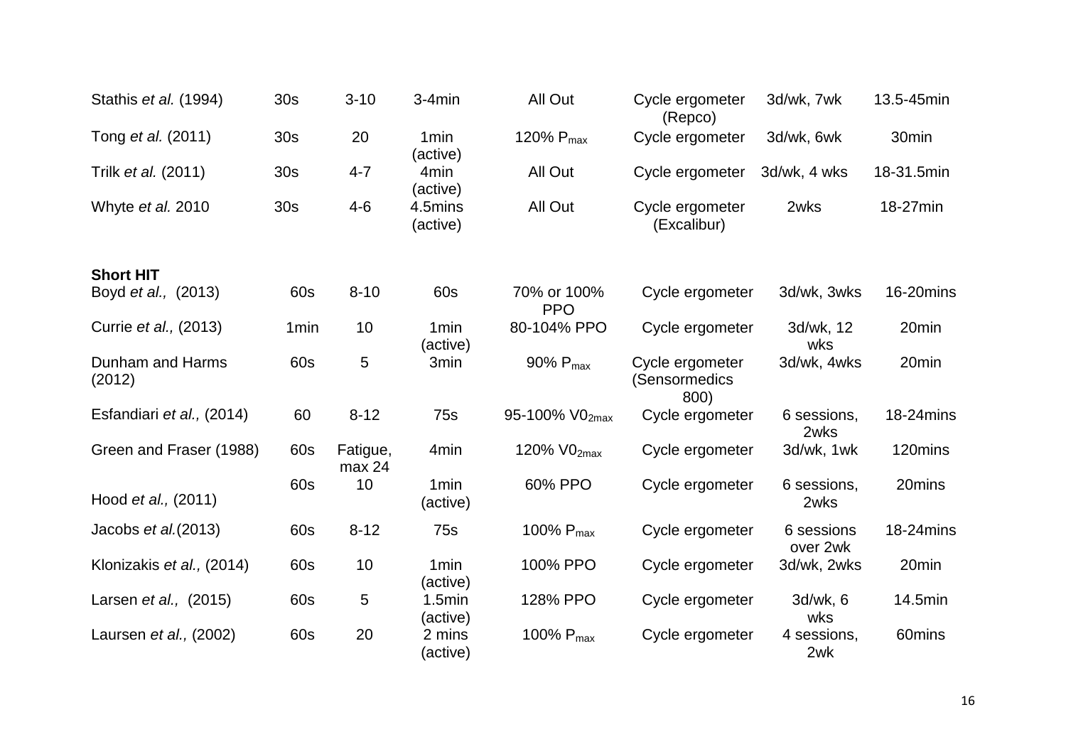| | | | | | | | |
|---|---|---|---|---|---|---|---|
| Stathis *et al.* (1994) | 30s | 3-10 | 3-4min | All Out | Cycle ergometer (Repco) | 3d/wk, 7wk | 13.5-45min |
| Tong *et al.* (2011) | 30s | 20 | 1min (active) | 120% $P_{max}$ | Cycle ergometer | 3d/wk, 6wk | 30min |
| Trilk *et al.* (2011) | 30s | 4-7 | 4min (active) | All Out | Cycle ergometer | 3d/wk, 4 wks | 18-31.5min |
| Whyte *et al.* 2010 | 30s | 4-6 | 4.5mins (active) | All Out | Cycle ergometer (Excalibur) | 2wks | 18-27min |
| **Short HIT** | | | | | | | |
| Boyd *et al.,* (2013) | 60s | 8-10 | 60s | 70% or 100% PPO | Cycle ergometer | 3d/wk, 3wks | 16-20mins |
| Currie *et al.,* (2013) | 1min | 10 | 1min (active) | 80-104% PPO | Cycle ergometer | 3d/wk, 12 wks | 20min |
| Dunham and Harms (2012) | 60s | 5 | 3min | 90% $P_{max}$ | Cycle ergometer (Sensormedics 800) | 3d/wk, 4wks | 20min |
| Esfandiari *et al.,* (2014) | 60 | 8-12 | 75s | 95-100% $V0_{2max}$ | Cycle ergometer | 6 sessions, 2wks | 18-24mins |
| Green and Fraser (1988) | 60s | Fatigue, max 24 | 4min | 120% $V0_{2max}$ | Cycle ergometer | 3d/wk, 1wk | 120mins |
| Hood *et al.,* (2011) | 60s | 10 | 1min (active) | 60% PPO | Cycle ergometer | 6 sessions, 2wks | 20mins |
| Jacobs *et al.*(2013) | 60s | 8-12 | 75s | 100% $P_{max}$ | Cycle ergometer | 6 sessions over 2wk | 18-24mins |
| Klonizakis *et al.,* (2014) | 60s | 10 | 1min (active) | 100% PPO | Cycle ergometer | 3d/wk, 2wks | 20min |
| Larsen *et al.,* (2015) | 60s | 5 | 1.5min (active) | 128% PPO | Cycle ergometer | 3d/wk, 6 wks | 14.5min |
| Laursen *et al.,* (2002) | 60s | 20 | 2 mins (active) | 100% $P_{max}$ | Cycle ergometer | 4 sessions, 2wk | 60mins |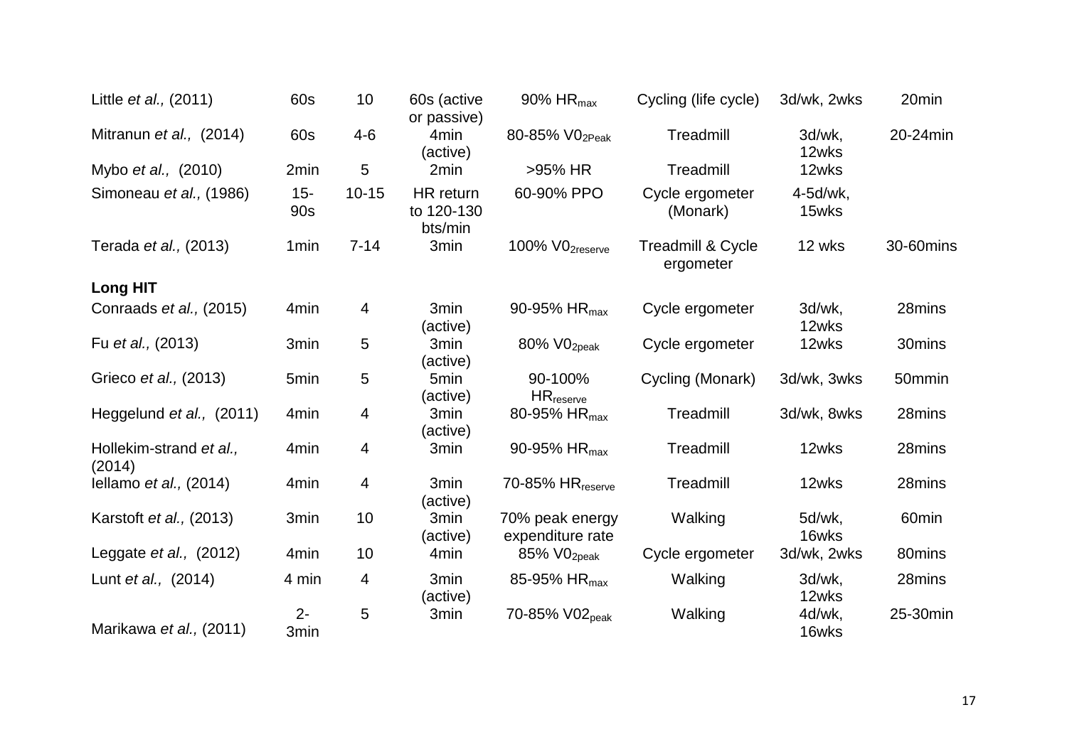| | | | | | | | |
|---|---|---|---|---|---|---|---|
| Little *et al.,* (2011) | 60s | 10 | 60s (active or passive) | 90% $HR_{max}$ | Cycling (life cycle) | 3d/wk, 2wks | 20min |
| Mitranun *et al.,* (2014) | 60s | 4-6 | 4min (active) | 80-85% $V0_{2Peak}$ | Treadmill | 3d/wk, 12wks | 20-24min |
| Mybo *et al.,* (2010) | 2min | 5 | 2min | >95% HR | Treadmill | 12wks | |
| Simoneau *et al.,* (1986) | 15-90s | 10-15 | HR return to 120-130 bts/min | 60-90% PPO | Cycle ergometer (Monark) | 4-5d/wk, 15wks | |
| Terada *et al.,* (2013) | 1min | 7-14 | 3min | 100% $V0_{2reserve}$ | Treadmill & Cycle ergometer | 12 wks | 30-60mins |
| **Long HIT** | | | | | | | |
| Conraads *et al.,* (2015) | 4min | 4 | 3min (active) | 90-95% $HR_{max}$ | Cycle ergometer | 3d/wk, 12wks | 28mins |
| Fu *et al.,* (2013) | 3min | 5 | 3min (active) | 80% $V0_{2peak}$ | Cycle ergometer | 12wks | 30mins |
| Grieco *et al.,* (2013) | 5min | 5 | 5min (active) | 90-100% $HR_{reserve}$ | Cycling (Monark) | 3d/wk, 3wks | 50mmin |
| Heggelund *et al.,* (2011) | 4min | 4 | 3min (active) | 80-95% $HR_{max}$ | Treadmill | 3d/wk, 8wks | 28mins |
| Hollekim-strand *et al.,* (2014) | 4min | 4 | 3min | 90-95% $HR_{max}$ | Treadmill | 12wks | 28mins |
| Iellamo *et al.,* (2014) | 4min | 4 | 3min (active) | 70-85% $HR_{reserve}$ | Treadmill | 12wks | 28mins |
| Karstoft *et al.,* (2013) | 3min | 10 | 3min (active) | 70% peak energy expenditure rate | Walking | 5d/wk, 16wks | 60min |
| Leggate *et al.,* (2012) | 4min | 10 | 4min | 85% $V0_{2peak}$ | Cycle ergometer | 3d/wk, 2wks | 80mins |
| Lunt *et al.,* (2014) | 4 min | 4 | 3min (active) | 85-95% $HR_{max}$ | Walking | 3d/wk, 12wks | 28mins |
| Marikawa *et al.,* (2011) | 2-3min | 5 | 3min | 70-85% $V02_{peak}$ | Walking | 4d/wk, 16wks | 25-30min |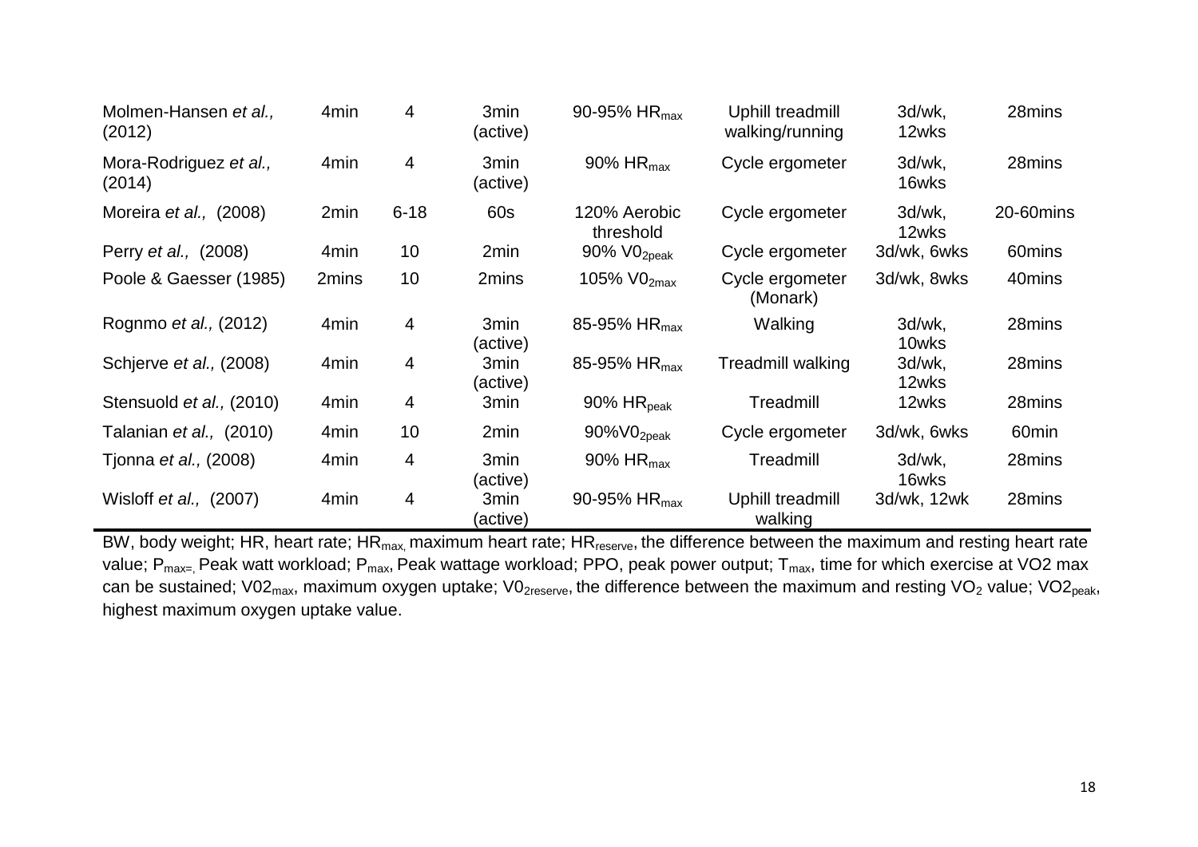| | | | | | | | |
|---|---|---|---|---|---|---|---|
| Molmen-Hansen *et al.,* (2012) | 4min | 4 | 3min (active) | 90-95% $HR_{max}$ | Uphill treadmill walking/running | 3d/wk, 12wks | 28mins |
| Mora-Rodriguez *et al.,* (2014) | 4min | 4 | 3min (active) | 90% $HR_{max}$ | Cycle ergometer | 3d/wk, 16wks | 28mins |
| Moreira *et al.,* (2008) | 2min | 6-18 | 60s | 120% Aerobic threshold | Cycle ergometer | 3d/wk, 12wks | 20-60mins |
| Perry *et al.,* (2008) | 4min | 10 | 2min | 90% $V0_{2peak}$ | Cycle ergometer | 3d/wk, 6wks | 60mins |
| Poole & Gaesser (1985) | 2mins | 10 | 2mins | 105% $V0_{2max}$ | Cycle ergometer (Monark) | 3d/wk, 8wks | 40mins |
| Rognmo *et al.,* (2012) | 4min | 4 | 3min (active) | 85-95% $HR_{max}$ | Walking | 3d/wk, 10wks | 28mins |
| Schjerve *et al.,* (2008) | 4min | 4 | 3min (active) | 85-95% $HR_{max}$ | Treadmill walking | 3d/wk, 12wks | 28mins |
| Stensuold *et al.,* (2010) | 4min | 4 | 3min | 90% $HR_{peak}$ | Treadmill | 12wks | 28mins |
| Talanian *et al.,* (2010) | 4min | 10 | 2min | 90%$V0_{2peak}$ | Cycle ergometer | 3d/wk, 6wks | 60min |
| Tjonna *et al.,* (2008) | 4min | 4 | 3min (active) | 90% $HR_{max}$ | Treadmill | 3d/wk, 16wks | 28mins |
| Wisloff *et al.,* (2007) | 4min | 4 | 3min (active) | 90-95% $HR_{max}$ | Uphill treadmill walking | 3d/wk, 12wk | 28mins |

BW, body weight; HR, heart rate; $HR_{max,}$ maximum heart rate; $HR_{reserve}$, the difference between the maximum and resting heart rate value; $P_{max=,}$ Peak watt workload; $P_{max}$, Peak wattage workload; PPO, peak power output; $T_{max}$, time for which exercise at VO2 max can be sustained; $V02_{max}$, maximum oxygen uptake; $V0_{2reserve}$, the difference between the maximum and resting $VO_2$ value; $VO2_{peak}$, highest maximum oxygen uptake value.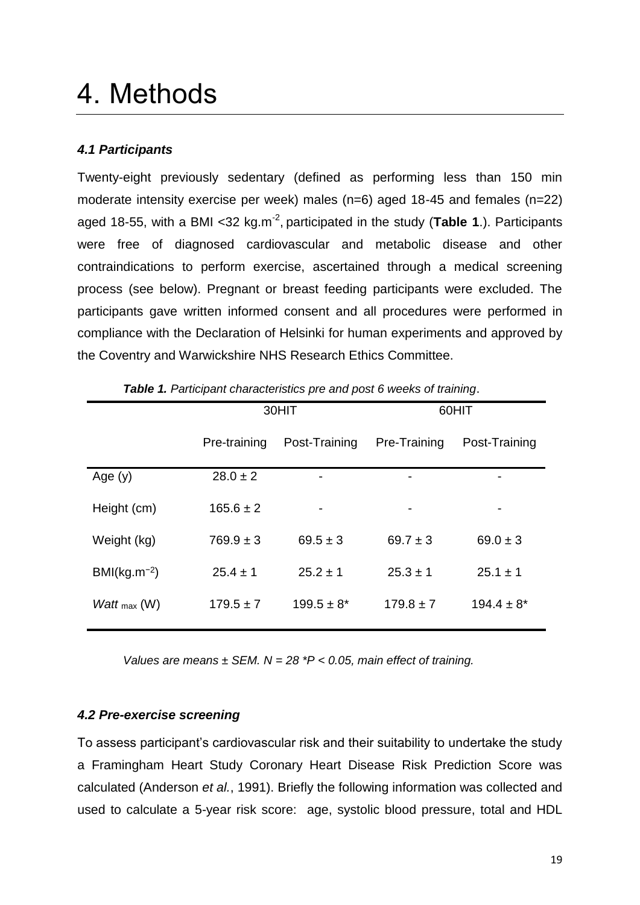# 4. Methods

### *4.1 Participants*

Twenty-eight previously sedentary (defined as performing less than 150 min moderate intensity exercise per week) males (n=6) aged 18-45 and females (n=22) aged 18-55, with a BMI <32 kg.m$^{-2}$, participated in the study (**Table 1**.). Participants were free of diagnosed cardiovascular and metabolic disease and other contraindications to perform exercise, ascertained through a medical screening process (see below). Pregnant or breast feeding participants were excluded. The participants gave written informed consent and all procedures were performed in compliance with the Declaration of Helsinki for human experiments and approved by the Coventry and Warwickshire NHS Research Ethics Committee.

***Table 1.*** *Participant characteristics pre and post 6 weeks of training*.

| | 30HIT | | 60HIT | |
|---|---|---|---|---|
| | Pre-training | Post-Training | Pre-Training | Post-Training |
| Age (y) | 28.0 ± 2 | - | - | - |
| Height (cm) | 165.6 ± 2 | - | - | - |
| Weight (kg) | 769.9 ± 3 | 69.5 ± 3 | 69.7 ± 3 | 69.0 ± 3 |
| BMI(kg.m$^{-2}$) | 25.4 ± 1 | 25.2 ± 1 | 25.3 ± 1 | 25.1 ± 1 |
| *Watt* $_{max}$ (W) | 179.5 ± 7 | 199.5 ± 8* | 179.8 ± 7 | 194.4 ± 8* |

*Values are means ± SEM. N = 28 *P < 0.05, main effect of training.*

### *4.2 Pre-exercise screening*

To assess participant's cardiovascular risk and their suitability to undertake the study a Framingham Heart Study Coronary Heart Disease Risk Prediction Score was calculated (Anderson *et al.*, 1991). Briefly the following information was collected and used to calculate a 5-year risk score: age, systolic blood pressure, total and HDL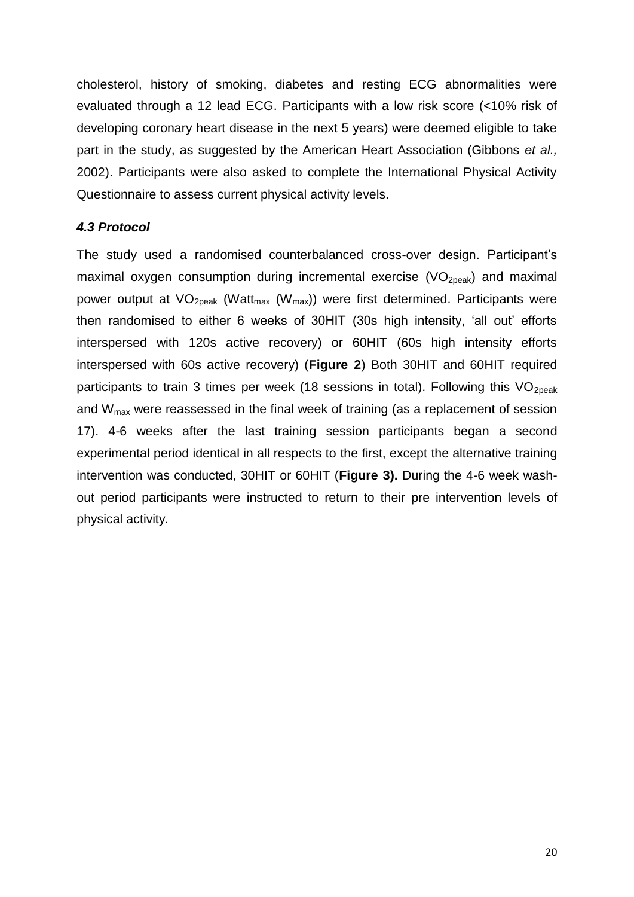cholesterol, history of smoking, diabetes and resting ECG abnormalities were evaluated through a 12 lead ECG. Participants with a low risk score (<10% risk of developing coronary heart disease in the next 5 years) were deemed eligible to take part in the study, as suggested by the American Heart Association (Gibbons *et al.,* 2002). Participants were also asked to complete the International Physical Activity Questionnaire to assess current physical activity levels.

### *4.3 Protocol*

The study used a randomised counterbalanced cross-over design. Participant's maximal oxygen consumption during incremental exercise ($VO_{2peak}$) and maximal power output at $VO_{2peak}$ ($Watt_{max}$ ($W_{max}$)) were first determined. Participants were then randomised to either 6 weeks of 30HIT (30s high intensity, 'all out' efforts interspersed with 120s active recovery) or 60HIT (60s high intensity efforts interspersed with 60s active recovery) (**Figure 2**) Both 30HIT and 60HIT required participants to train 3 times per week (18 sessions in total). Following this $VO_{2peak}$ and $W_{max}$ were reassessed in the final week of training (as a replacement of session 17). 4-6 weeks after the last training session participants began a second experimental period identical in all respects to the first, except the alternative training intervention was conducted, 30HIT or 60HIT (**Figure 3).** During the 4-6 week wash-out period participants were instructed to return to their pre intervention levels of physical activity.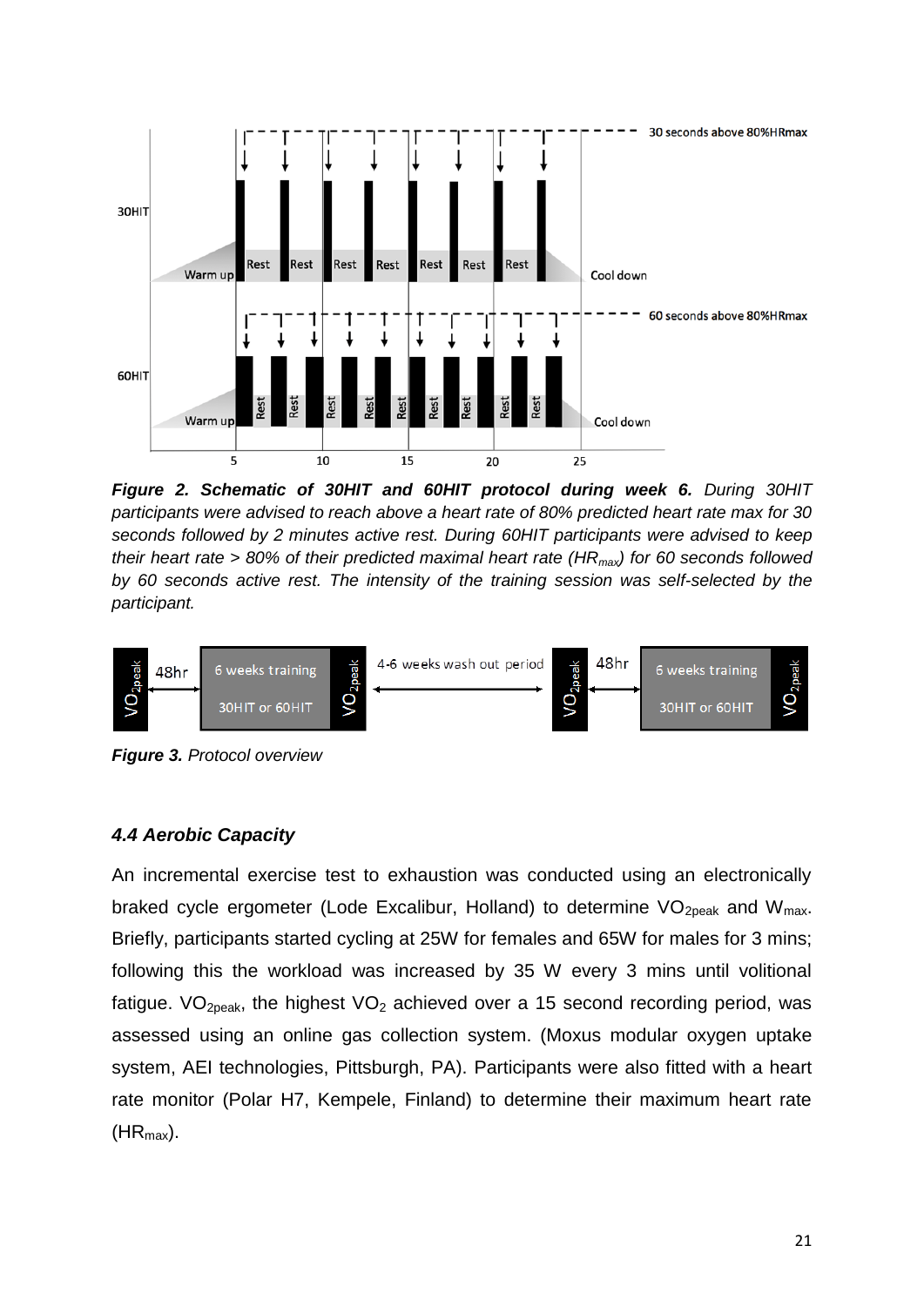***Figure 2. Schematic of 30HIT and 60HIT protocol during week 6.*** *During 30HIT participants were advised to reach above a heart rate of 80% predicted heart rate max for 30 seconds followed by 2 minutes active rest. During 60HIT participants were advised to keep their heart rate > 80% of their predicted maximal heart rate ($HR_{max}$) for 60 seconds followed by 60 seconds active rest. The intensity of the training session was self-selected by the participant.*

***Figure 3.*** *Protocol overview*

### *4.4 Aerobic Capacity*

An incremental exercise test to exhaustion was conducted using an electronically braked cycle ergometer (Lode Excalibur, Holland) to determine $VO_{2peak}$ and $W_{max}$. Briefly, participants started cycling at 25W for females and 65W for males for 3 mins; following this the workload was increased by 35 W every 3 mins until volitional fatigue. $VO_{2peak}$, the highest $VO_2$ achieved over a 15 second recording period, was assessed using an online gas collection system. (Moxus modular oxygen uptake system, AEI technologies, Pittsburgh, PA). Participants were also fitted with a heart rate monitor (Polar H7, Kempele, Finland) to determine their maximum heart rate ($HR_{max}$).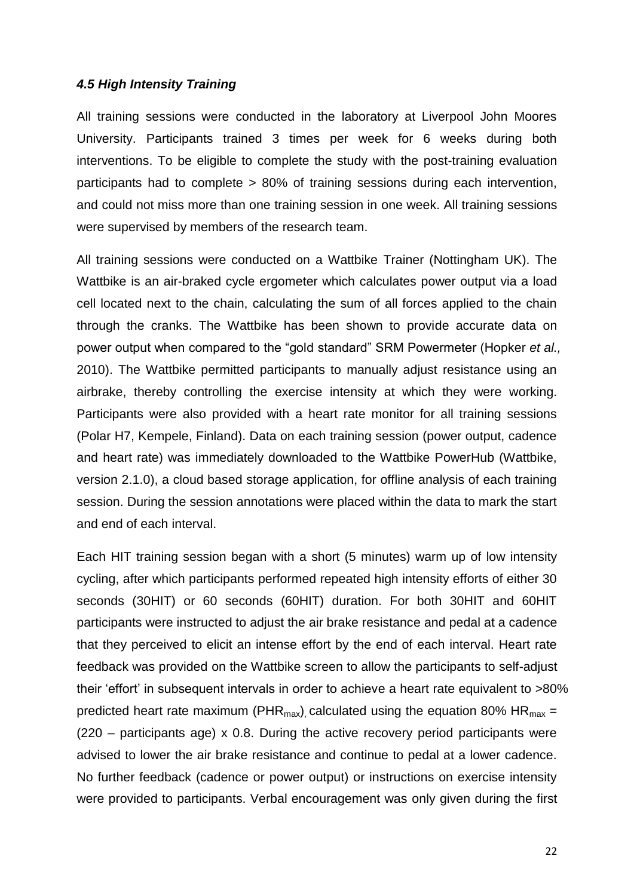### *4.5 High Intensity Training*

All training sessions were conducted in the laboratory at Liverpool John Moores University. Participants trained 3 times per week for 6 weeks during both interventions. To be eligible to complete the study with the post-training evaluation participants had to complete > 80% of training sessions during each intervention, and could not miss more than one training session in one week. All training sessions were supervised by members of the research team.

All training sessions were conducted on a Wattbike Trainer (Nottingham UK). The Wattbike is an air-braked cycle ergometer which calculates power output via a load cell located next to the chain, calculating the sum of all forces applied to the chain through the cranks. The Wattbike has been shown to provide accurate data on power output when compared to the "gold standard" SRM Powermeter (Hopker *et al.,* 2010). The Wattbike permitted participants to manually adjust resistance using an airbrake, thereby controlling the exercise intensity at which they were working. Participants were also provided with a heart rate monitor for all training sessions (Polar H7, Kempele, Finland). Data on each training session (power output, cadence and heart rate) was immediately downloaded to the Wattbike PowerHub (Wattbike, version 2.1.0), a cloud based storage application, for offline analysis of each training session. During the session annotations were placed within the data to mark the start and end of each interval.

Each HIT training session began with a short (5 minutes) warm up of low intensity cycling, after which participants performed repeated high intensity efforts of either 30 seconds (30HIT) or 60 seconds (60HIT) duration. For both 30HIT and 60HIT participants were instructed to adjust the air brake resistance and pedal at a cadence that they perceived to elicit an intense effort by the end of each interval. Heart rate feedback was provided on the Wattbike screen to allow the participants to self-adjust their 'effort' in subsequent intervals in order to achieve a heart rate equivalent to >80% predicted heart rate maximum ($PHR_{max}$), calculated using the equation 80% $HR_{max}$ = (220 – participants age) x 0.8. During the active recovery period participants were advised to lower the air brake resistance and continue to pedal at a lower cadence. No further feedback (cadence or power output) or instructions on exercise intensity were provided to participants. Verbal encouragement was only given during the first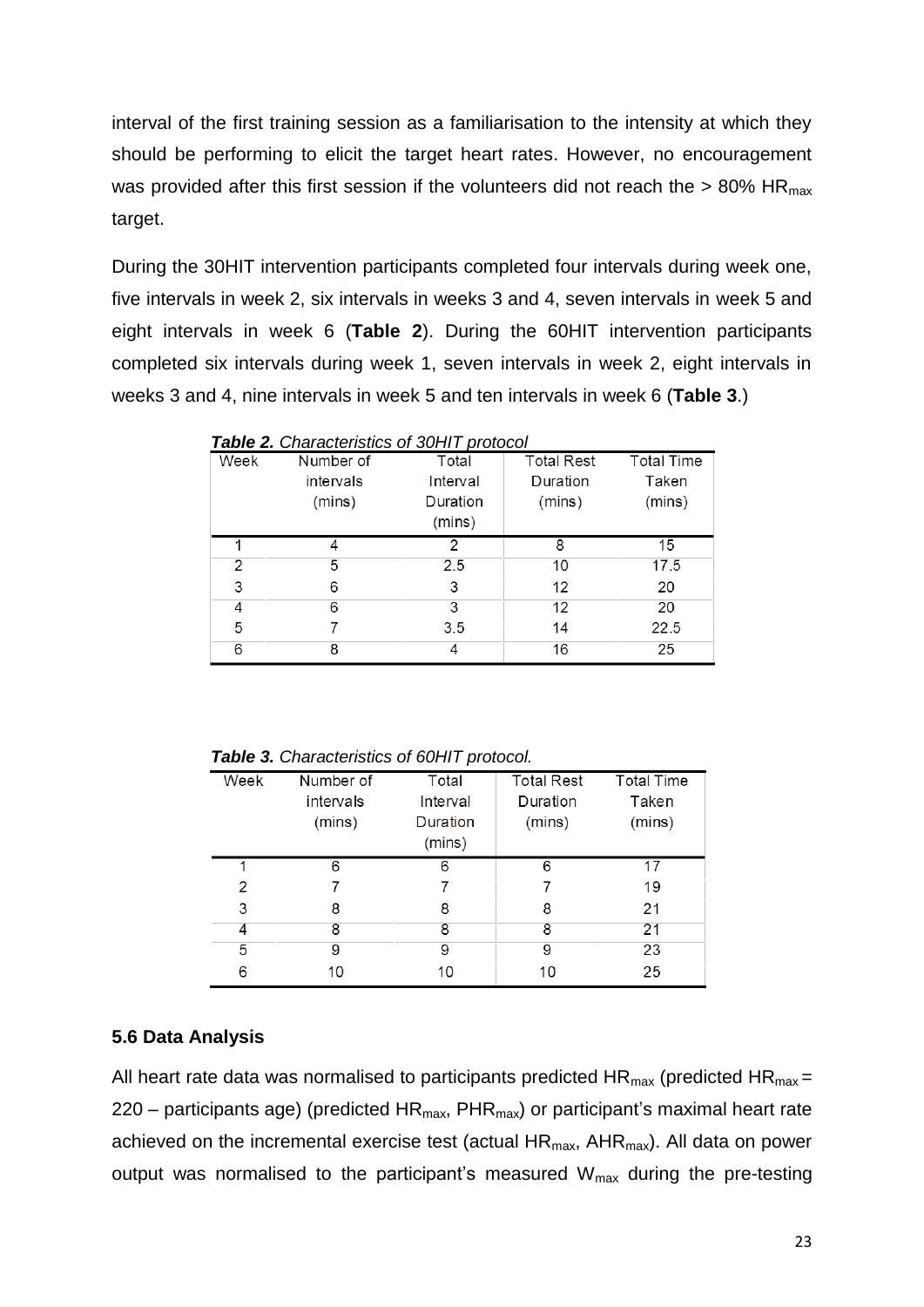interval of the first training session as a familiarisation to the intensity at which they should be performing to elicit the target heart rates. However, no encouragement was provided after this first session if the volunteers did not reach the > 80% $HR_{max}$ target.

During the 30HIT intervention participants completed four intervals during week one, five intervals in week 2, six intervals in weeks 3 and 4, seven intervals in week 5 and eight intervals in week 6 (**Table 2**). During the 60HIT intervention participants completed six intervals during week 1, seven intervals in week 2, eight intervals in weeks 3 and 4, nine intervals in week 5 and ten intervals in week 6 (**Table 3**.)

***Table 2.*** *Characteristics of 30HIT protocol*

| Week | Number of intervals (mins) | Total Interval Duration (mins) | Total Rest Duration (mins) | Total Time Taken (mins) |
|---|---|---|---|---|
| 1 | 4 | 2 | 8 | 15 |
| 2 | 5 | 2.5 | 10 | 17.5 |
| 3 | 6 | 3 | 12 | 20 |
| 4 | 6 | 3 | 12 | 20 |
| 5 | 7 | 3.5 | 14 | 22.5 |
| 6 | 8 | 4 | 16 | 25 |

***Table 3.*** *Characteristics of 60HIT protocol.*

| Week | Number of intervals (mins) | Total Interval Duration (mins) | Total Rest Duration (mins) | Total Time Taken (mins) |
|---|---|---|---|---|
| 1 | 6 | 6 | 6 | 17 |
| 2 | 7 | 7 | 7 | 19 |
| 3 | 8 | 8 | 8 | 21 |
| 4 | 8 | 8 | 8 | 21 |
| 5 | 9 | 9 | 9 | 23 |
| 6 | 10 | 10 | 10 | 25 |

### 5.6 Data Analysis

All heart rate data was normalised to participants predicted $HR_{max}$ (predicted $HR_{max}$ = 220 – participants age) (predicted $HR_{max}$, $PHR_{max}$) or participant's maximal heart rate achieved on the incremental exercise test (actual $HR_{max}$, $AHR_{max}$). All data on power output was normalised to the participant's measured $W_{max}$ during the pre-testing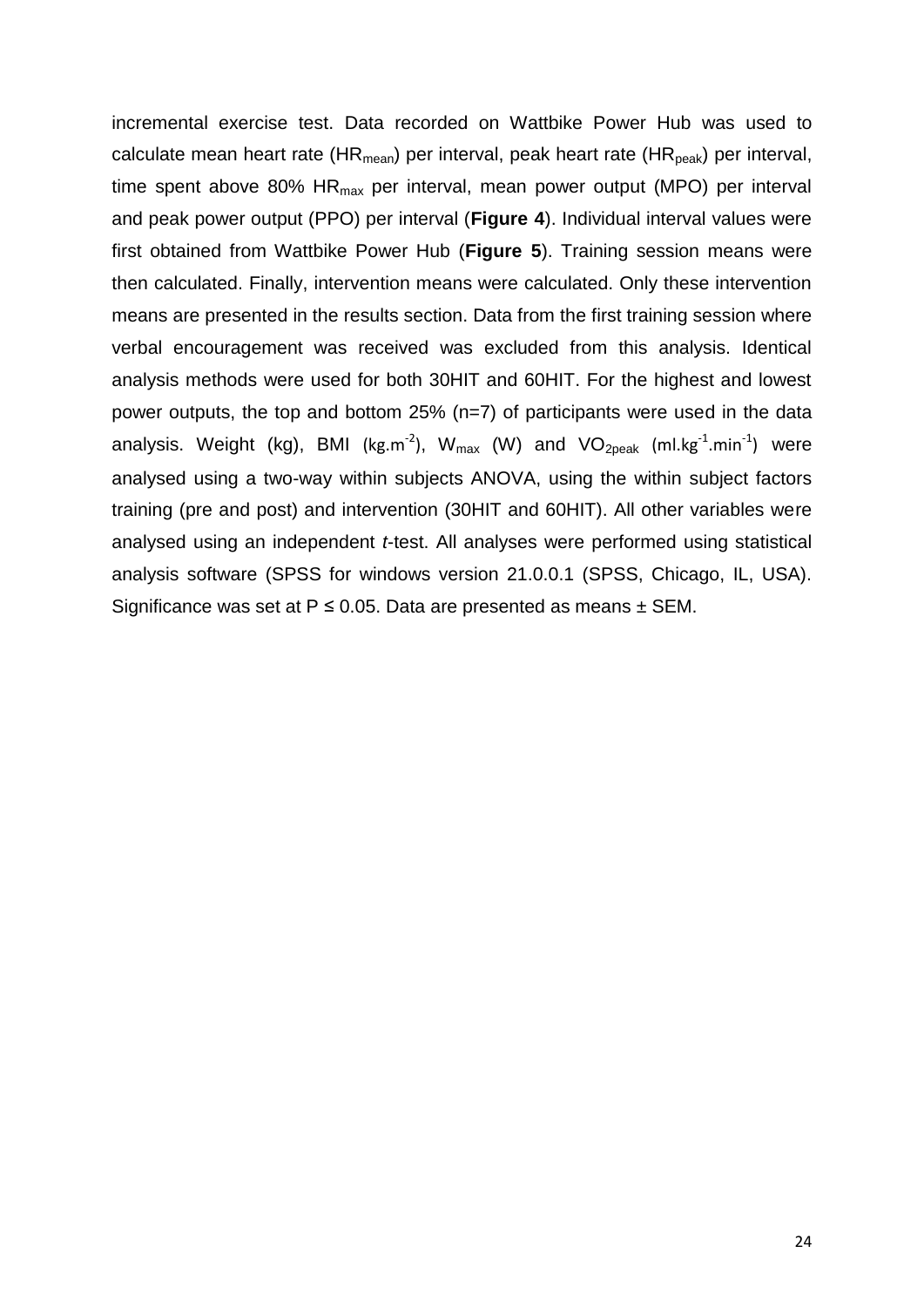incremental exercise test. Data recorded on Wattbike Power Hub was used to calculate mean heart rate ($HR_{mean}$) per interval, peak heart rate ($HR_{peak}$) per interval, time spent above 80% $HR_{max}$ per interval, mean power output (MPO) per interval and peak power output (PPO) per interval (**Figure 4**). Individual interval values were first obtained from Wattbike Power Hub (**Figure 5**). Training session means were then calculated. Finally, intervention means were calculated. Only these intervention means are presented in the results section. Data from the first training session where verbal encouragement was received was excluded from this analysis. Identical analysis methods were used for both 30HIT and 60HIT. For the highest and lowest power outputs, the top and bottom 25% (n=7) of participants were used in the data analysis. Weight (kg), BMI ($kg.m^{-2}$), $W_{max}$ (W) and $VO_{2peak}$ ($ml.kg^{-1}.min^{-1}$) were analysed using a two-way within subjects ANOVA, using the within subject factors training (pre and post) and intervention (30HIT and 60HIT). All other variables were analysed using an independent *t*-test. All analyses were performed using statistical analysis software (SPSS for windows version 21.0.0.1 (SPSS, Chicago, IL, USA). Significance was set at $P \leq 0.05$. Data are presented as means ± SEM.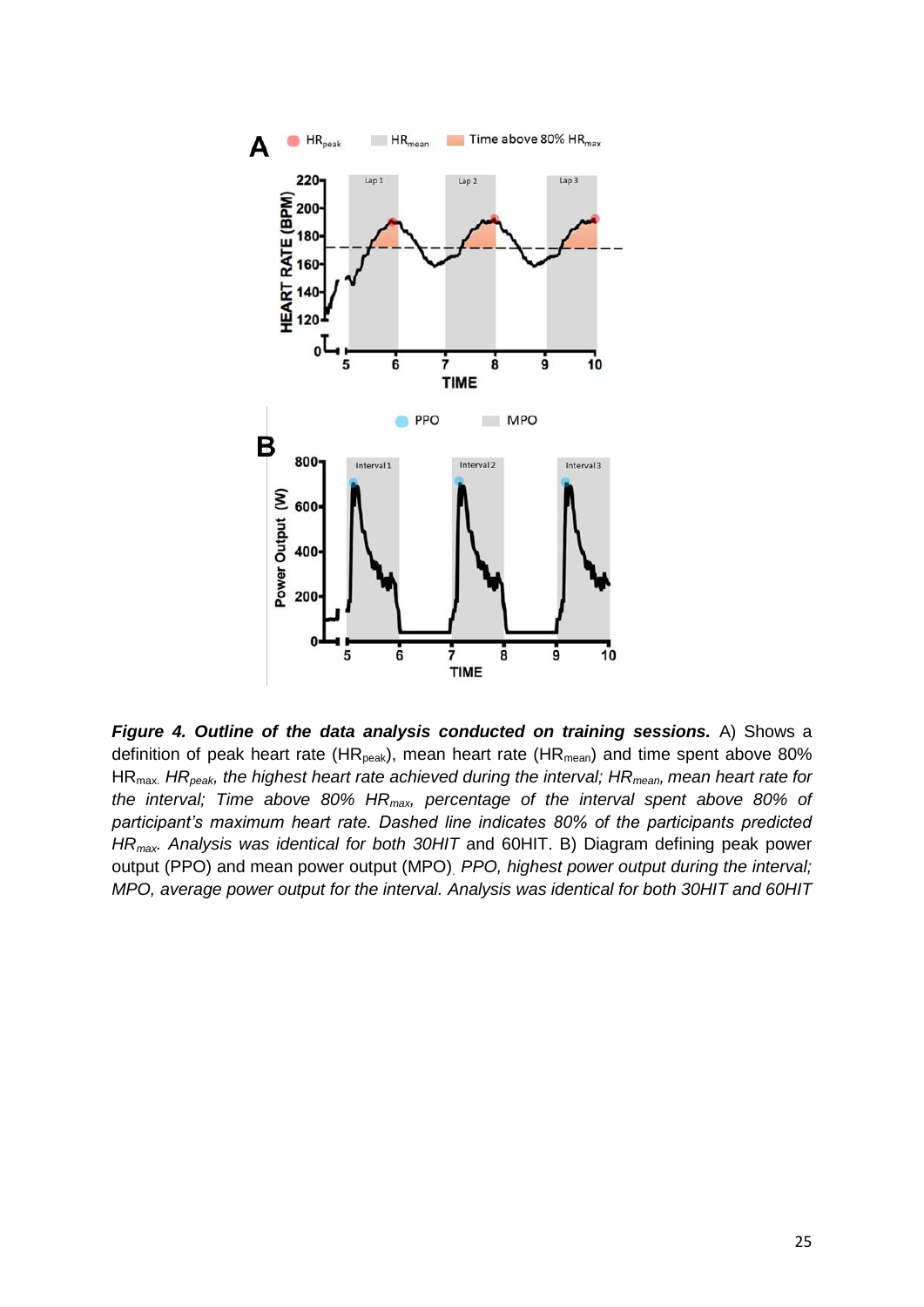***Figure 4. Outline of the data analysis conducted on training sessions.*** A) Shows a definition of peak heart rate ($HR_{peak}$), mean heart rate ($HR_{mean}$) and time spent above 80% $HR_{max}$. *$HR_{peak}$, the highest heart rate achieved during the interval; $HR_{mean}$, mean heart rate for the interval; Time above 80% $HR_{max}$, percentage of the interval spent above 80% of participant's maximum heart rate. Dashed line indicates 80% of the participants predicted $HR_{max}$. Analysis was identical for both 30HIT* and 60HIT. B) Diagram defining peak power output (PPO) and mean power output (MPO). *PPO, highest power output during the interval; MPO, average power output for the interval. Analysis was identical for both 30HIT and 60HIT*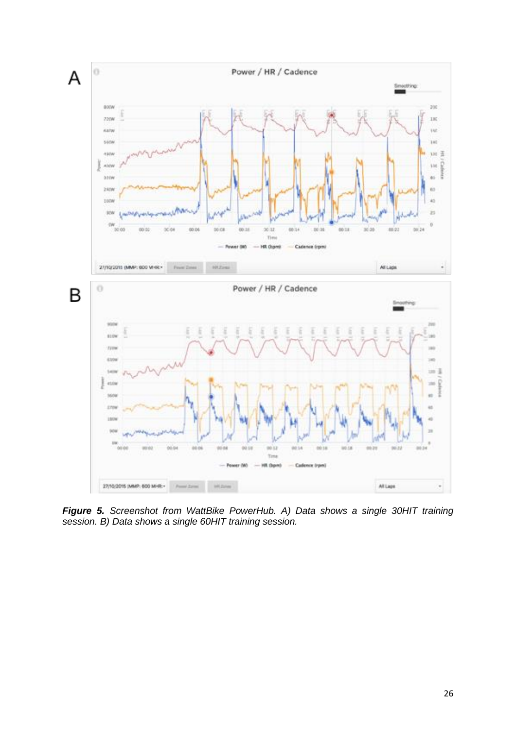***Figure 5.*** *Screenshot from WattBike PowerHub. A) Data shows a single 30HIT training session. B) Data shows a single 60HIT training session.*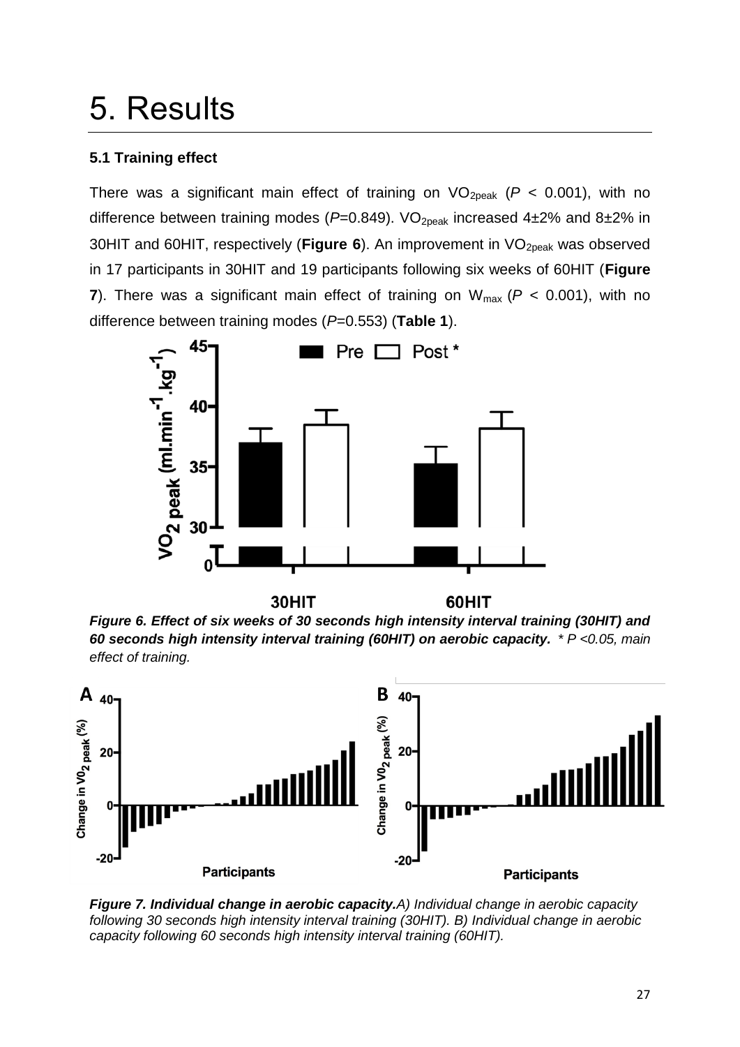# 5. Results

### 5.1 Training effect

There was a significant main effect of training on $VO_{2peak}$ ($P$ < 0.001), with no difference between training modes ($P$=0.849). $VO_{2peak}$ increased 4±2% and 8±2% in 30HIT and 60HIT, respectively (**Figure 6**). An improvement in $VO_{2peak}$ was observed in 17 participants in 30HIT and 19 participants following six weeks of 60HIT (**Figure 7**). There was a significant main effect of training on $W_{max}$ ($P$ < 0.001), with no difference between training modes ($P$=0.553) (**Table 1**).

***Figure 6. Effect of six weeks of 30 seconds high intensity interval training (30HIT) and 60 seconds high intensity interval training (60HIT) on aerobic capacity.*** *\* P <0.05, main effect of training.*

***Figure 7. Individual change in aerobic capacity.*** *A) Individual change in aerobic capacity following 30 seconds high intensity interval training (30HIT). B) Individual change in aerobic capacity following 60 seconds high intensity interval training (60HIT).*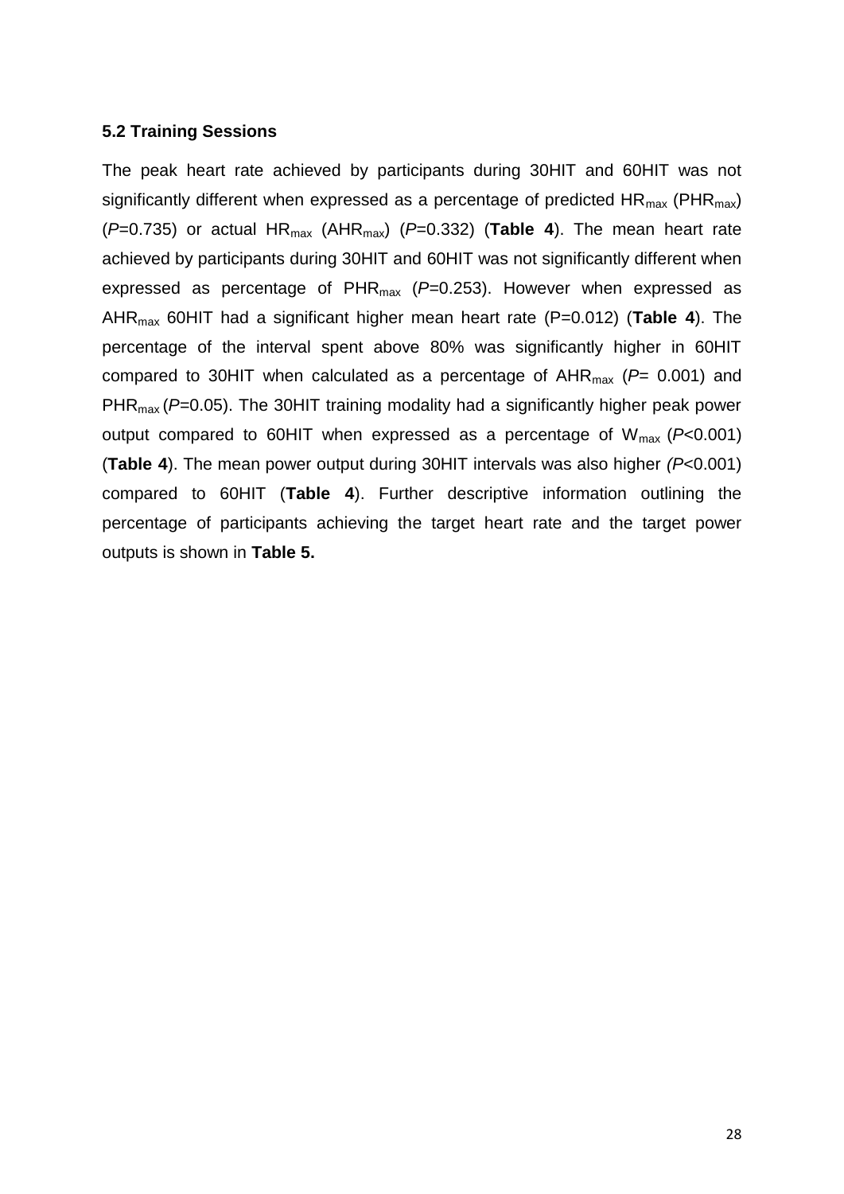### 5.2 Training Sessions

The peak heart rate achieved by participants during 30HIT and 60HIT was not significantly different when expressed as a percentage of predicted $HR_{max}$ ($PHR_{max}$) (*P*=0.735) or actual $HR_{max}$ ($AHR_{max}$) (*P*=0.332) (**Table 4**). The mean heart rate achieved by participants during 30HIT and 60HIT was not significantly different when expressed as percentage of $PHR_{max}$ (*P*=0.253). However when expressed as $AHR_{max}$ 60HIT had a significant higher mean heart rate (P=0.012) (**Table 4**). The percentage of the interval spent above 80% was significantly higher in 60HIT compared to 30HIT when calculated as a percentage of $AHR_{max}$ (*P*= 0.001) and $PHR_{max}$ (*P*=0.05). The 30HIT training modality had a significantly higher peak power output compared to 60HIT when expressed as a percentage of $W_{max}$ (*P*<0.001) (**Table 4**). The mean power output during 30HIT intervals was also higher *(P*<0.001) compared to 60HIT (**Table 4**). Further descriptive information outlining the percentage of participants achieving the target heart rate and the target power outputs is shown in **Table 5.**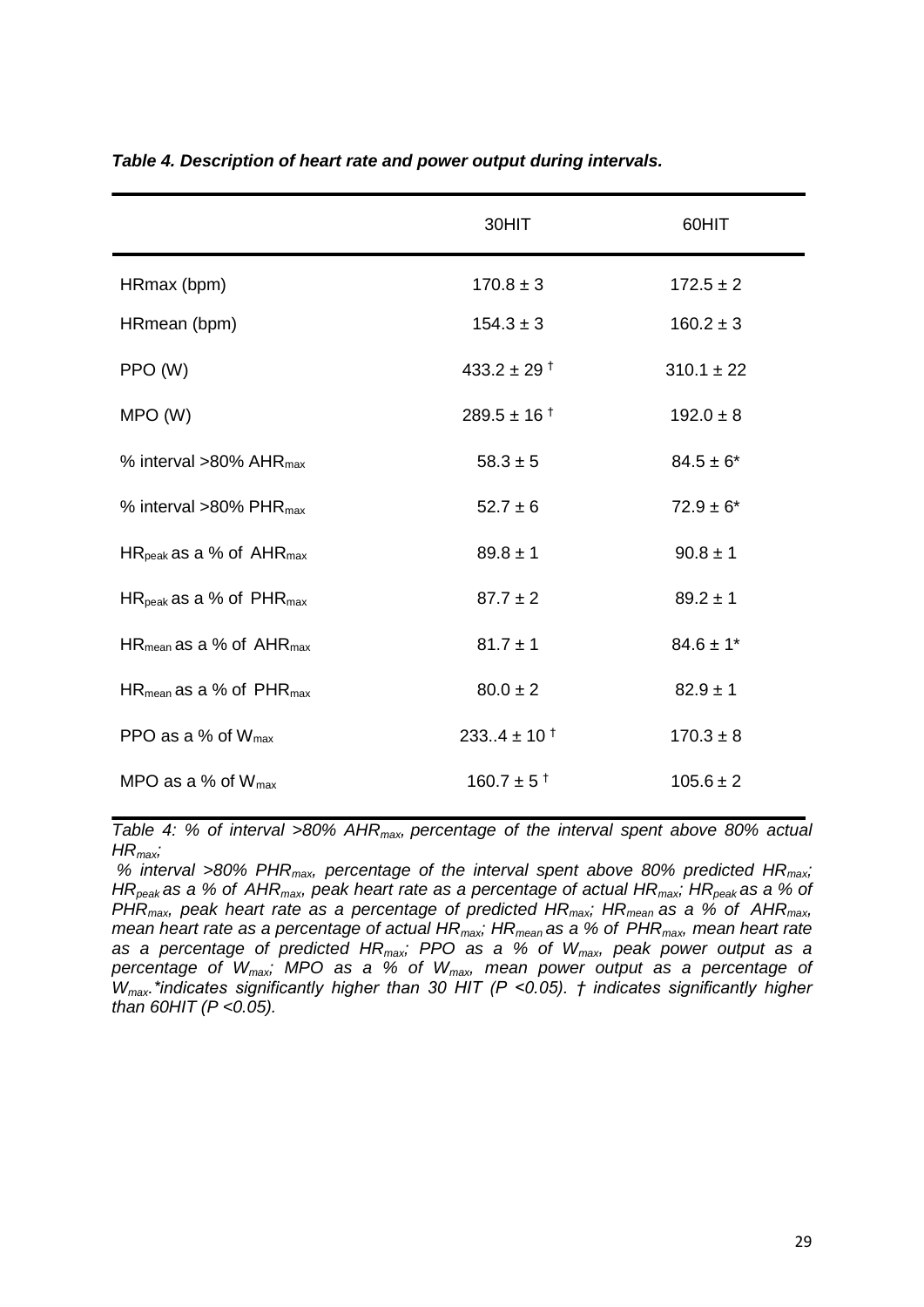***Table 4. Description of heart rate and power output during intervals.***

| | 30HIT | 60HIT |
|---|---|---|
| HRmax (bpm) | 170.8 ± 3 | 172.5 ± 2 |
| HRmean (bpm) | 154.3 ± 3 | 160.2 ± 3 |
| PPO (W) | 433.2 ± 29 † | 310.1 ± 22 |
| MPO (W) | 289.5 ± 16 † | 192.0 ± 8 |
| % interval >80% $AHR_{max}$ | 58.3 ± 5 | 84.5 ± 6* |
| % interval >80% $PHR_{max}$ | 52.7 ± 6 | 72.9 ± 6* |
| $HR_{peak}$ as a % of $AHR_{max}$ | 89.8 ± 1 | 90.8 ± 1 |
| $HR_{peak}$ as a % of $PHR_{max}$ | 87.7 ± 2 | 89.2 ± 1 |
| $HR_{mean}$ as a % of $AHR_{max}$ | 81.7 ± 1 | 84.6 ± 1* |
| $HR_{mean}$ as a % of $PHR_{max}$ | 80.0 ± 2 | 82.9 ± 1 |
| PPO as a % of $W_{max}$ | 233..4 ± 10 † | 170.3 ± 8 |
| MPO as a % of $W_{max}$ | 160.7 ± 5 † | 105.6 ± 2 |

*Table 4: % of interval >80% $AHR_{max}$, percentage of the interval spent above 80% actual $HR_{max}$;*
*% interval >80% $PHR_{max}$, percentage of the interval spent above 80% predicted $HR_{max}$; $HR_{peak}$ as a % of $AHR_{max}$, peak heart rate as a percentage of actual $HR_{max}$; $HR_{peak}$ as a % of $PHR_{max}$, peak heart rate as a percentage of predicted $HR_{max}$; $HR_{mean}$ as a % of $AHR_{max}$, mean heart rate as a percentage of actual $HR_{max}$; $HR_{mean}$ as a % of $PHR_{max}$, mean heart rate as a percentage of predicted $HR_{max}$; PPO as a % of $W_{max}$, peak power output as a percentage of $W_{max}$; MPO as a % of $W_{max}$, mean power output as a percentage of $W_{max}$. *indicates significantly higher than 30 HIT ($P < 0.05$). † indicates significantly higher than 60HIT ($P < 0.05$).*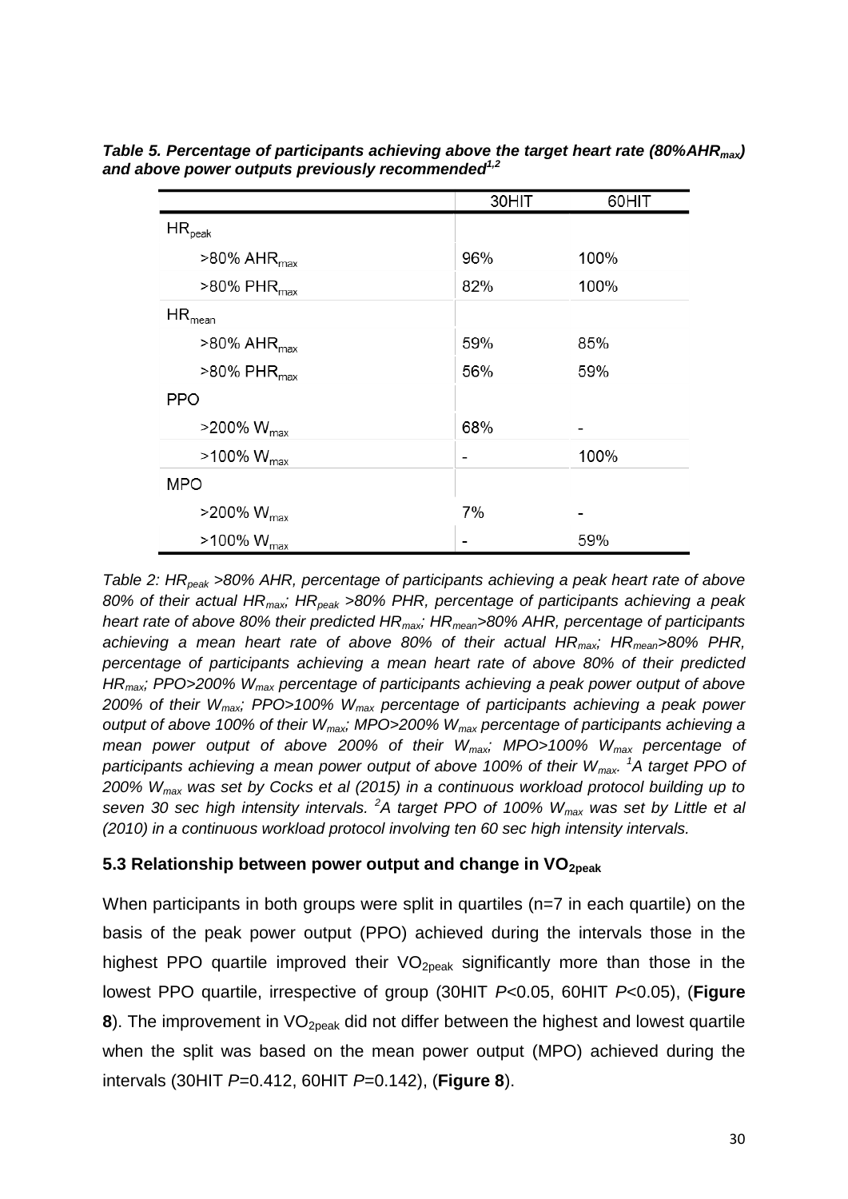***Table 5. Percentage of participants achieving above the target heart rate (80%$AHR_{max}$) and above power outputs previously recommended[1,2]***

| | 30HIT | 60HIT |
|---|---|---|
| $HR_{peak}$ | | |
| >80% $AHR_{max}$ | 96% | 100% |
| >80% $PHR_{max}$ | 82% | 100% |
| $HR_{mean}$ | | |
| >80% $AHR_{max}$ | 59% | 85% |
| >80% $PHR_{max}$ | 56% | 59% |
| PPO | | |
| >200% $W_{max}$ | 68% | - |
| >100% $W_{max}$ | - | 100% |
| MPO | | |
| >200% $W_{max}$ | 7% | - |
| >100% $W_{max}$ | - | 59% |

*Table 2: $HR_{peak}$ >80% AHR, percentage of participants achieving a peak heart rate of above 80% of their actual $HR_{max}$; $HR_{peak}$ >80% PHR, percentage of participants achieving a peak heart rate of above 80% their predicted $HR_{max}$; $HR_{mean}$>80% AHR, percentage of participants achieving a mean heart rate of above 80% of their actual $HR_{max}$; $HR_{mean}$>80% PHR, percentage of participants achieving a mean heart rate of above 80% of their predicted $HR_{max}$; PPO>200% $W_{max}$ percentage of participants achieving a peak power output of above 200% of their $W_{max}$; PPO>100% $W_{max}$ percentage of participants achieving a peak power output of above 100% of their $W_{max}$; MPO>200% $W_{max}$ percentage of participants achieving a mean power output of above 200% of their $W_{max}$; MPO>100% $W_{max}$ percentage of participants achieving a mean power output of above 100% of their $W_{max}$. [1]A target PPO of 200% $W_{max}$ was set by Cocks et al (2015) in a continuous workload protocol building up to seven 30 sec high intensity intervals. [2]A target PPO of 100% $W_{max}$ was set by Little et al (2010) in a continuous workload protocol involving ten 60 sec high intensity intervals.*

### 5.3 Relationship between power output and change in $VO_{2peak}$

When participants in both groups were split in quartiles (n=7 in each quartile) on the basis of the peak power output (PPO) achieved during the intervals those in the highest PPO quartile improved their $VO_{2peak}$ significantly more than those in the lowest PPO quartile, irrespective of group (30HIT $P$<0.05, 60HIT $P$<0.05), (**Figure 8**). The improvement in $VO_{2peak}$ did not differ between the highest and lowest quartile when the split was based on the mean power output (MPO) achieved during the intervals (30HIT $P$=0.412, 60HIT $P$=0.142), (**Figure 8**).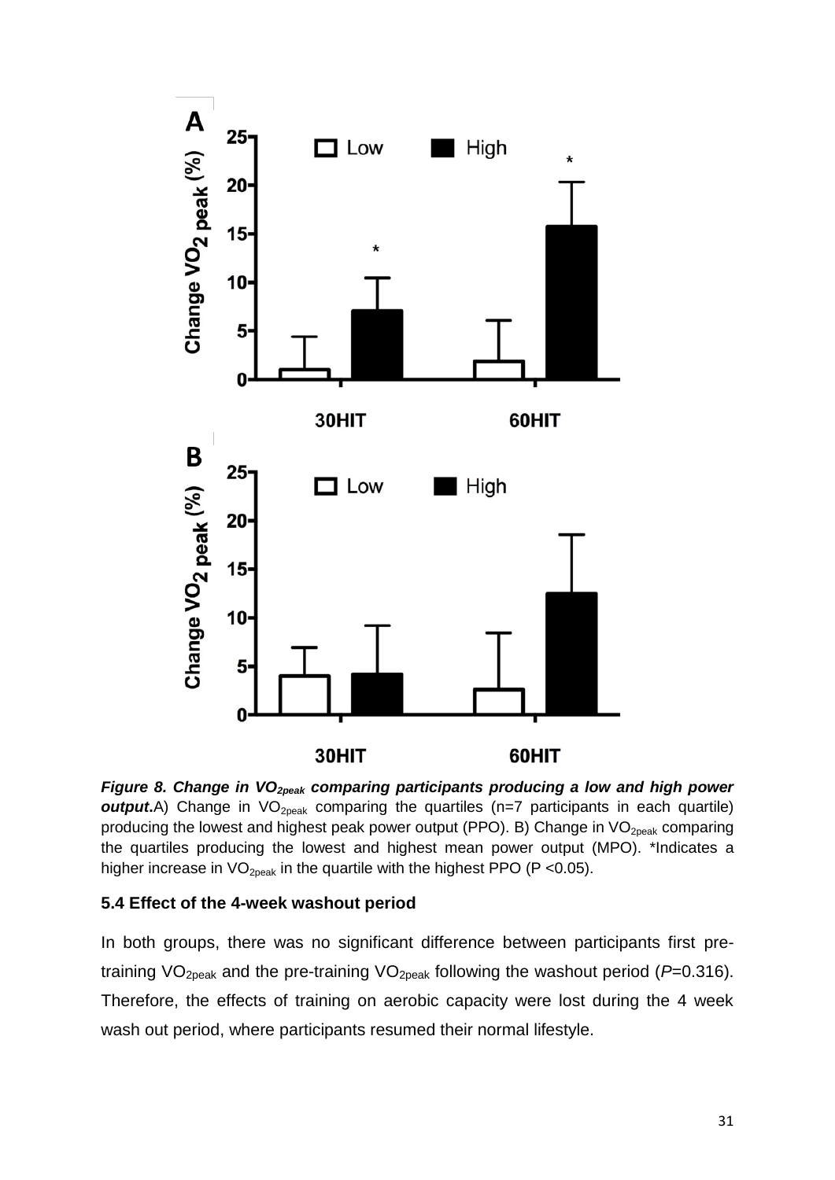***Figure 8. Change in $VO_{2peak}$ comparing participants producing a low and high power output.*** A) Change in $VO_{2peak}$ comparing the quartiles (n=7 participants in each quartile) producing the lowest and highest peak power output (PPO). B) Change in $VO_{2peak}$ comparing the quartiles producing the lowest and highest mean power output (MPO). *Indicates a higher increase in $VO_{2peak}$ in the quartile with the highest PPO ($P<0.05$).

### 5.4 Effect of the 4-week washout period

In both groups, there was no significant difference between participants first pre-training $VO_{2peak}$ and the pre-training $VO_{2peak}$ following the washout period ($P=0.316$). Therefore, the effects of training on aerobic capacity were lost during the 4 week wash out period, where participants resumed their normal lifestyle.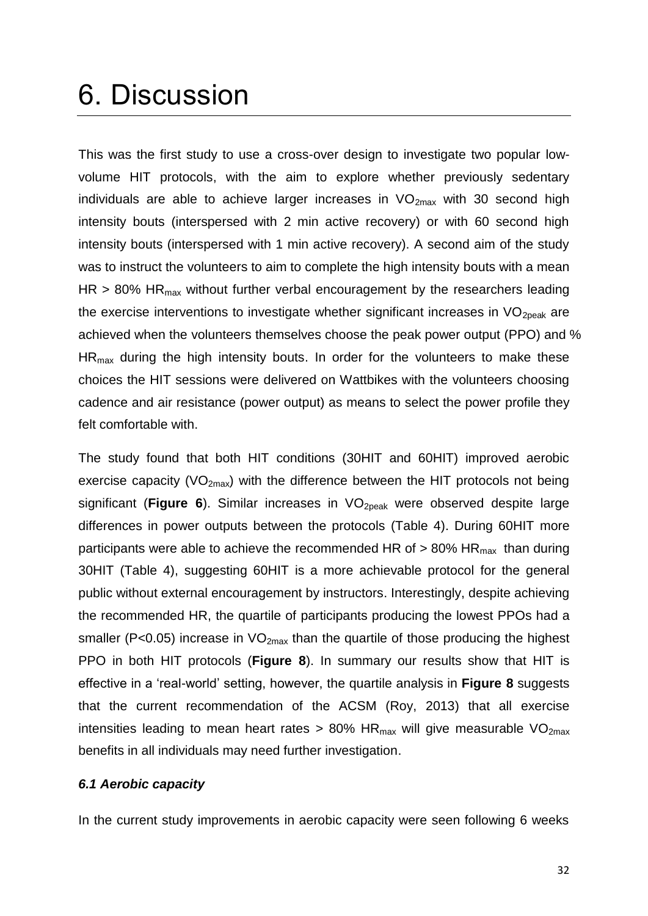# 6. Discussion

This was the first study to use a cross-over design to investigate two popular low-volume HIT protocols, with the aim to explore whether previously sedentary individuals are able to achieve larger increases in $VO_{2max}$ with 30 second high intensity bouts (interspersed with 2 min active recovery) or with 60 second high intensity bouts (interspersed with 1 min active recovery). A second aim of the study was to instruct the volunteers to aim to complete the high intensity bouts with a mean HR > 80% $HR_{max}$ without further verbal encouragement by the researchers leading the exercise interventions to investigate whether significant increases in $VO_{2peak}$ are achieved when the volunteers themselves choose the peak power output (PPO) and % $HR_{max}$ during the high intensity bouts. In order for the volunteers to make these choices the HIT sessions were delivered on Wattbikes with the volunteers choosing cadence and air resistance (power output) as means to select the power profile they felt comfortable with.

The study found that both HIT conditions (30HIT and 60HIT) improved aerobic exercise capacity ($VO_{2max}$) with the difference between the HIT protocols not being significant (**Figure 6**). Similar increases in $VO_{2peak}$ were observed despite large differences in power outputs between the protocols (Table 4). During 60HIT more participants were able to achieve the recommended HR of > 80% $HR_{max}$ than during 30HIT (Table 4), suggesting 60HIT is a more achievable protocol for the general public without external encouragement by instructors. Interestingly, despite achieving the recommended HR, the quartile of participants producing the lowest PPOs had a smaller ($P<0.05$) increase in $VO_{2max}$ than the quartile of those producing the highest PPO in both HIT protocols (**Figure 8**). In summary our results show that HIT is effective in a 'real-world' setting, however, the quartile analysis in **Figure 8** suggests that the current recommendation of the ACSM (Roy, 2013) that all exercise intensities leading to mean heart rates > 80% $HR_{max}$ will give measurable $VO_{2max}$ benefits in all individuals may need further investigation.

### *6.1 Aerobic capacity*

In the current study improvements in aerobic capacity were seen following 6 weeks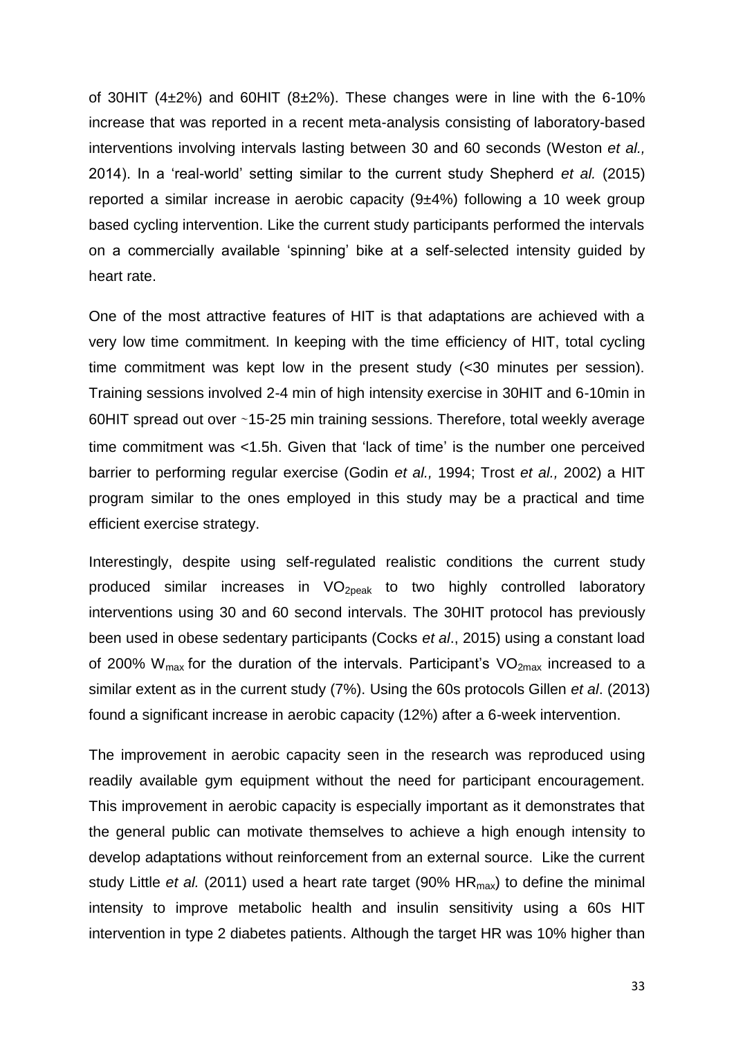of 30HIT (4±2%) and 60HIT (8±2%). These changes were in line with the 6-10% increase that was reported in a recent meta-analysis consisting of laboratory-based interventions involving intervals lasting between 30 and 60 seconds (Weston *et al.,* 2014). In a 'real-world' setting similar to the current study Shepherd *et al.* (2015) reported a similar increase in aerobic capacity (9±4%) following a 10 week group based cycling intervention. Like the current study participants performed the intervals on a commercially available 'spinning' bike at a self-selected intensity guided by heart rate.

One of the most attractive features of HIT is that adaptations are achieved with a very low time commitment. In keeping with the time efficiency of HIT, total cycling time commitment was kept low in the present study (<30 minutes per session). Training sessions involved 2-4 min of high intensity exercise in 30HIT and 6-10min in 60HIT spread out over ~15-25 min training sessions. Therefore, total weekly average time commitment was <1.5h. Given that 'lack of time' is the number one perceived barrier to performing regular exercise (Godin *et al.,* 1994; Trost *et al.,* 2002) a HIT program similar to the ones employed in this study may be a practical and time efficient exercise strategy.

Interestingly, despite using self-regulated realistic conditions the current study produced similar increases in $VO_{2peak}$ to two highly controlled laboratory interventions using 30 and 60 second intervals. The 30HIT protocol has previously been used in obese sedentary participants (Cocks *et al*., 2015) using a constant load of 200% $W_{max}$ for the duration of the intervals. Participant's $VO_{2max}$ increased to a similar extent as in the current study (7%). Using the 60s protocols Gillen *et al*. (2013) found a significant increase in aerobic capacity (12%) after a 6-week intervention.

The improvement in aerobic capacity seen in the research was reproduced using readily available gym equipment without the need for participant encouragement. This improvement in aerobic capacity is especially important as it demonstrates that the general public can motivate themselves to achieve a high enough intensity to develop adaptations without reinforcement from an external source. Like the current study Little *et al.* (2011) used a heart rate target (90% $HR_{max}$) to define the minimal intensity to improve metabolic health and insulin sensitivity using a 60s HIT intervention in type 2 diabetes patients. Although the target HR was 10% higher than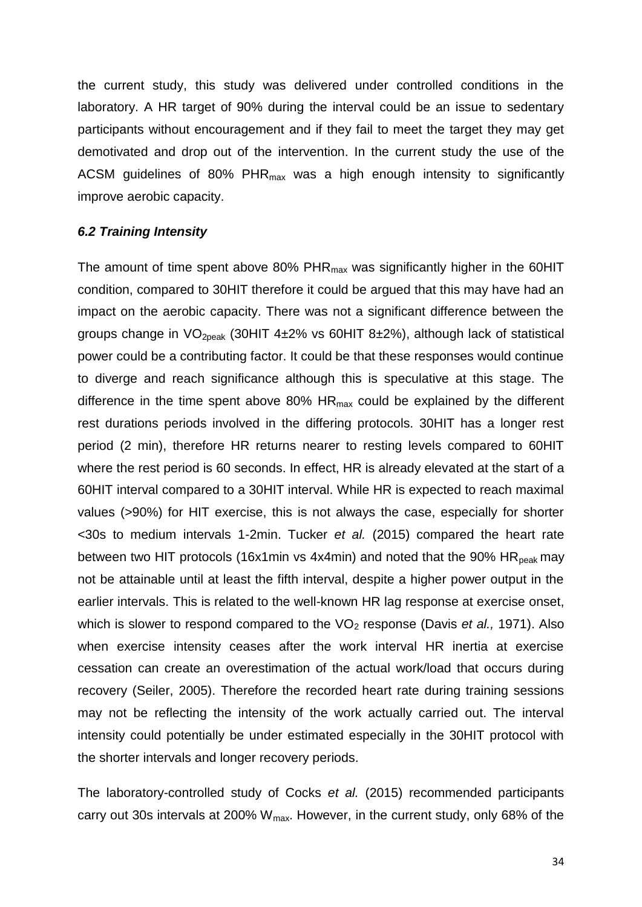the current study, this study was delivered under controlled conditions in the laboratory. A HR target of 90% during the interval could be an issue to sedentary participants without encouragement and if they fail to meet the target they may get demotivated and drop out of the intervention. In the current study the use of the ACSM guidelines of 80% $PHR_{max}$ was a high enough intensity to significantly improve aerobic capacity.

### *6.2 Training Intensity*

The amount of time spent above 80% $PHR_{max}$ was significantly higher in the 60HIT condition, compared to 30HIT therefore it could be argued that this may have had an impact on the aerobic capacity. There was not a significant difference between the groups change in $VO_{2peak}$ (30HIT 4±2% vs 60HIT 8±2%), although lack of statistical power could be a contributing factor. It could be that these responses would continue to diverge and reach significance although this is speculative at this stage. The difference in the time spent above 80% $HR_{max}$ could be explained by the different rest durations periods involved in the differing protocols. 30HIT has a longer rest period (2 min), therefore HR returns nearer to resting levels compared to 60HIT where the rest period is 60 seconds. In effect, HR is already elevated at the start of a 60HIT interval compared to a 30HIT interval. While HR is expected to reach maximal values (>90%) for HIT exercise, this is not always the case, especially for shorter <30s to medium intervals 1-2min. Tucker *et al.* (2015) compared the heart rate between two HIT protocols (16x1min vs 4x4min) and noted that the 90% $HR_{peak}$ may not be attainable until at least the fifth interval, despite a higher power output in the earlier intervals. This is related to the well-known HR lag response at exercise onset, which is slower to respond compared to the $VO_2$ response (Davis *et al.,* 1971). Also when exercise intensity ceases after the work interval HR inertia at exercise cessation can create an overestimation of the actual work/load that occurs during recovery (Seiler, 2005). Therefore the recorded heart rate during training sessions may not be reflecting the intensity of the work actually carried out. The interval intensity could potentially be under estimated especially in the 30HIT protocol with the shorter intervals and longer recovery periods.

The laboratory-controlled study of Cocks *et al.* (2015) recommended participants carry out 30s intervals at 200% $W_{max}$. However, in the current study, only 68% of the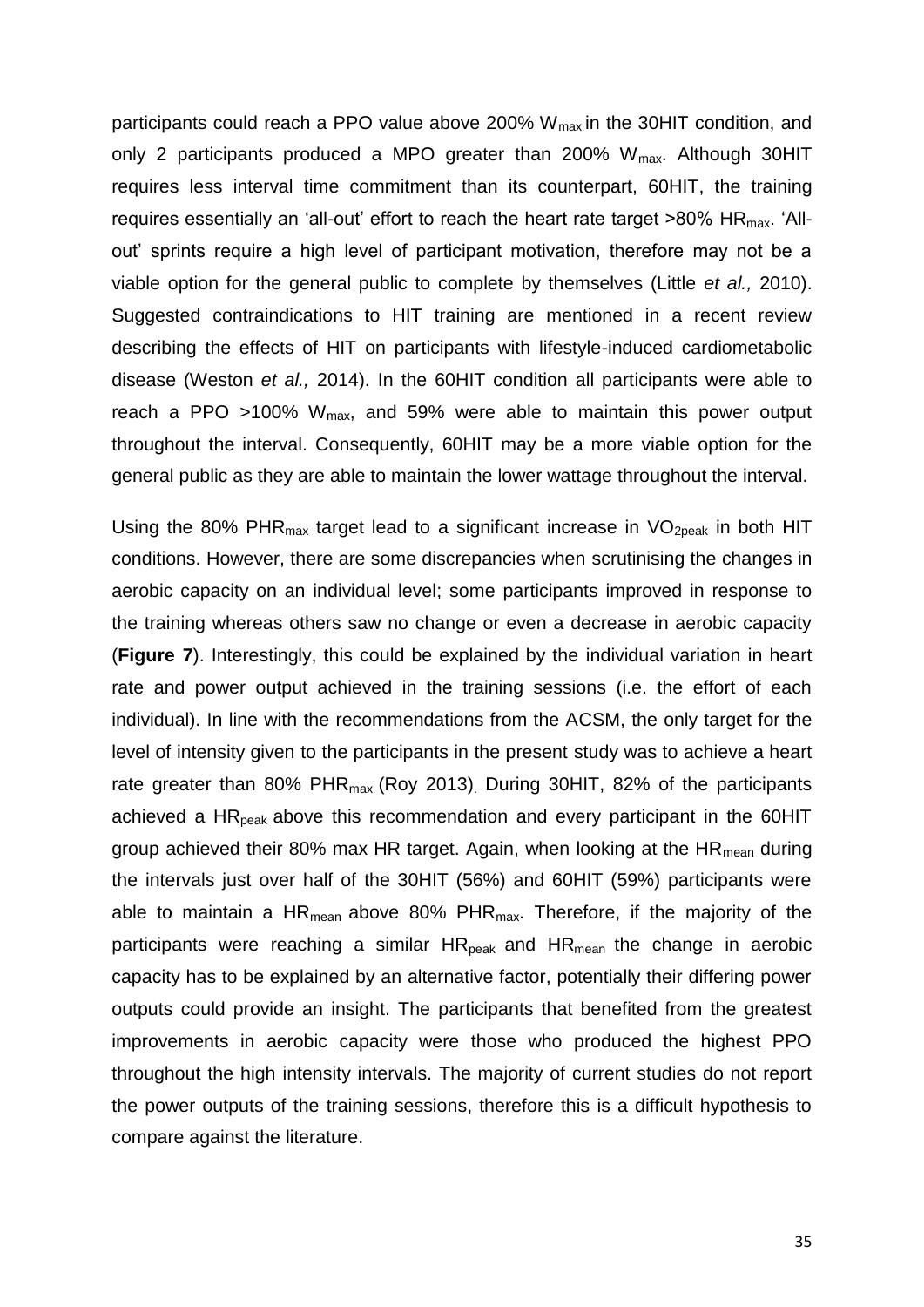participants could reach a PPO value above 200% $W_{max}$ in the 30HIT condition, and only 2 participants produced a MPO greater than 200% $W_{max}$. Although 30HIT requires less interval time commitment than its counterpart, 60HIT, the training requires essentially an 'all-out' effort to reach the heart rate target >80% $HR_{max}$. 'All-out' sprints require a high level of participant motivation, therefore may not be a viable option for the general public to complete by themselves (Little *et al.,* 2010). Suggested contraindications to HIT training are mentioned in a recent review describing the effects of HIT on participants with lifestyle-induced cardiometabolic disease (Weston *et al.,* 2014). In the 60HIT condition all participants were able to reach a PPO >100% $W_{max}$, and 59% were able to maintain this power output throughout the interval. Consequently, 60HIT may be a more viable option for the general public as they are able to maintain the lower wattage throughout the interval.

Using the 80% $PHR_{max}$ target lead to a significant increase in $VO_{2peak}$ in both HIT conditions. However, there are some discrepancies when scrutinising the changes in aerobic capacity on an individual level; some participants improved in response to the training whereas others saw no change or even a decrease in aerobic capacity (**Figure 7**). Interestingly, this could be explained by the individual variation in heart rate and power output achieved in the training sessions (i.e. the effort of each individual). In line with the recommendations from the ACSM, the only target for the level of intensity given to the participants in the present study was to achieve a heart rate greater than 80% $PHR_{max}$ (Roy 2013). During 30HIT, 82% of the participants achieved a $HR_{peak}$ above this recommendation and every participant in the 60HIT group achieved their 80% max HR target. Again, when looking at the $HR_{mean}$ during the intervals just over half of the 30HIT (56%) and 60HIT (59%) participants were able to maintain a $HR_{mean}$ above 80% $PHR_{max}$. Therefore, if the majority of the participants were reaching a similar $HR_{peak}$ and $HR_{mean}$ the change in aerobic capacity has to be explained by an alternative factor, potentially their differing power outputs could provide an insight. The participants that benefited from the greatest improvements in aerobic capacity were those who produced the highest PPO throughout the high intensity intervals. The majority of current studies do not report the power outputs of the training sessions, therefore this is a difficult hypothesis to compare against the literature.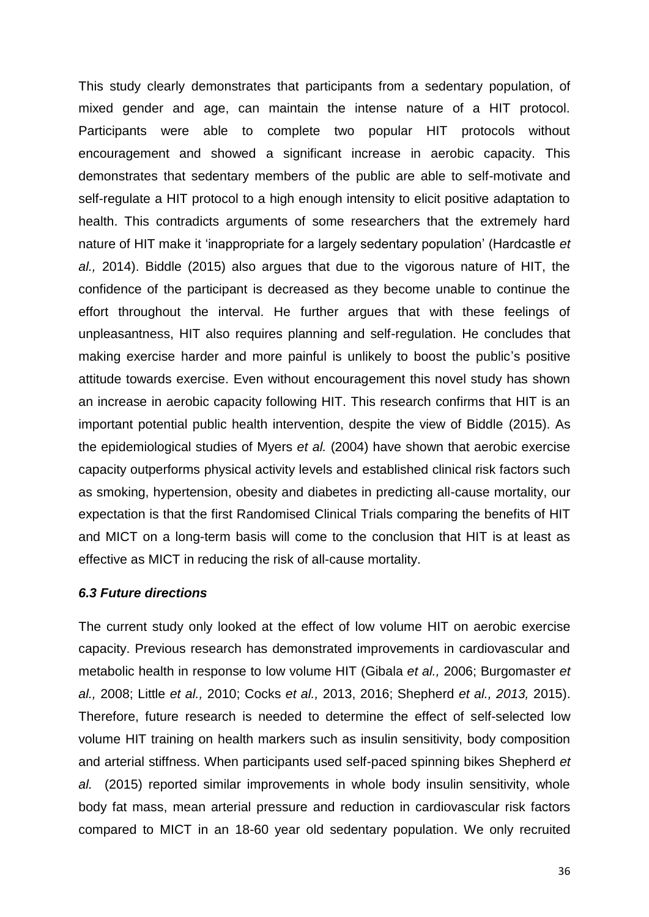This study clearly demonstrates that participants from a sedentary population, of mixed gender and age, can maintain the intense nature of a HIT protocol. Participants were able to complete two popular HIT protocols without encouragement and showed a significant increase in aerobic capacity. This demonstrates that sedentary members of the public are able to self-motivate and self-regulate a HIT protocol to a high enough intensity to elicit positive adaptation to health. This contradicts arguments of some researchers that the extremely hard nature of HIT make it 'inappropriate for a largely sedentary population' (Hardcastle *et al.,* 2014). Biddle (2015) also argues that due to the vigorous nature of HIT, the confidence of the participant is decreased as they become unable to continue the effort throughout the interval. He further argues that with these feelings of unpleasantness, HIT also requires planning and self-regulation. He concludes that making exercise harder and more painful is unlikely to boost the public's positive attitude towards exercise. Even without encouragement this novel study has shown an increase in aerobic capacity following HIT. This research confirms that HIT is an important potential public health intervention, despite the view of Biddle (2015). As the epidemiological studies of Myers *et al.* (2004) have shown that aerobic exercise capacity outperforms physical activity levels and established clinical risk factors such as smoking, hypertension, obesity and diabetes in predicting all-cause mortality, our expectation is that the first Randomised Clinical Trials comparing the benefits of HIT and MICT on a long-term basis will come to the conclusion that HIT is at least as effective as MICT in reducing the risk of all-cause mortality.

### *6.3 Future directions*

The current study only looked at the effect of low volume HIT on aerobic exercise capacity. Previous research has demonstrated improvements in cardiovascular and metabolic health in response to low volume HIT (Gibala *et al.,* 2006; Burgomaster *et al.,* 2008; Little *et al.,* 2010; Cocks *et al.,* 2013, 2016; Shepherd *et al., 2013,* 2015). Therefore, future research is needed to determine the effect of self-selected low volume HIT training on health markers such as insulin sensitivity, body composition and arterial stiffness. When participants used self-paced spinning bikes Shepherd *et al.* (2015) reported similar improvements in whole body insulin sensitivity, whole body fat mass, mean arterial pressure and reduction in cardiovascular risk factors compared to MICT in an 18-60 year old sedentary population. We only recruited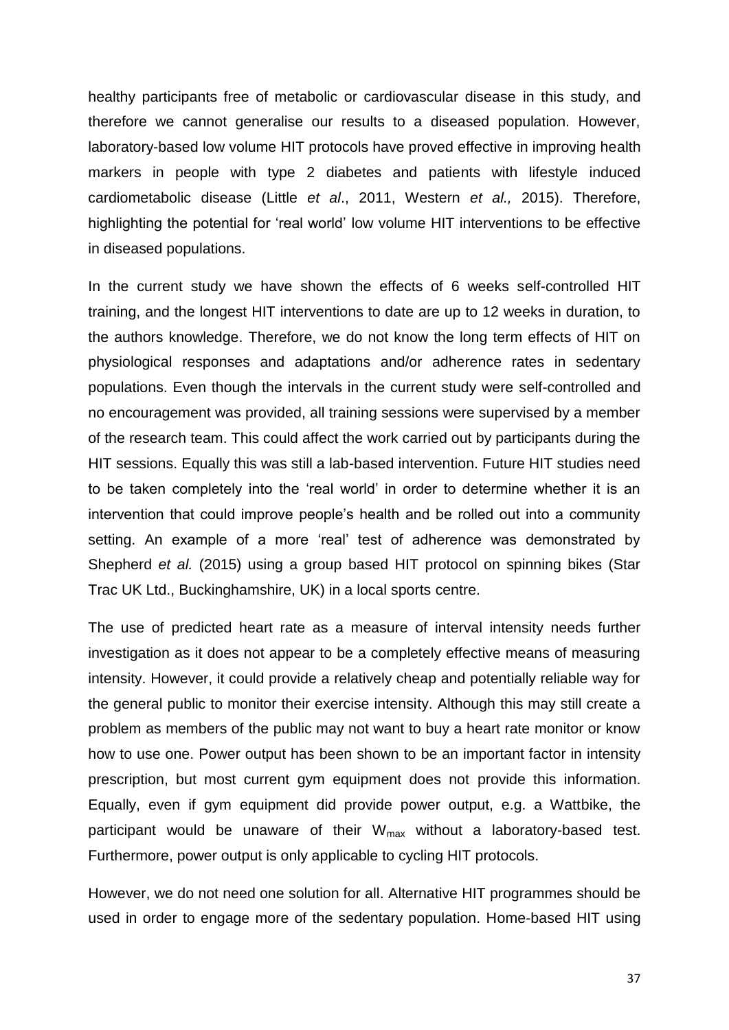healthy participants free of metabolic or cardiovascular disease in this study, and therefore we cannot generalise our results to a diseased population. However, laboratory-based low volume HIT protocols have proved effective in improving health markers in people with type 2 diabetes and patients with lifestyle induced cardiometabolic disease (Little *et al*., 2011, Western *et al.,* 2015). Therefore, highlighting the potential for 'real world' low volume HIT interventions to be effective in diseased populations.

In the current study we have shown the effects of 6 weeks self-controlled HIT training, and the longest HIT interventions to date are up to 12 weeks in duration, to the authors knowledge. Therefore, we do not know the long term effects of HIT on physiological responses and adaptations and/or adherence rates in sedentary populations. Even though the intervals in the current study were self-controlled and no encouragement was provided, all training sessions were supervised by a member of the research team. This could affect the work carried out by participants during the HIT sessions. Equally this was still a lab-based intervention. Future HIT studies need to be taken completely into the 'real world' in order to determine whether it is an intervention that could improve people's health and be rolled out into a community setting. An example of a more 'real' test of adherence was demonstrated by Shepherd *et al.* (2015) using a group based HIT protocol on spinning bikes (Star Trac UK Ltd., Buckinghamshire, UK) in a local sports centre.

The use of predicted heart rate as a measure of interval intensity needs further investigation as it does not appear to be a completely effective means of measuring intensity. However, it could provide a relatively cheap and potentially reliable way for the general public to monitor their exercise intensity. Although this may still create a problem as members of the public may not want to buy a heart rate monitor or know how to use one. Power output has been shown to be an important factor in intensity prescription, but most current gym equipment does not provide this information. Equally, even if gym equipment did provide power output, e.g. a Wattbike, the participant would be unaware of their $W_{max}$ without a laboratory-based test. Furthermore, power output is only applicable to cycling HIT protocols.

However, we do not need one solution for all. Alternative HIT programmes should be used in order to engage more of the sedentary population. Home-based HIT using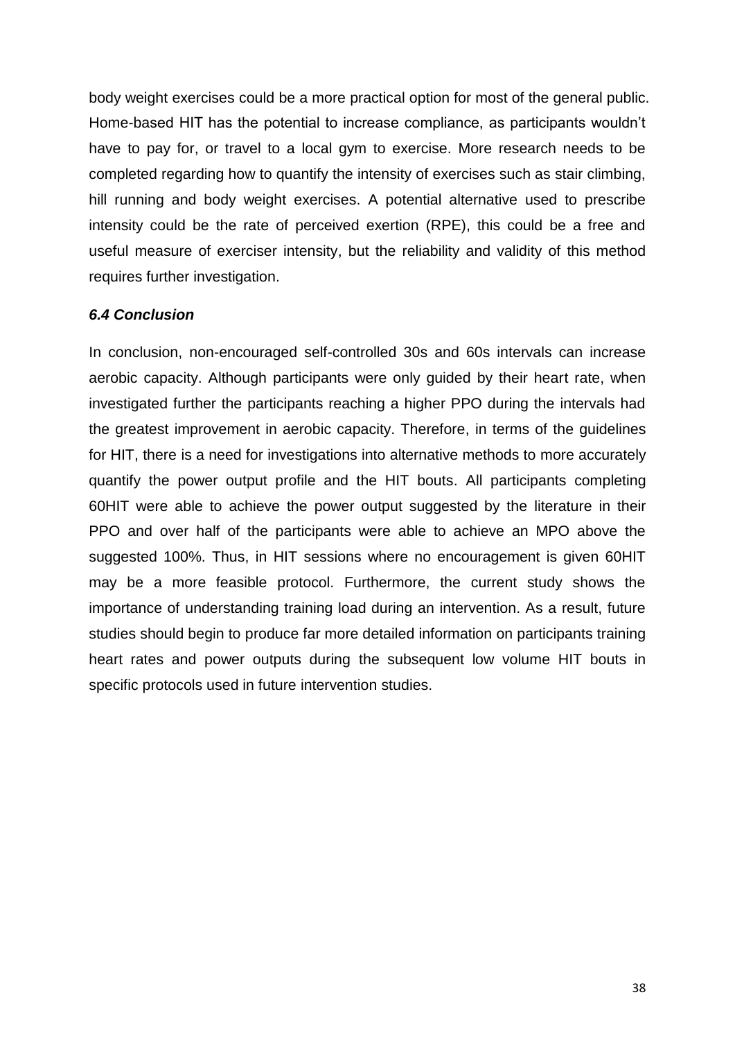body weight exercises could be a more practical option for most of the general public. Home-based HIT has the potential to increase compliance, as participants wouldn't have to pay for, or travel to a local gym to exercise. More research needs to be completed regarding how to quantify the intensity of exercises such as stair climbing, hill running and body weight exercises. A potential alternative used to prescribe intensity could be the rate of perceived exertion (RPE), this could be a free and useful measure of exerciser intensity, but the reliability and validity of this method requires further investigation.

### *6.4 Conclusion*

In conclusion, non-encouraged self-controlled 30s and 60s intervals can increase aerobic capacity. Although participants were only guided by their heart rate, when investigated further the participants reaching a higher PPO during the intervals had the greatest improvement in aerobic capacity. Therefore, in terms of the guidelines for HIT, there is a need for investigations into alternative methods to more accurately quantify the power output profile and the HIT bouts. All participants completing 60HIT were able to achieve the power output suggested by the literature in their PPO and over half of the participants were able to achieve an MPO above the suggested 100%. Thus, in HIT sessions where no encouragement is given 60HIT may be a more feasible protocol. Furthermore, the current study shows the importance of understanding training load during an intervention. As a result, future studies should begin to produce far more detailed information on participants training heart rates and power outputs during the subsequent low volume HIT bouts in specific protocols used in future intervention studies.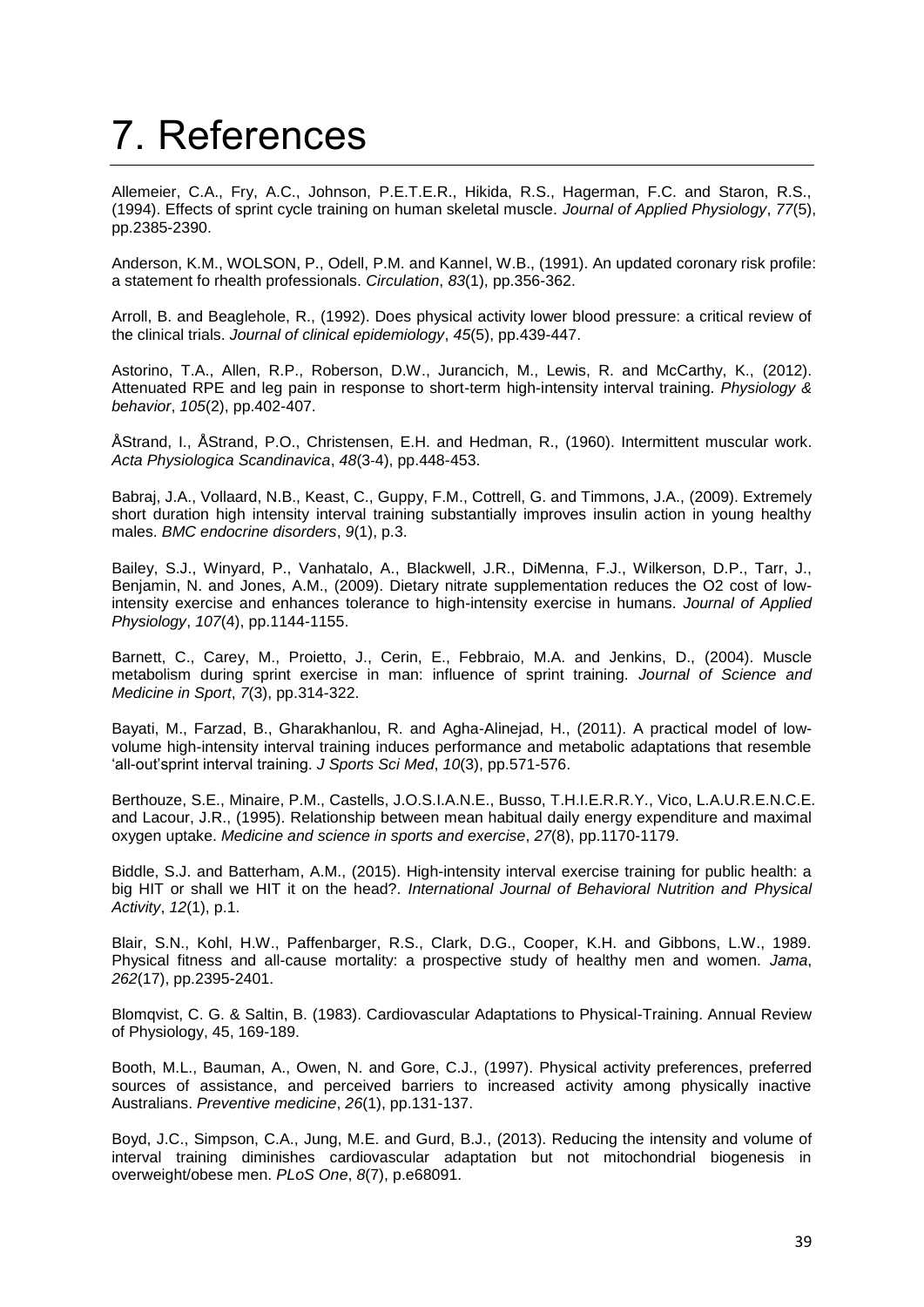# 7. References

Allemeier, C.A., Fry, A.C., Johnson, P.E.T.E.R., Hikida, R.S., Hagerman, F.C. and Staron, R.S., (1994). Effects of sprint cycle training on human skeletal muscle. *Journal of Applied Physiology*, *77*(5), pp.2385-2390.

Anderson, K.M., WOLSON, P., Odell, P.M. and Kannel, W.B., (1991). An updated coronary risk profile: a statement fo rhealth professionals. *Circulation*, *83*(1), pp.356-362.

Arroll, B. and Beaglehole, R., (1992). Does physical activity lower blood pressure: a critical review of the clinical trials. *Journal of clinical epidemiology*, *45*(5), pp.439-447.

Astorino, T.A., Allen, R.P., Roberson, D.W., Jurancich, M., Lewis, R. and McCarthy, K., (2012). Attenuated RPE and leg pain in response to short-term high-intensity interval training. *Physiology & behavior*, *105*(2), pp.402-407.

ÅStrand, I., ÅStrand, P.O., Christensen, E.H. and Hedman, R., (1960). Intermittent muscular work. *Acta Physiologica Scandinavica*, *48*(3‐4), pp.448-453.

Babraj, J.A., Vollaard, N.B., Keast, C., Guppy, F.M., Cottrell, G. and Timmons, J.A., (2009). Extremely short duration high intensity interval training substantially improves insulin action in young healthy males. *BMC endocrine disorders*, *9*(1), p.3.

Bailey, S.J., Winyard, P., Vanhatalo, A., Blackwell, J.R., DiMenna, F.J., Wilkerson, D.P., Tarr, J., Benjamin, N. and Jones, A.M., (2009). Dietary nitrate supplementation reduces the O2 cost of low-intensity exercise and enhances tolerance to high-intensity exercise in humans. *Journal of Applied Physiology*, *107*(4), pp.1144-1155.

Barnett, C., Carey, M., Proietto, J., Cerin, E., Febbraio, M.A. and Jenkins, D., (2004). Muscle metabolism during sprint exercise in man: influence of sprint training. *Journal of Science and Medicine in Sport*, *7*(3), pp.314-322.

Bayati, M., Farzad, B., Gharakhanlou, R. and Agha-Alinejad, H., (2011). A practical model of low-volume high-intensity interval training induces performance and metabolic adaptations that resemble 'all-out'sprint interval training. *J Sports Sci Med*, *10*(3), pp.571-576.

Berthouze, S.E., Minaire, P.M., Castells, J.O.S.I.A.N.E., Busso, T.H.I.E.R.R.Y., Vico, L.A.U.R.E.N.C.E. and Lacour, J.R., (1995). Relationship between mean habitual daily energy expenditure and maximal oxygen uptake. *Medicine and science in sports and exercise*, *27*(8), pp.1170-1179.

Biddle, S.J. and Batterham, A.M., (2015). High-intensity interval exercise training for public health: a big HIT or shall we HIT it on the head?. *International Journal of Behavioral Nutrition and Physical Activity*, *12*(1), p.1.

Blair, S.N., Kohl, H.W., Paffenbarger, R.S., Clark, D.G., Cooper, K.H. and Gibbons, L.W., 1989. Physical fitness and all-cause mortality: a prospective study of healthy men and women. *Jama*, *262*(17), pp.2395-2401.

Blomqvist, C. G. & Saltin, B. (1983). Cardiovascular Adaptations to Physical-Training. Annual Review of Physiology, 45, 169-189.

Booth, M.L., Bauman, A., Owen, N. and Gore, C.J., (1997). Physical activity preferences, preferred sources of assistance, and perceived barriers to increased activity among physically inactive Australians. *Preventive medicine*, *26*(1), pp.131-137.

Boyd, J.C., Simpson, C.A., Jung, M.E. and Gurd, B.J., (2013). Reducing the intensity and volume of interval training diminishes cardiovascular adaptation but not mitochondrial biogenesis in overweight/obese men. *PLoS One*, *8*(7), p.e68091.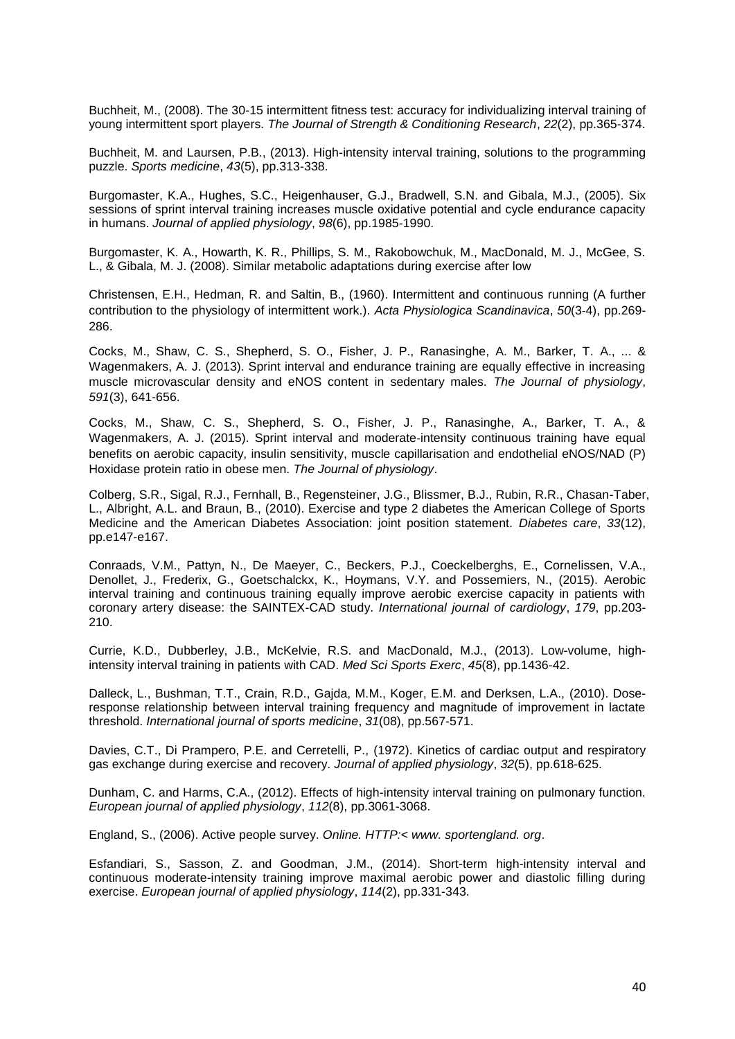Buchheit, M., (2008). The 30-15 intermittent fitness test: accuracy for individualizing interval training of young intermittent sport players. *The Journal of Strength & Conditioning Research*, *22*(2), pp.365-374.

Buchheit, M. and Laursen, P.B., (2013). High-intensity interval training, solutions to the programming puzzle. *Sports medicine*, *43*(5), pp.313-338.

Burgomaster, K.A., Hughes, S.C., Heigenhauser, G.J., Bradwell, S.N. and Gibala, M.J., (2005). Six sessions of sprint interval training increases muscle oxidative potential and cycle endurance capacity in humans. *Journal of applied physiology*, *98*(6), pp.1985-1990.

Burgomaster, K. A., Howarth, K. R., Phillips, S. M., Rakobowchuk, M., MacDonald, M. J., McGee, S. L., & Gibala, M. J. (2008). Similar metabolic adaptations during exercise after low

Christensen, E.H., Hedman, R. and Saltin, B., (1960). Intermittent and continuous running (A further contribution to the physiology of intermittent work.). *Acta Physiologica Scandinavica*, *50*(3-4), pp.269-286.

Cocks, M., Shaw, C. S., Shepherd, S. O., Fisher, J. P., Ranasinghe, A. M., Barker, T. A., ... & Wagenmakers, A. J. (2013). Sprint interval and endurance training are equally effective in increasing muscle microvascular density and eNOS content in sedentary males. *The Journal of physiology*, *591*(3), 641-656.

Cocks, M., Shaw, C. S., Shepherd, S. O., Fisher, J. P., Ranasinghe, A., Barker, T. A., & Wagenmakers, A. J. (2015). Sprint interval and moderate-intensity continuous training have equal benefits on aerobic capacity, insulin sensitivity, muscle capillarisation and endothelial eNOS/NAD (P) Hoxidase protein ratio in obese men. *The Journal of physiology*.

Colberg, S.R., Sigal, R.J., Fernhall, B., Regensteiner, J.G., Blissmer, B.J., Rubin, R.R., Chasan-Taber, L., Albright, A.L. and Braun, B., (2010). Exercise and type 2 diabetes the American College of Sports Medicine and the American Diabetes Association: joint position statement. *Diabetes care*, *33*(12), pp.e147-e167.

Conraads, V.M., Pattyn, N., De Maeyer, C., Beckers, P.J., Coeckelberghs, E., Cornelissen, V.A., Denollet, J., Frederix, G., Goetschalckx, K., Hoymans, V.Y. and Possemiers, N., (2015). Aerobic interval training and continuous training equally improve aerobic exercise capacity in patients with coronary artery disease: the SAINTEX-CAD study. *International journal of cardiology*, *179*, pp.203-210.

Currie, K.D., Dubberley, J.B., McKelvie, R.S. and MacDonald, M.J., (2013). Low-volume, high-intensity interval training in patients with CAD. *Med Sci Sports Exerc*, *45*(8), pp.1436-42.

Dalleck, L., Bushman, T.T., Crain, R.D., Gajda, M.M., Koger, E.M. and Derksen, L.A., (2010). Dose-response relationship between interval training frequency and magnitude of improvement in lactate threshold. *International journal of sports medicine*, *31*(08), pp.567-571.

Davies, C.T., Di Prampero, P.E. and Cerretelli, P., (1972). Kinetics of cardiac output and respiratory gas exchange during exercise and recovery. *Journal of applied physiology*, *32*(5), pp.618-625.

Dunham, C. and Harms, C.A., (2012). Effects of high-intensity interval training on pulmonary function. *European journal of applied physiology*, *112*(8), pp.3061-3068.

England, S., (2006). Active people survey. *Online. HTTP:< www. sportengland. org*.

Esfandiari, S., Sasson, Z. and Goodman, J.M., (2014). Short-term high-intensity interval and continuous moderate-intensity training improve maximal aerobic power and diastolic filling during exercise. *European journal of applied physiology*, *114*(2), pp.331-343.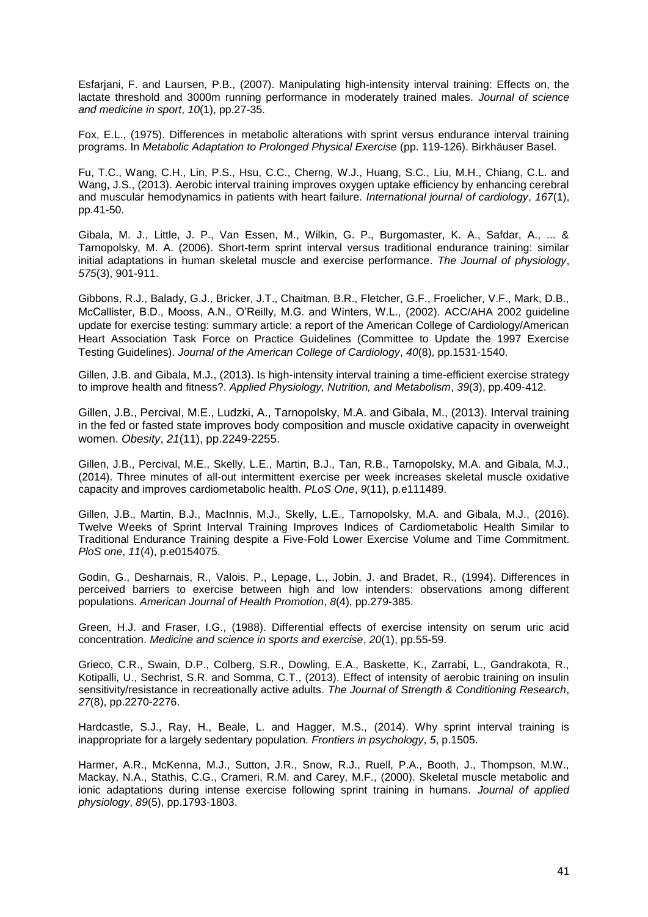Esfarjani, F. and Laursen, P.B., (2007). Manipulating high-intensity interval training: Effects on, the lactate threshold and 3000m running performance in moderately trained males. *Journal of science and medicine in sport*, *10*(1), pp.27-35.

Fox, E.L., (1975). Differences in metabolic alterations with sprint versus endurance interval training programs. In *Metabolic Adaptation to Prolonged Physical Exercise* (pp. 119-126). Birkhäuser Basel.

Fu, T.C., Wang, C.H., Lin, P.S., Hsu, C.C., Cherng, W.J., Huang, S.C., Liu, M.H., Chiang, C.L. and Wang, J.S., (2013). Aerobic interval training improves oxygen uptake efficiency by enhancing cerebral and muscular hemodynamics in patients with heart failure. *International journal of cardiology*, *167*(1), pp.41-50.

Gibala, M. J., Little, J. P., Van Essen, M., Wilkin, G. P., Burgomaster, K. A., Safdar, A., ... & Tarnopolsky, M. A. (2006). Short-term sprint interval versus traditional endurance training: similar initial adaptations in human skeletal muscle and exercise performance. *The Journal of physiology*, *575*(3), 901-911.

Gibbons, R.J., Balady, G.J., Bricker, J.T., Chaitman, B.R., Fletcher, G.F., Froelicher, V.F., Mark, D.B., McCallister, B.D., Mooss, A.N., O'Reilly, M.G. and Winters, W.L., (2002). ACC/AHA 2002 guideline update for exercise testing: summary article: a report of the American College of Cardiology/American Heart Association Task Force on Practice Guidelines (Committee to Update the 1997 Exercise Testing Guidelines). *Journal of the American College of Cardiology*, *40*(8), pp.1531-1540.

Gillen, J.B. and Gibala, M.J., (2013). Is high-intensity interval training a time-efficient exercise strategy to improve health and fitness?. *Applied Physiology, Nutrition, and Metabolism*, *39*(3), pp.409-412.

Gillen, J.B., Percival, M.E., Ludzki, A., Tarnopolsky, M.A. and Gibala, M., (2013). Interval training in the fed or fasted state improves body composition and muscle oxidative capacity in overweight women. *Obesity*, *21*(11), pp.2249-2255.

Gillen, J.B., Percival, M.E., Skelly, L.E., Martin, B.J., Tan, R.B., Tarnopolsky, M.A. and Gibala, M.J., (2014). Three minutes of all-out intermittent exercise per week increases skeletal muscle oxidative capacity and improves cardiometabolic health. *PLoS One*, *9*(11), p.e111489.

Gillen, J.B., Martin, B.J., MacInnis, M.J., Skelly, L.E., Tarnopolsky, M.A. and Gibala, M.J., (2016). Twelve Weeks of Sprint Interval Training Improves Indices of Cardiometabolic Health Similar to Traditional Endurance Training despite a Five-Fold Lower Exercise Volume and Time Commitment. *PloS one*, *11*(4), p.e0154075.

Godin, G., Desharnais, R., Valois, P., Lepage, L., Jobin, J. and Bradet, R., (1994). Differences in perceived barriers to exercise between high and low intenders: observations among different populations. *American Journal of Health Promotion*, *8*(4), pp.279-385.

Green, H.J. and Fraser, I.G., (1988). Differential effects of exercise intensity on serum uric acid concentration. *Medicine and science in sports and exercise*, *20*(1), pp.55-59.

Grieco, C.R., Swain, D.P., Colberg, S.R., Dowling, E.A., Baskette, K., Zarrabi, L., Gandrakota, R., Kotipalli, U., Sechrist, S.R. and Somma, C.T., (2013). Effect of intensity of aerobic training on insulin sensitivity/resistance in recreationally active adults. *The Journal of Strength & Conditioning Research*, *27*(8), pp.2270-2276.

Hardcastle, S.J., Ray, H., Beale, L. and Hagger, M.S., (2014). Why sprint interval training is inappropriate for a largely sedentary population. *Frontiers in psychology*, *5*, p.1505.

Harmer, A.R., McKenna, M.J., Sutton, J.R., Snow, R.J., Ruell, P.A., Booth, J., Thompson, M.W., Mackay, N.A., Stathis, C.G., Crameri, R.M. and Carey, M.F., (2000). Skeletal muscle metabolic and ionic adaptations during intense exercise following sprint training in humans. *Journal of applied physiology*, *89*(5), pp.1793-1803.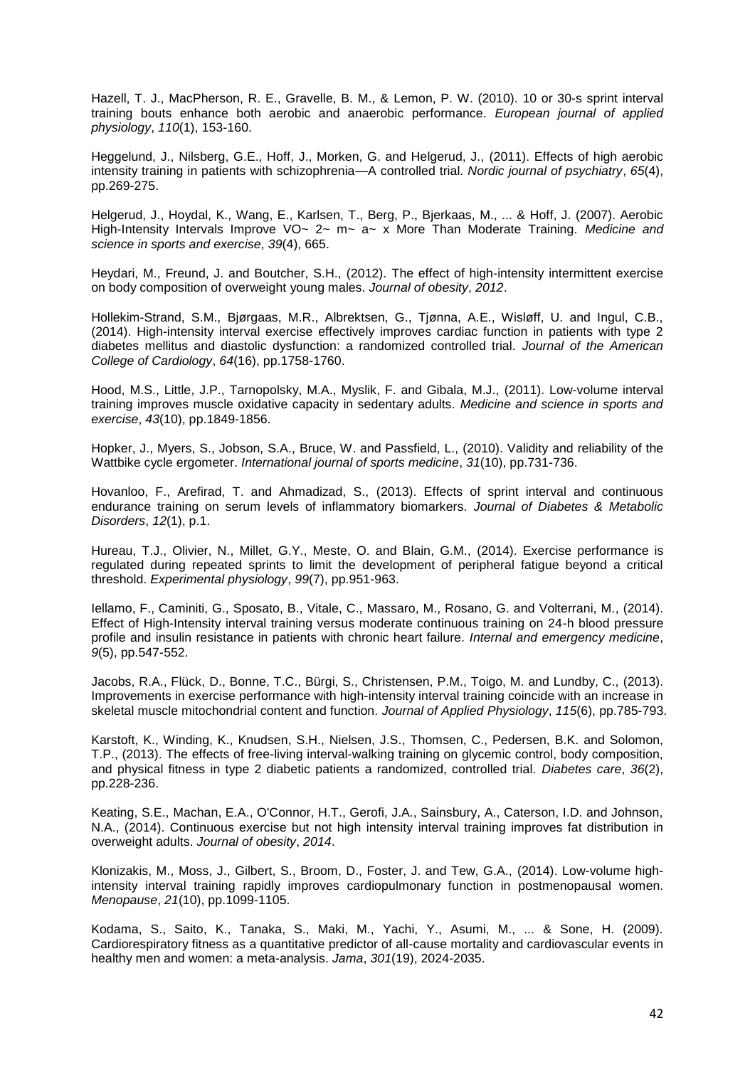Hazell, T. J., MacPherson, R. E., Gravelle, B. M., & Lemon, P. W. (2010). 10 or 30-s sprint interval training bouts enhance both aerobic and anaerobic performance. *European journal of applied physiology*, *110*(1), 153-160.

Heggelund, J., Nilsberg, G.E., Hoff, J., Morken, G. and Helgerud, J., (2011). Effects of high aerobic intensity training in patients with schizophrenia—A controlled trial. *Nordic journal of psychiatry*, *65*(4), pp.269-275.

Helgerud, J., Hoydal, K., Wang, E., Karlsen, T., Berg, P., Bjerkaas, M., ... & Hoff, J. (2007). Aerobic High-Intensity Intervals Improve VO~ 2~ m~ a~ x More Than Moderate Training. *Medicine and science in sports and exercise*, *39*(4), 665.

Heydari, M., Freund, J. and Boutcher, S.H., (2012). The effect of high-intensity intermittent exercise on body composition of overweight young males. *Journal of obesity*, *2012*.

Hollekim-Strand, S.M., Bjørgaas, M.R., Albrektsen, G., Tjønna, A.E., Wisløff, U. and Ingul, C.B., (2014). High-intensity interval exercise effectively improves cardiac function in patients with type 2 diabetes mellitus and diastolic dysfunction: a randomized controlled trial. *Journal of the American College of Cardiology*, *64*(16), pp.1758-1760.

Hood, M.S., Little, J.P., Tarnopolsky, M.A., Myslik, F. and Gibala, M.J., (2011). Low-volume interval training improves muscle oxidative capacity in sedentary adults. *Medicine and science in sports and exercise*, *43*(10), pp.1849-1856.

Hopker, J., Myers, S., Jobson, S.A., Bruce, W. and Passfield, L., (2010). Validity and reliability of the Wattbike cycle ergometer. *International journal of sports medicine*, *31*(10), pp.731-736.

Hovanloo, F., Arefirad, T. and Ahmadizad, S., (2013). Effects of sprint interval and continuous endurance training on serum levels of inflammatory biomarkers. *Journal of Diabetes & Metabolic Disorders*, *12*(1), p.1.

Hureau, T.J., Olivier, N., Millet, G.Y., Meste, O. and Blain, G.M., (2014). Exercise performance is regulated during repeated sprints to limit the development of peripheral fatigue beyond a critical threshold. *Experimental physiology*, *99*(7), pp.951-963.

Iellamo, F., Caminiti, G., Sposato, B., Vitale, C., Massaro, M., Rosano, G. and Volterrani, M., (2014). Effect of High-Intensity interval training versus moderate continuous training on 24-h blood pressure profile and insulin resistance in patients with chronic heart failure. *Internal and emergency medicine*, *9*(5), pp.547-552.

Jacobs, R.A., Flück, D., Bonne, T.C., Bürgi, S., Christensen, P.M., Toigo, M. and Lundby, C., (2013). Improvements in exercise performance with high-intensity interval training coincide with an increase in skeletal muscle mitochondrial content and function. *Journal of Applied Physiology*, *115*(6), pp.785-793.

Karstoft, K., Winding, K., Knudsen, S.H., Nielsen, J.S., Thomsen, C., Pedersen, B.K. and Solomon, T.P., (2013). The effects of free-living interval-walking training on glycemic control, body composition, and physical fitness in type 2 diabetic patients a randomized, controlled trial. *Diabetes care*, *36*(2), pp.228-236.

Keating, S.E., Machan, E.A., O'Connor, H.T., Gerofi, J.A., Sainsbury, A., Caterson, I.D. and Johnson, N.A., (2014). Continuous exercise but not high intensity interval training improves fat distribution in overweight adults. *Journal of obesity*, *2014*.

Klonizakis, M., Moss, J., Gilbert, S., Broom, D., Foster, J. and Tew, G.A., (2014). Low-volume high-intensity interval training rapidly improves cardiopulmonary function in postmenopausal women. *Menopause*, *21*(10), pp.1099-1105.

Kodama, S., Saito, K., Tanaka, S., Maki, M., Yachi, Y., Asumi, M., ... & Sone, H. (2009). Cardiorespiratory fitness as a quantitative predictor of all-cause mortality and cardiovascular events in healthy men and women: a meta-analysis. *Jama*, *301*(19), 2024-2035.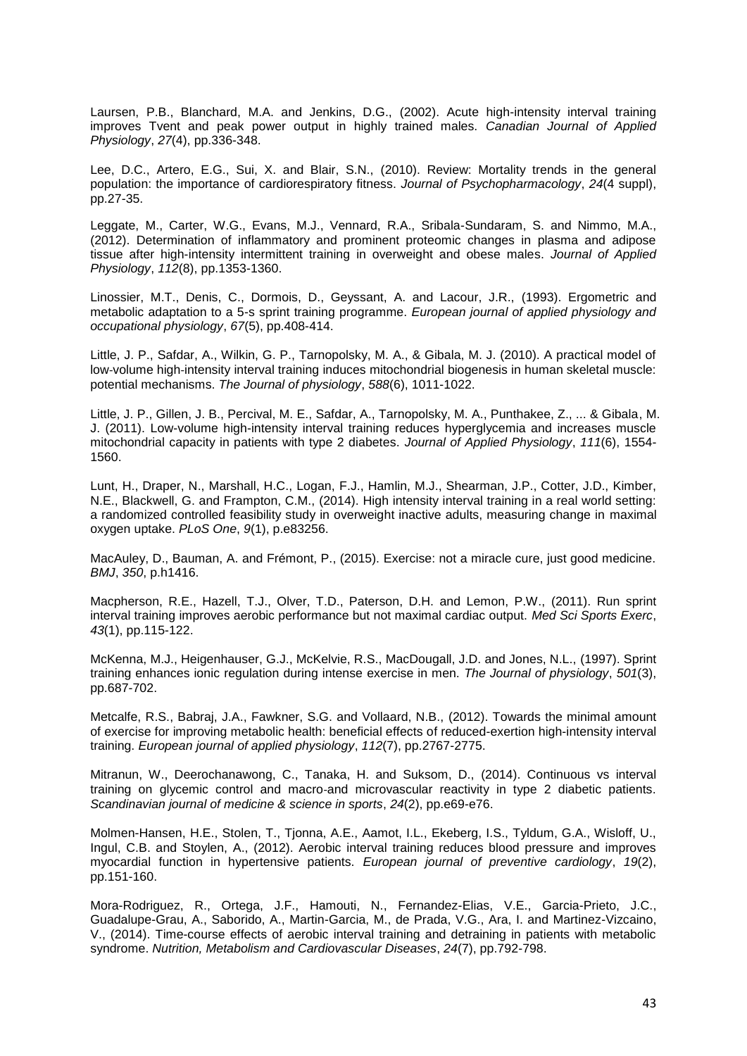Laursen, P.B., Blanchard, M.A. and Jenkins, D.G., (2002). Acute high-intensity interval training improves Tvent and peak power output in highly trained males. *Canadian Journal of Applied Physiology*, *27*(4), pp.336-348.

Lee, D.C., Artero, E.G., Sui, X. and Blair, S.N., (2010). Review: Mortality trends in the general population: the importance of cardiorespiratory fitness. *Journal of Psychopharmacology*, *24*(4 suppl), pp.27-35.

Leggate, M., Carter, W.G., Evans, M.J., Vennard, R.A., Sribala-Sundaram, S. and Nimmo, M.A., (2012). Determination of inflammatory and prominent proteomic changes in plasma and adipose tissue after high-intensity intermittent training in overweight and obese males. *Journal of Applied Physiology*, *112*(8), pp.1353-1360.

Linossier, M.T., Denis, C., Dormois, D., Geyssant, A. and Lacour, J.R., (1993). Ergometric and metabolic adaptation to a 5-s sprint training programme. *European journal of applied physiology and occupational physiology*, *67*(5), pp.408-414.

Little, J. P., Safdar, A., Wilkin, G. P., Tarnopolsky, M. A., & Gibala, M. J. (2010). A practical model of low-volume high-intensity interval training induces mitochondrial biogenesis in human skeletal muscle: potential mechanisms. *The Journal of physiology*, *588*(6), 1011-1022.

Little, J. P., Gillen, J. B., Percival, M. E., Safdar, A., Tarnopolsky, M. A., Punthakee, Z., ... & Gibala, M. J. (2011). Low-volume high-intensity interval training reduces hyperglycemia and increases muscle mitochondrial capacity in patients with type 2 diabetes. *Journal of Applied Physiology*, *111*(6), 1554-1560.

Lunt, H., Draper, N., Marshall, H.C., Logan, F.J., Hamlin, M.J., Shearman, J.P., Cotter, J.D., Kimber, N.E., Blackwell, G. and Frampton, C.M., (2014). High intensity interval training in a real world setting: a randomized controlled feasibility study in overweight inactive adults, measuring change in maximal oxygen uptake. *PLoS One*, *9*(1), p.e83256.

MacAuley, D., Bauman, A. and Frémont, P., (2015). Exercise: not a miracle cure, just good medicine. *BMJ*, *350*, p.h1416.

Macpherson, R.E., Hazell, T.J., Olver, T.D., Paterson, D.H. and Lemon, P.W., (2011). Run sprint interval training improves aerobic performance but not maximal cardiac output. *Med Sci Sports Exerc*, *43*(1), pp.115-122.

McKenna, M.J., Heigenhauser, G.J., McKelvie, R.S., MacDougall, J.D. and Jones, N.L., (1997). Sprint training enhances ionic regulation during intense exercise in men. *The Journal of physiology*, *501*(3), pp.687-702.

Metcalfe, R.S., Babraj, J.A., Fawkner, S.G. and Vollaard, N.B., (2012). Towards the minimal amount of exercise for improving metabolic health: beneficial effects of reduced-exertion high-intensity interval training. *European journal of applied physiology*, *112*(7), pp.2767-2775.

Mitranun, W., Deerochanawong, C., Tanaka, H. and Suksom, D., (2014). Continuous vs interval training on glycemic control and macro-and microvascular reactivity in type 2 diabetic patients. *Scandinavian journal of medicine & science in sports*, *24*(2), pp.e69-e76.

Molmen-Hansen, H.E., Stolen, T., Tjonna, A.E., Aamot, I.L., Ekeberg, I.S., Tyldum, G.A., Wisloff, U., Ingul, C.B. and Stoylen, A., (2012). Aerobic interval training reduces blood pressure and improves myocardial function in hypertensive patients. *European journal of preventive cardiology*, *19*(2), pp.151-160.

Mora-Rodriguez, R., Ortega, J.F., Hamouti, N., Fernandez-Elias, V.E., Garcia-Prieto, J.C., Guadalupe-Grau, A., Saborido, A., Martin-Garcia, M., de Prada, V.G., Ara, I. and Martinez-Vizcaino, V., (2014). Time-course effects of aerobic interval training and detraining in patients with metabolic syndrome. *Nutrition, Metabolism and Cardiovascular Diseases*, *24*(7), pp.792-798.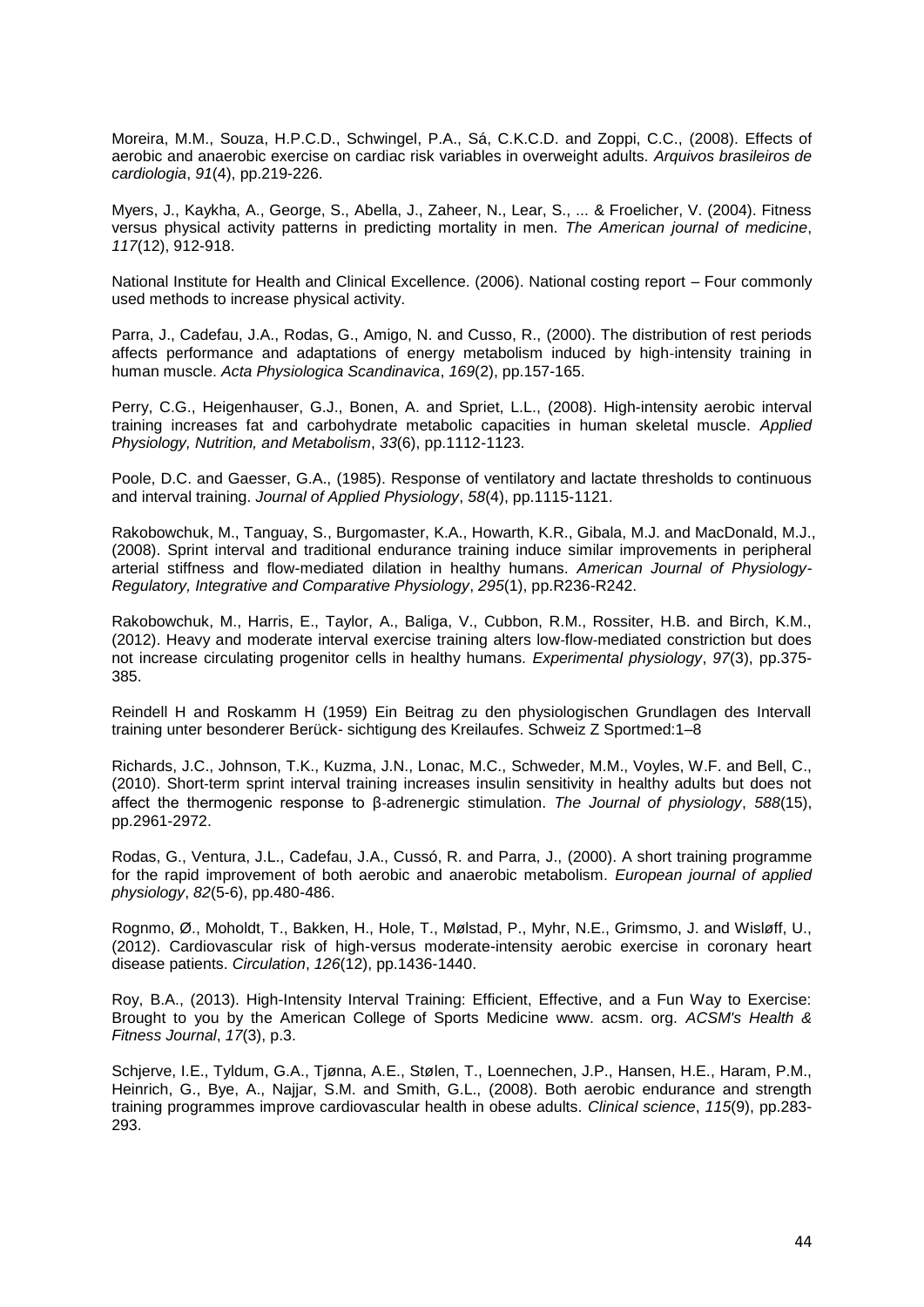Moreira, M.M., Souza, H.P.C.D., Schwingel, P.A., Sá, C.K.C.D. and Zoppi, C.C., (2008). Effects of aerobic and anaerobic exercise on cardiac risk variables in overweight adults. *Arquivos brasileiros de cardiologia*, *91*(4), pp.219-226.

Myers, J., Kaykha, A., George, S., Abella, J., Zaheer, N., Lear, S., ... & Froelicher, V. (2004). Fitness versus physical activity patterns in predicting mortality in men. *The American journal of medicine*, *117*(12), 912-918.

National Institute for Health and Clinical Excellence. (2006). National costing report – Four commonly used methods to increase physical activity.

Parra, J., Cadefau, J.A., Rodas, G., Amigo, N. and Cusso, R., (2000). The distribution of rest periods affects performance and adaptations of energy metabolism induced by high-intensity training in human muscle. *Acta Physiologica Scandinavica*, *169*(2), pp.157-165.

Perry, C.G., Heigenhauser, G.J., Bonen, A. and Spriet, L.L., (2008). High-intensity aerobic interval training increases fat and carbohydrate metabolic capacities in human skeletal muscle. *Applied Physiology, Nutrition, and Metabolism*, *33*(6), pp.1112-1123.

Poole, D.C. and Gaesser, G.A., (1985). Response of ventilatory and lactate thresholds to continuous and interval training. *Journal of Applied Physiology*, *58*(4), pp.1115-1121.

Rakobowchuk, M., Tanguay, S., Burgomaster, K.A., Howarth, K.R., Gibala, M.J. and MacDonald, M.J., (2008). Sprint interval and traditional endurance training induce similar improvements in peripheral arterial stiffness and flow-mediated dilation in healthy humans. *American Journal of Physiology-Regulatory, Integrative and Comparative Physiology*, *295*(1), pp.R236-R242.

Rakobowchuk, M., Harris, E., Taylor, A., Baliga, V., Cubbon, R.M., Rossiter, H.B. and Birch, K.M., (2012). Heavy and moderate interval exercise training alters low-flow-mediated constriction but does not increase circulating progenitor cells in healthy humans. *Experimental physiology*, *97*(3), pp.375-385.

Reindell H and Roskamm H (1959) Ein Beitrag zu den physiologischen Grundlagen des Intervall training unter besonderer Berück- sichtigung des Kreilaufes. Schweiz Z Sportmed:1–8

Richards, J.C., Johnson, T.K., Kuzma, J.N., Lonac, M.C., Schweder, M.M., Voyles, W.F. and Bell, C., (2010). Short-term sprint interval training increases insulin sensitivity in healthy adults but does not affect the thermogenic response to β-adrenergic stimulation. *The Journal of physiology*, *588*(15), pp.2961-2972.

Rodas, G., Ventura, J.L., Cadefau, J.A., Cussó, R. and Parra, J., (2000). A short training programme for the rapid improvement of both aerobic and anaerobic metabolism. *European journal of applied physiology*, *82*(5-6), pp.480-486.

Rognmo, Ø., Moholdt, T., Bakken, H., Hole, T., Mølstad, P., Myhr, N.E., Grimsmo, J. and Wisløff, U., (2012). Cardiovascular risk of high-versus moderate-intensity aerobic exercise in coronary heart disease patients. *Circulation*, *126*(12), pp.1436-1440.

Roy, B.A., (2013). High-Intensity Interval Training: Efficient, Effective, and a Fun Way to Exercise: Brought to you by the American College of Sports Medicine www. acsm. org. *ACSM's Health & Fitness Journal*, *17*(3), p.3.

Schjerve, I.E., Tyldum, G.A., Tjønna, A.E., Stølen, T., Loennechen, J.P., Hansen, H.E., Haram, P.M., Heinrich, G., Bye, A., Najjar, S.M. and Smith, G.L., (2008). Both aerobic endurance and strength training programmes improve cardiovascular health in obese adults. *Clinical science*, *115*(9), pp.283-293.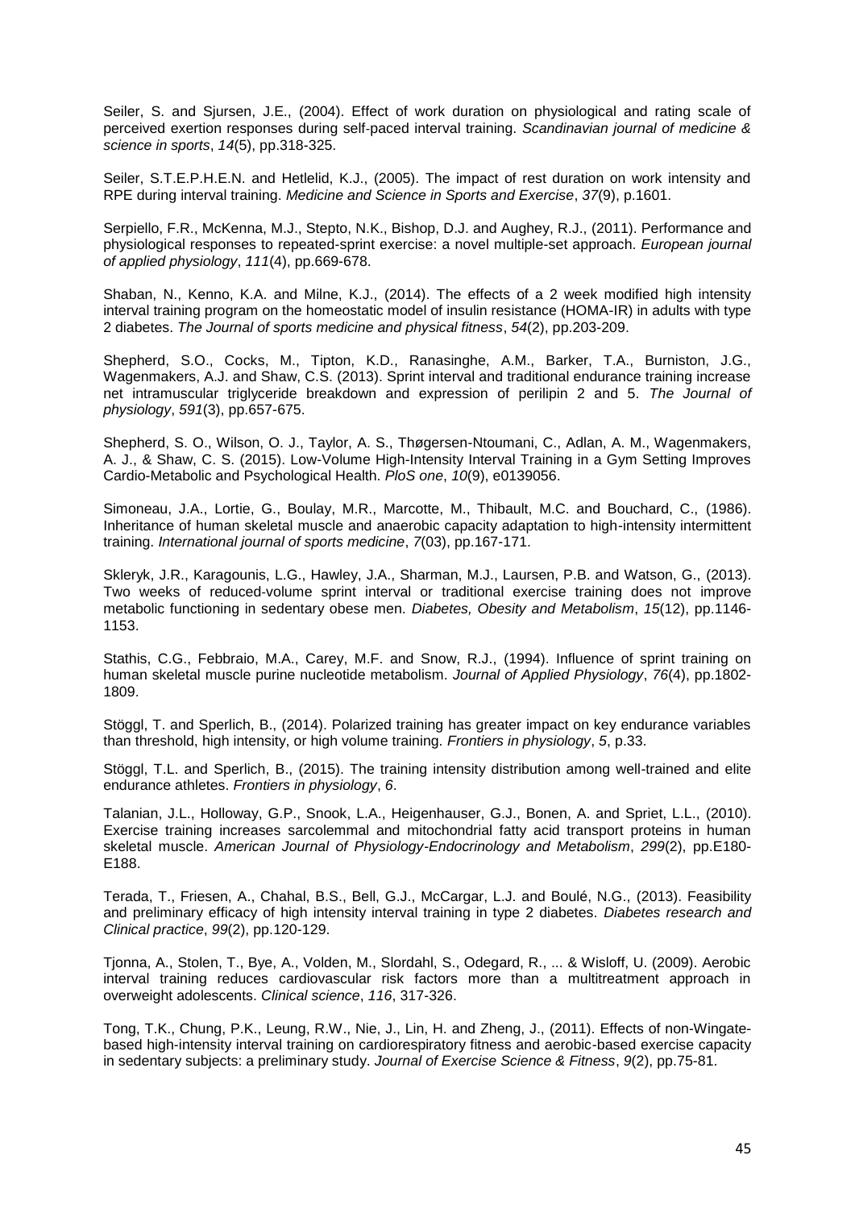Seiler, S. and Sjursen, J.E., (2004). Effect of work duration on physiological and rating scale of perceived exertion responses during self-paced interval training. *Scandinavian journal of medicine & science in sports*, *14*(5), pp.318-325.

Seiler, S.T.E.P.H.E.N. and Hetlelid, K.J., (2005). The impact of rest duration on work intensity and RPE during interval training. *Medicine and Science in Sports and Exercise*, *37*(9), p.1601.

Serpiello, F.R., McKenna, M.J., Stepto, N.K., Bishop, D.J. and Aughey, R.J., (2011). Performance and physiological responses to repeated-sprint exercise: a novel multiple-set approach. *European journal of applied physiology*, *111*(4), pp.669-678.

Shaban, N., Kenno, K.A. and Milne, K.J., (2014). The effects of a 2 week modified high intensity interval training program on the homeostatic model of insulin resistance (HOMA-IR) in adults with type 2 diabetes. *The Journal of sports medicine and physical fitness*, *54*(2), pp.203-209.

Shepherd, S.O., Cocks, M., Tipton, K.D., Ranasinghe, A.M., Barker, T.A., Burniston, J.G., Wagenmakers, A.J. and Shaw, C.S. (2013). Sprint interval and traditional endurance training increase net intramuscular triglyceride breakdown and expression of perilipin 2 and 5. *The Journal of physiology*, *591*(3), pp.657-675.

Shepherd, S. O., Wilson, O. J., Taylor, A. S., Thøgersen-Ntoumani, C., Adlan, A. M., Wagenmakers, A. J., & Shaw, C. S. (2015). Low-Volume High-Intensity Interval Training in a Gym Setting Improves Cardio-Metabolic and Psychological Health. *PloS one*, *10*(9), e0139056.

Simoneau, J.A., Lortie, G., Boulay, M.R., Marcotte, M., Thibault, M.C. and Bouchard, C., (1986). Inheritance of human skeletal muscle and anaerobic capacity adaptation to high-intensity intermittent training. *International journal of sports medicine*, *7*(03), pp.167-171.

Skleryk, J.R., Karagounis, L.G., Hawley, J.A., Sharman, M.J., Laursen, P.B. and Watson, G., (2013). Two weeks of reduced-volume sprint interval or traditional exercise training does not improve metabolic functioning in sedentary obese men. *Diabetes, Obesity and Metabolism*, *15*(12), pp.1146-1153.

Stathis, C.G., Febbraio, M.A., Carey, M.F. and Snow, R.J., (1994). Influence of sprint training on human skeletal muscle purine nucleotide metabolism. *Journal of Applied Physiology*, *76*(4), pp.1802-1809.

Stöggl, T. and Sperlich, B., (2014). Polarized training has greater impact on key endurance variables than threshold, high intensity, or high volume training. *Frontiers in physiology*, *5*, p.33.

Stöggl, T.L. and Sperlich, B., (2015). The training intensity distribution among well-trained and elite endurance athletes. *Frontiers in physiology*, *6*.

Talanian, J.L., Holloway, G.P., Snook, L.A., Heigenhauser, G.J., Bonen, A. and Spriet, L.L., (2010). Exercise training increases sarcolemmal and mitochondrial fatty acid transport proteins in human skeletal muscle. *American Journal of Physiology-Endocrinology and Metabolism*, *299*(2), pp.E180-E188.

Terada, T., Friesen, A., Chahal, B.S., Bell, G.J., McCargar, L.J. and Boulé, N.G., (2013). Feasibility and preliminary efficacy of high intensity interval training in type 2 diabetes. *Diabetes research and Clinical practice*, *99*(2), pp.120-129.

Tjonna, A., Stolen, T., Bye, A., Volden, M., Slordahl, S., Odegard, R., ... & Wisloff, U. (2009). Aerobic interval training reduces cardiovascular risk factors more than a multitreatment approach in overweight adolescents. *Clinical science*, *116*, 317-326.

Tong, T.K., Chung, P.K., Leung, R.W., Nie, J., Lin, H. and Zheng, J., (2011). Effects of non-Wingate-based high-intensity interval training on cardiorespiratory fitness and aerobic-based exercise capacity in sedentary subjects: a preliminary study. *Journal of Exercise Science & Fitness*, *9*(2), pp.75-81.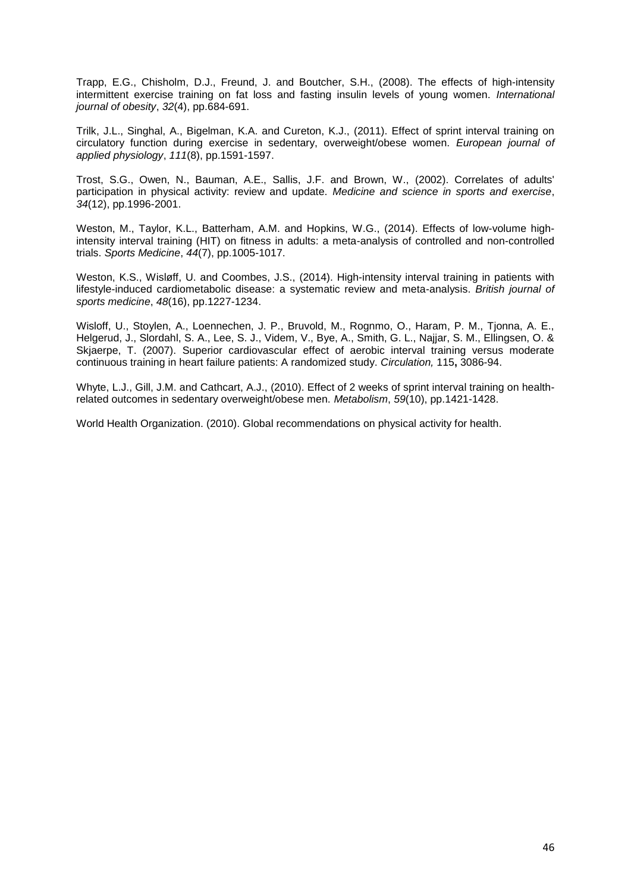Trapp, E.G., Chisholm, D.J., Freund, J. and Boutcher, S.H., (2008). The effects of high-intensity intermittent exercise training on fat loss and fasting insulin levels of young women. *International journal of obesity*, *32*(4), pp.684-691.

Trilk, J.L., Singhal, A., Bigelman, K.A. and Cureton, K.J., (2011). Effect of sprint interval training on circulatory function during exercise in sedentary, overweight/obese women. *European journal of applied physiology*, *111*(8), pp.1591-1597.

Trost, S.G., Owen, N., Bauman, A.E., Sallis, J.F. and Brown, W., (2002). Correlates of adults' participation in physical activity: review and update. *Medicine and science in sports and exercise*, *34*(12), pp.1996-2001.

Weston, M., Taylor, K.L., Batterham, A.M. and Hopkins, W.G., (2014). Effects of low-volume high-intensity interval training (HIT) on fitness in adults: a meta-analysis of controlled and non-controlled trials. *Sports Medicine*, *44*(7), pp.1005-1017.

Weston, K.S., Wisløff, U. and Coombes, J.S., (2014). High-intensity interval training in patients with lifestyle-induced cardiometabolic disease: a systematic review and meta-analysis. *British journal of sports medicine*, *48*(16), pp.1227-1234.

Wisloff, U., Stoylen, A., Loennechen, J. P., Bruvold, M., Rognmo, O., Haram, P. M., Tjonna, A. E., Helgerud, J., Slordahl, S. A., Lee, S. J., Videm, V., Bye, A., Smith, G. L., Najjar, S. M., Ellingsen, O. & Skjaerpe, T. (2007). Superior cardiovascular effect of aerobic interval training versus moderate continuous training in heart failure patients: A randomized study. *Circulation,* 115**,** 3086-94.

Whyte, L.J., Gill, J.M. and Cathcart, A.J., (2010). Effect of 2 weeks of sprint interval training on health-related outcomes in sedentary overweight/obese men. *Metabolism*, *59*(10), pp.1421-1428.

World Health Organization. (2010). Global recommendations on physical activity for health.